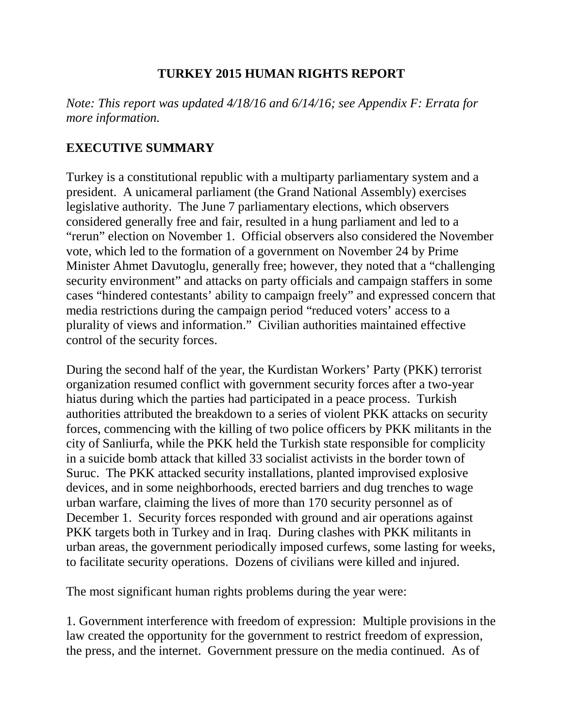# TURKEY 2015 HUMAN RIGHTS REPORT

*Note: This report was updated 4/18/16 and 6/14/16; see Appendix F: Errata for more information.*

## EXECUTIVE SUMMARY

Turkey is a constitutional republic with a multiparty parliamentary system and a president. A unicameral parliament (the Grand National Assembly) exercises legislative authority. The June 7 parliamentary elections, which observers considered generally free and fair, resulted in a hung parliament and led to a "rerun" election on November 1. Official observers also considered the November vote, which led to the formation of a government on November 24 by Prime Minister Ahmet Davutoglu, generally free; however, they noted that a "challenging security environment" and attacks on party officials and campaign staffers in some cases "hindered contestants' ability to campaign freely" and expressed concern that media restrictions during the campaign period "reduced voters' access to a plurality of views and information." Civilian authorities maintained effective control of the security forces.

During the second half of the year, the Kurdistan Workers' Party (PKK) terrorist organization resumed conflict with government security forces after a two-year hiatus during which the parties had participated in a peace process. Turkish authorities attributed the breakdown to a series of violent PKK attacks on security forces, commencing with the killing of two police officers by PKK militants in the city of Sanliurfa, while the PKK held the Turkish state responsible for complicity in a suicide bomb attack that killed 33 socialist activists in the border town of Suruc. The PKK attacked security installations, planted improvised explosive devices, and in some neighborhoods, erected barriers and dug trenches to wage urban warfare, claiming the lives of more than 170 security personnel as of December 1. Security forces responded with ground and air operations against PKK targets both in Turkey and in Iraq. During clashes with PKK militants in urban areas, the government periodically imposed curfews, some lasting for weeks, to facilitate security operations. Dozens of civilians were killed and injured.

The most significant human rights problems during the year were:

1. Government interference with freedom of expression: Multiple provisions in the law created the opportunity for the government to restrict freedom of expression, the press, and the internet. Government pressure on the media continued. As of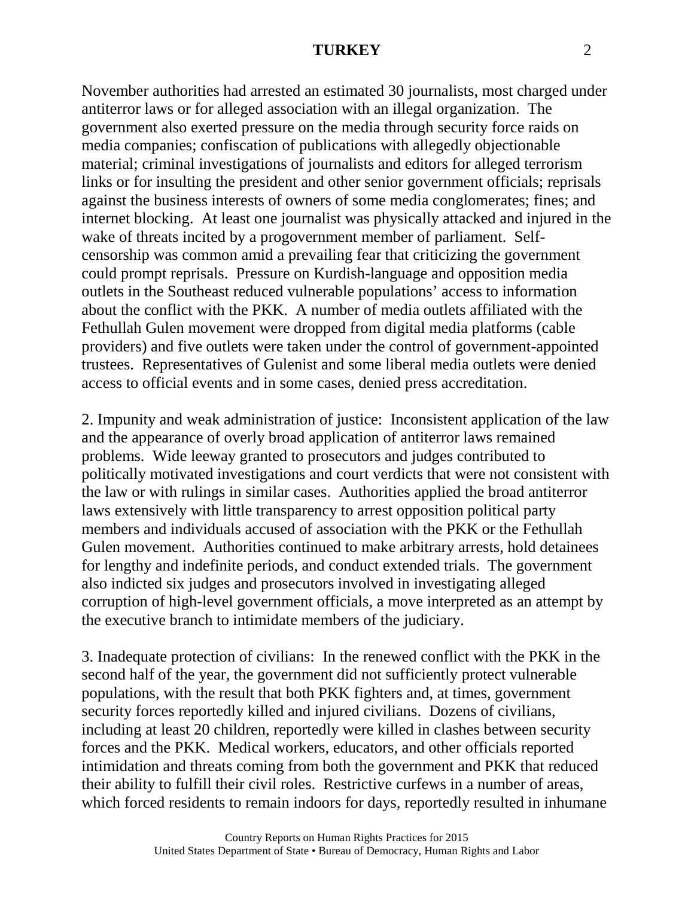November authorities had arrested an estimated 30 journalists, most charged under antiterror laws or for alleged association with an illegal organization. The government also exerted pressure on the media through security force raids on media companies; confiscation of publications with allegedly objectionable material; criminal investigations of journalists and editors for alleged terrorism links or for insulting the president and other senior government officials; reprisals against the business interests of owners of some media conglomerates; fines; and internet blocking. At least one journalist was physically attacked and injured in the wake of threats incited by a progovernment member of parliament. Self-censorship was common amid a prevailing fear that criticizing the government could prompt reprisals. Pressure on Kurdish-language and opposition media outlets in the Southeast reduced vulnerable populations' access to information about the conflict with the PKK. A number of media outlets affiliated with the Fethullah Gulen movement were dropped from digital media platforms (cable providers) and five outlets were taken under the control of government-appointed trustees. Representatives of Gulenist and some liberal media outlets were denied access to official events and in some cases, denied press accreditation.

2. Impunity and weak administration of justice: Inconsistent application of the law and the appearance of overly broad application of antiterror laws remained problems. Wide leeway granted to prosecutors and judges contributed to politically motivated investigations and court verdicts that were not consistent with the law or with rulings in similar cases. Authorities applied the broad antiterror laws extensively with little transparency to arrest opposition political party members and individuals accused of association with the PKK or the Fethullah Gulen movement. Authorities continued to make arbitrary arrests, hold detainees for lengthy and indefinite periods, and conduct extended trials. The government also indicted six judges and prosecutors involved in investigating alleged corruption of high-level government officials, a move interpreted as an attempt by the executive branch to intimidate members of the judiciary.

3. Inadequate protection of civilians: In the renewed conflict with the PKK in the second half of the year, the government did not sufficiently protect vulnerable populations, with the result that both PKK fighters and, at times, government security forces reportedly killed and injured civilians. Dozens of civilians, including at least 20 children, reportedly were killed in clashes between security forces and the PKK. Medical workers, educators, and other officials reported intimidation and threats coming from both the government and PKK that reduced their ability to fulfill their civil roles. Restrictive curfews in a number of areas, which forced residents to remain indoors for days, reportedly resulted in inhumane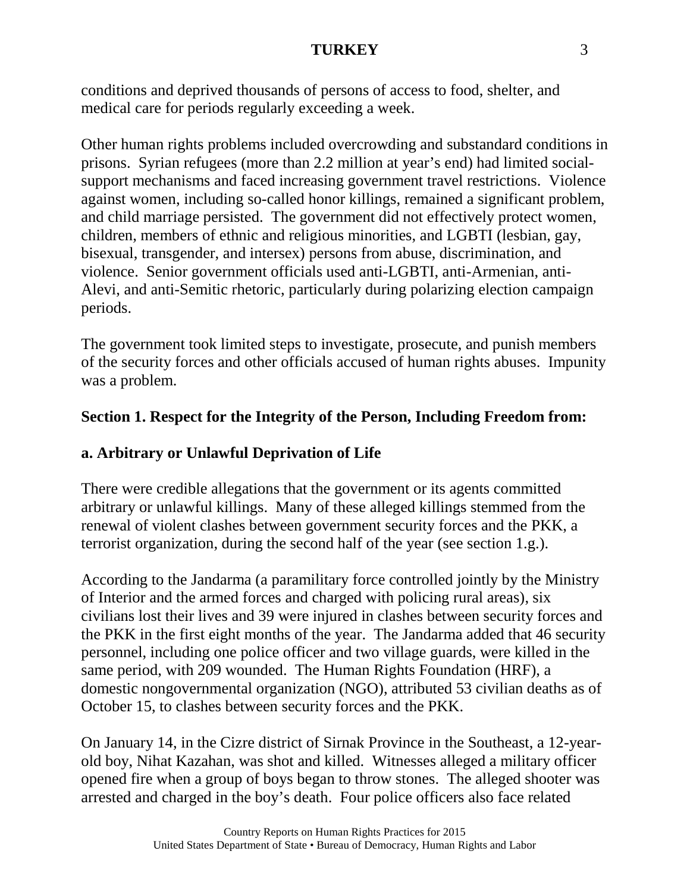conditions and deprived thousands of persons of access to food, shelter, and medical care for periods regularly exceeding a week.

Other human rights problems included overcrowding and substandard conditions in prisons. Syrian refugees (more than 2.2 million at year's end) had limited social-support mechanisms and faced increasing government travel restrictions. Violence against women, including so-called honor killings, remained a significant problem, and child marriage persisted. The government did not effectively protect women, children, members of ethnic and religious minorities, and LGBTI (lesbian, gay, bisexual, transgender, and intersex) persons from abuse, discrimination, and violence. Senior government officials used anti-LGBTI, anti-Armenian, anti-Alevi, and anti-Semitic rhetoric, particularly during polarizing election campaign periods.

The government took limited steps to investigate, prosecute, and punish members of the security forces and other officials accused of human rights abuses. Impunity was a problem.

## Section 1. Respect for the Integrity of the Person, Including Freedom from:

### a. Arbitrary or Unlawful Deprivation of Life

There were credible allegations that the government or its agents committed arbitrary or unlawful killings. Many of these alleged killings stemmed from the renewal of violent clashes between government security forces and the PKK, a terrorist organization, during the second half of the year (see section 1.g.).

According to the Jandarma (a paramilitary force controlled jointly by the Ministry of Interior and the armed forces and charged with policing rural areas), six civilians lost their lives and 39 were injured in clashes between security forces and the PKK in the first eight months of the year. The Jandarma added that 46 security personnel, including one police officer and two village guards, were killed in the same period, with 209 wounded. The Human Rights Foundation (HRF), a domestic nongovernmental organization (NGO), attributed 53 civilian deaths as of October 15, to clashes between security forces and the PKK.

On January 14, in the Cizre district of Sirnak Province in the Southeast, a 12-year-old boy, Nihat Kazahan, was shot and killed. Witnesses alleged a military officer opened fire when a group of boys began to throw stones. The alleged shooter was arrested and charged in the boy's death. Four police officers also face related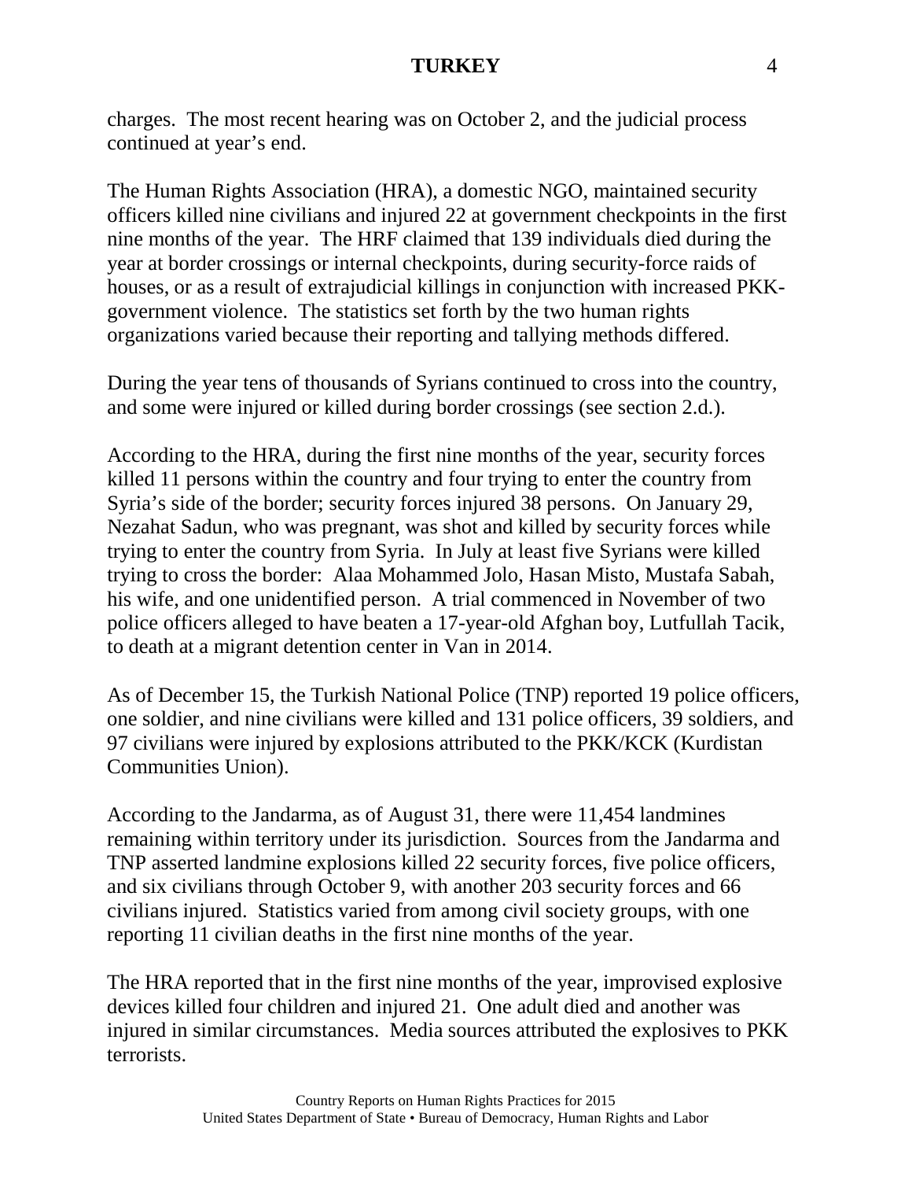charges. The most recent hearing was on October 2, and the judicial process continued at year's end.

The Human Rights Association (HRA), a domestic NGO, maintained security officers killed nine civilians and injured 22 at government checkpoints in the first nine months of the year. The HRF claimed that 139 individuals died during the year at border crossings or internal checkpoints, during security-force raids of houses, or as a result of extrajudicial killings in conjunction with increased PKK-government violence. The statistics set forth by the two human rights organizations varied because their reporting and tallying methods differed.

During the year tens of thousands of Syrians continued to cross into the country, and some were injured or killed during border crossings (see section 2.d.).

According to the HRA, during the first nine months of the year, security forces killed 11 persons within the country and four trying to enter the country from Syria's side of the border; security forces injured 38 persons. On January 29, Nezahat Sadun, who was pregnant, was shot and killed by security forces while trying to enter the country from Syria. In July at least five Syrians were killed trying to cross the border: Alaa Mohammed Jolo, Hasan Misto, Mustafa Sabah, his wife, and one unidentified person. A trial commenced in November of two police officers alleged to have beaten a 17-year-old Afghan boy, Lutfullah Tacik, to death at a migrant detention center in Van in 2014.

As of December 15, the Turkish National Police (TNP) reported 19 police officers, one soldier, and nine civilians were killed and 131 police officers, 39 soldiers, and 97 civilians were injured by explosions attributed to the PKK/KCK (Kurdistan Communities Union).

According to the Jandarma, as of August 31, there were 11,454 landmines remaining within territory under its jurisdiction. Sources from the Jandarma and TNP asserted landmine explosions killed 22 security forces, five police officers, and six civilians through October 9, with another 203 security forces and 66 civilians injured. Statistics varied from among civil society groups, with one reporting 11 civilian deaths in the first nine months of the year.

The HRA reported that in the first nine months of the year, improvised explosive devices killed four children and injured 21. One adult died and another was injured in similar circumstances. Media sources attributed the explosives to PKK terrorists.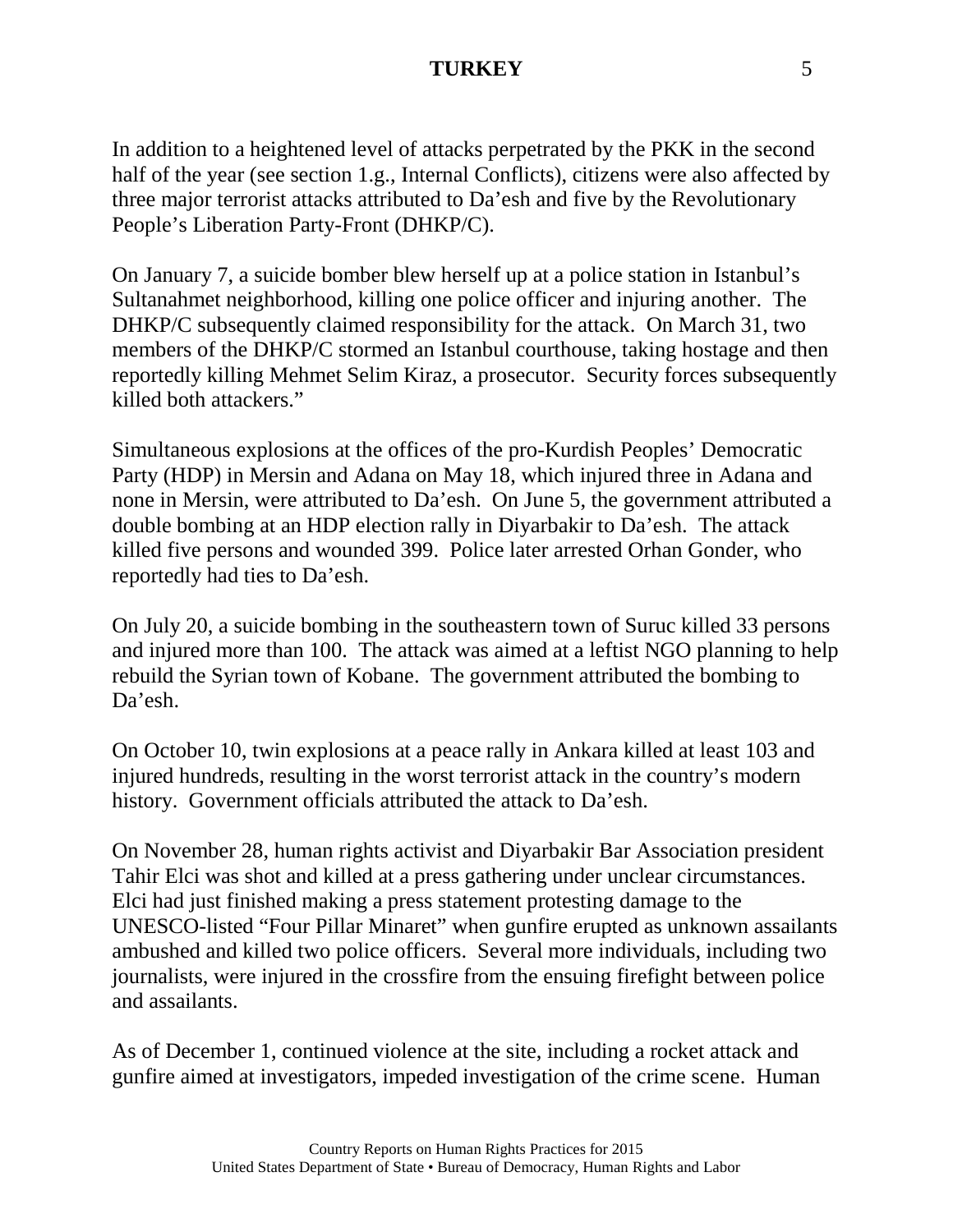In addition to a heightened level of attacks perpetrated by the PKK in the second half of the year (see section 1.g., Internal Conflicts), citizens were also affected by three major terrorist attacks attributed to Da'esh and five by the Revolutionary People's Liberation Party-Front (DHKP/C).

On January 7, a suicide bomber blew herself up at a police station in Istanbul's Sultanahmet neighborhood, killing one police officer and injuring another. The DHKP/C subsequently claimed responsibility for the attack. On March 31, two members of the DHKP/C stormed an Istanbul courthouse, taking hostage and then reportedly killing Mehmet Selim Kiraz, a prosecutor. Security forces subsequently killed both attackers."

Simultaneous explosions at the offices of the pro-Kurdish Peoples' Democratic Party (HDP) in Mersin and Adana on May 18, which injured three in Adana and none in Mersin, were attributed to Da'esh. On June 5, the government attributed a double bombing at an HDP election rally in Diyarbakir to Da'esh. The attack killed five persons and wounded 399. Police later arrested Orhan Gonder, who reportedly had ties to Da'esh.

On July 20, a suicide bombing in the southeastern town of Suruc killed 33 persons and injured more than 100. The attack was aimed at a leftist NGO planning to help rebuild the Syrian town of Kobane. The government attributed the bombing to Da'esh.

On October 10, twin explosions at a peace rally in Ankara killed at least 103 and injured hundreds, resulting in the worst terrorist attack in the country's modern history. Government officials attributed the attack to Da'esh.

On November 28, human rights activist and Diyarbakir Bar Association president Tahir Elci was shot and killed at a press gathering under unclear circumstances. Elci had just finished making a press statement protesting damage to the UNESCO-listed "Four Pillar Minaret" when gunfire erupted as unknown assailants ambushed and killed two police officers. Several more individuals, including two journalists, were injured in the crossfire from the ensuing firefight between police and assailants.

As of December 1, continued violence at the site, including a rocket attack and gunfire aimed at investigators, impeded investigation of the crime scene. Human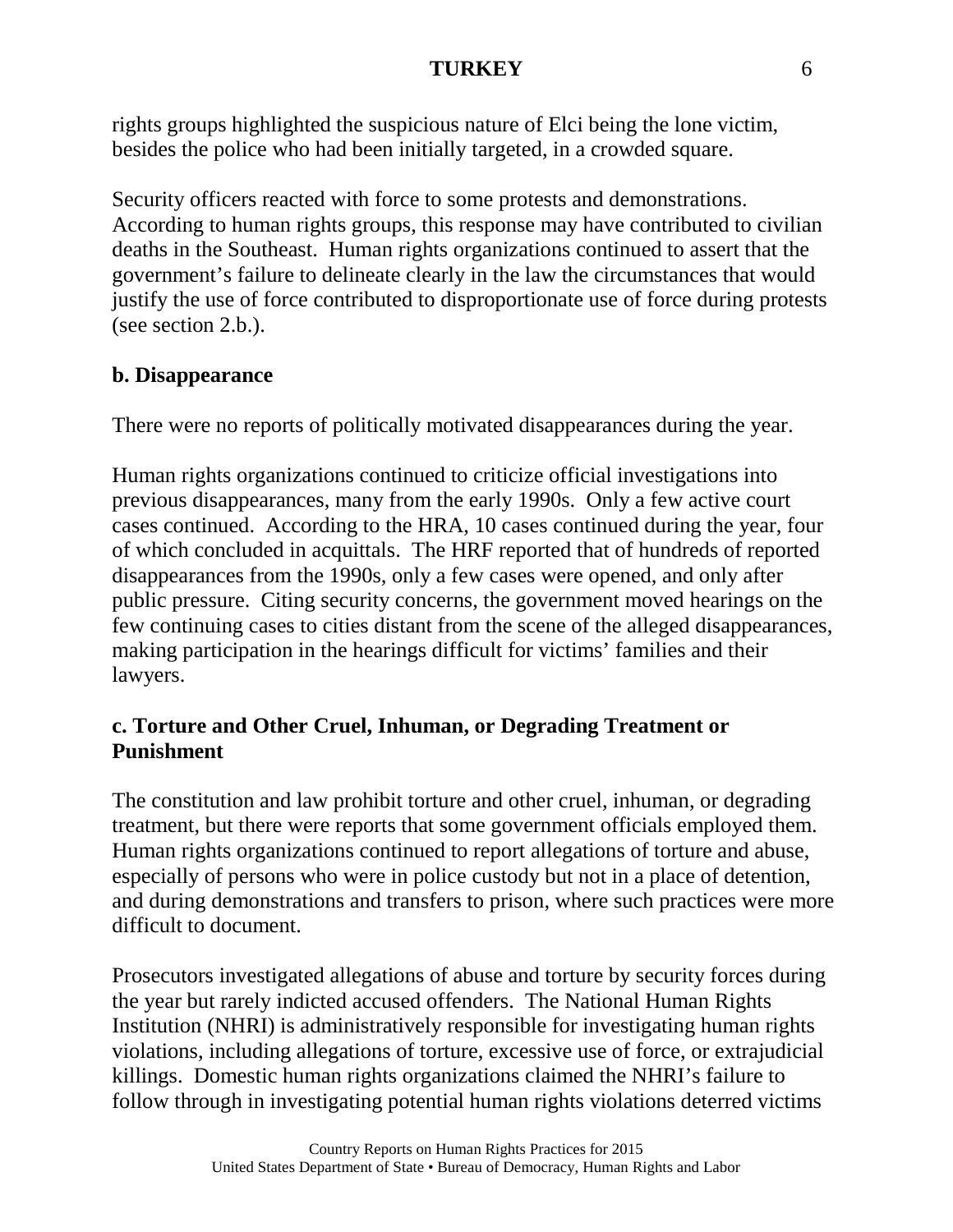rights groups highlighted the suspicious nature of Elci being the lone victim, besides the police who had been initially targeted, in a crowded square.

Security officers reacted with force to some protests and demonstrations. According to human rights groups, this response may have contributed to civilian deaths in the Southeast. Human rights organizations continued to assert that the government's failure to delineate clearly in the law the circumstances that would justify the use of force contributed to disproportionate use of force during protests (see section 2.b.).

**b. Disappearance**

There were no reports of politically motivated disappearances during the year.

Human rights organizations continued to criticize official investigations into previous disappearances, many from the early 1990s. Only a few active court cases continued. According to the HRA, 10 cases continued during the year, four of which concluded in acquittals. The HRF reported that of hundreds of reported disappearances from the 1990s, only a few cases were opened, and only after public pressure. Citing security concerns, the government moved hearings on the few continuing cases to cities distant from the scene of the alleged disappearances, making participation in the hearings difficult for victims' families and their lawyers.

**c. Torture and Other Cruel, Inhuman, or Degrading Treatment or Punishment**

The constitution and law prohibit torture and other cruel, inhuman, or degrading treatment, but there were reports that some government officials employed them. Human rights organizations continued to report allegations of torture and abuse, especially of persons who were in police custody but not in a place of detention, and during demonstrations and transfers to prison, where such practices were more difficult to document.

Prosecutors investigated allegations of abuse and torture by security forces during the year but rarely indicted accused offenders. The National Human Rights Institution (NHRI) is administratively responsible for investigating human rights violations, including allegations of torture, excessive use of force, or extrajudicial killings. Domestic human rights organizations claimed the NHRI's failure to follow through in investigating potential human rights violations deterred victims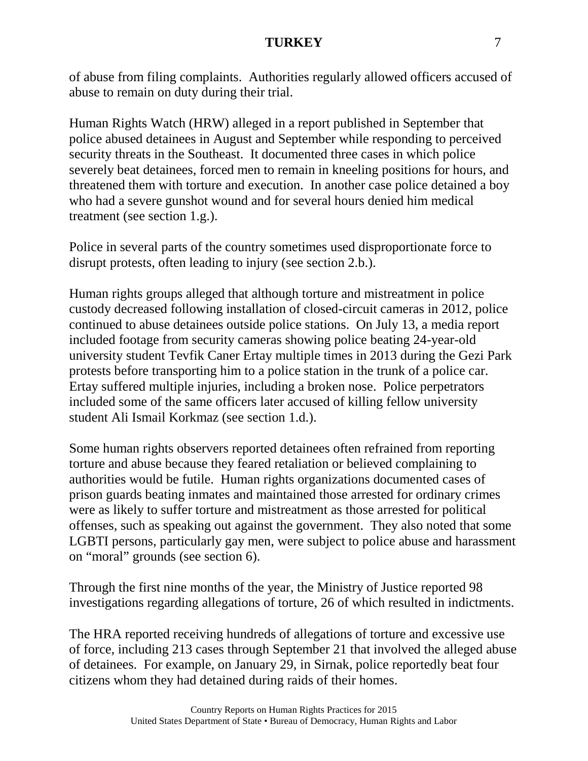of abuse from filing complaints. Authorities regularly allowed officers accused of abuse to remain on duty during their trial.

Human Rights Watch (HRW) alleged in a report published in September that police abused detainees in August and September while responding to perceived security threats in the Southeast. It documented three cases in which police severely beat detainees, forced men to remain in kneeling positions for hours, and threatened them with torture and execution. In another case police detained a boy who had a severe gunshot wound and for several hours denied him medical treatment (see section 1.g.).

Police in several parts of the country sometimes used disproportionate force to disrupt protests, often leading to injury (see section 2.b.).

Human rights groups alleged that although torture and mistreatment in police custody decreased following installation of closed-circuit cameras in 2012, police continued to abuse detainees outside police stations. On July 13, a media report included footage from security cameras showing police beating 24-year-old university student Tevfik Caner Ertay multiple times in 2013 during the Gezi Park protests before transporting him to a police station in the trunk of a police car. Ertay suffered multiple injuries, including a broken nose. Police perpetrators included some of the same officers later accused of killing fellow university student Ali Ismail Korkmaz (see section 1.d.).

Some human rights observers reported detainees often refrained from reporting torture and abuse because they feared retaliation or believed complaining to authorities would be futile. Human rights organizations documented cases of prison guards beating inmates and maintained those arrested for ordinary crimes were as likely to suffer torture and mistreatment as those arrested for political offenses, such as speaking out against the government. They also noted that some LGBTI persons, particularly gay men, were subject to police abuse and harassment on "moral" grounds (see section 6).

Through the first nine months of the year, the Ministry of Justice reported 98 investigations regarding allegations of torture, 26 of which resulted in indictments.

The HRA reported receiving hundreds of allegations of torture and excessive use of force, including 213 cases through September 21 that involved the alleged abuse of detainees. For example, on January 29, in Sirnak, police reportedly beat four citizens whom they had detained during raids of their homes.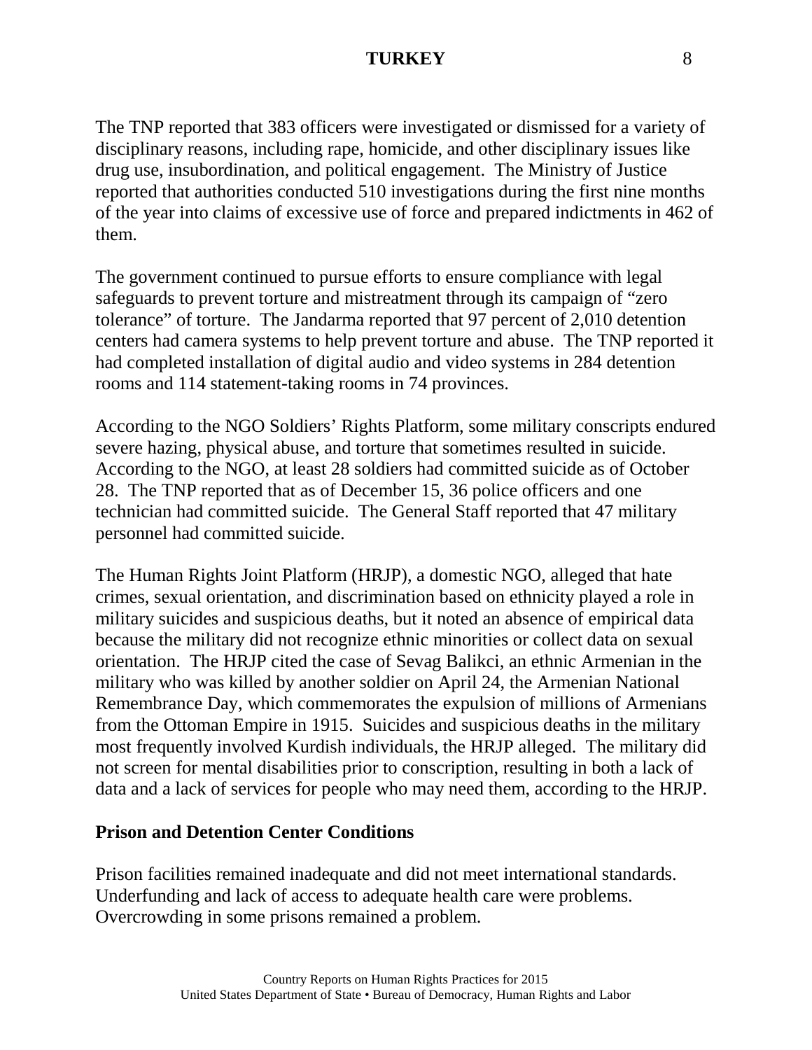The TNP reported that 383 officers were investigated or dismissed for a variety of disciplinary reasons, including rape, homicide, and other disciplinary issues like drug use, insubordination, and political engagement. The Ministry of Justice reported that authorities conducted 510 investigations during the first nine months of the year into claims of excessive use of force and prepared indictments in 462 of them.

The government continued to pursue efforts to ensure compliance with legal safeguards to prevent torture and mistreatment through its campaign of "zero tolerance" of torture. The Jandarma reported that 97 percent of 2,010 detention centers had camera systems to help prevent torture and abuse. The TNP reported it had completed installation of digital audio and video systems in 284 detention rooms and 114 statement-taking rooms in 74 provinces.

According to the NGO Soldiers' Rights Platform, some military conscripts endured severe hazing, physical abuse, and torture that sometimes resulted in suicide. According to the NGO, at least 28 soldiers had committed suicide as of October 28. The TNP reported that as of December 15, 36 police officers and one technician had committed suicide. The General Staff reported that 47 military personnel had committed suicide.

The Human Rights Joint Platform (HRJP), a domestic NGO, alleged that hate crimes, sexual orientation, and discrimination based on ethnicity played a role in military suicides and suspicious deaths, but it noted an absence of empirical data because the military did not recognize ethnic minorities or collect data on sexual orientation. The HRJP cited the case of Sevag Balikci, an ethnic Armenian in the military who was killed by another soldier on April 24, the Armenian National Remembrance Day, which commemorates the expulsion of millions of Armenians from the Ottoman Empire in 1915. Suicides and suspicious deaths in the military most frequently involved Kurdish individuals, the HRJP alleged. The military did not screen for mental disabilities prior to conscription, resulting in both a lack of data and a lack of services for people who may need them, according to the HRJP.

**Prison and Detention Center Conditions**

Prison facilities remained inadequate and did not meet international standards. Underfunding and lack of access to adequate health care were problems. Overcrowding in some prisons remained a problem.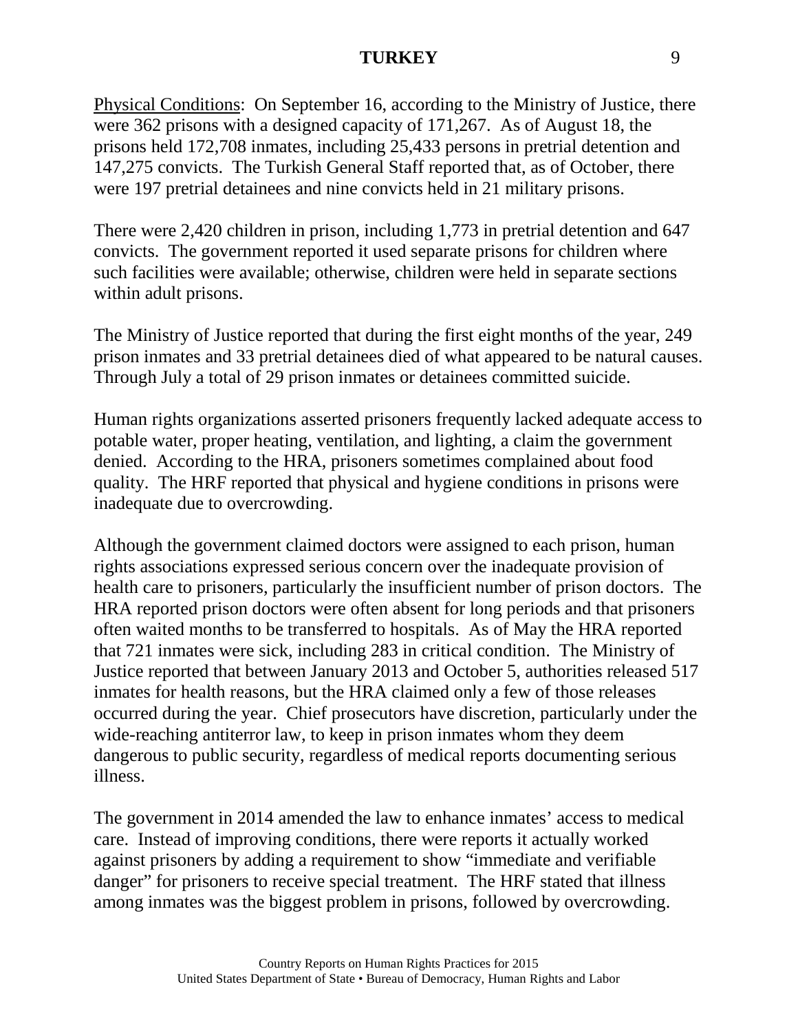Physical Conditions: On September 16, according to the Ministry of Justice, there were 362 prisons with a designed capacity of 171,267. As of August 18, the prisons held 172,708 inmates, including 25,433 persons in pretrial detention and 147,275 convicts. The Turkish General Staff reported that, as of October, there were 197 pretrial detainees and nine convicts held in 21 military prisons.

There were 2,420 children in prison, including 1,773 in pretrial detention and 647 convicts. The government reported it used separate prisons for children where such facilities were available; otherwise, children were held in separate sections within adult prisons.

The Ministry of Justice reported that during the first eight months of the year, 249 prison inmates and 33 pretrial detainees died of what appeared to be natural causes. Through July a total of 29 prison inmates or detainees committed suicide.

Human rights organizations asserted prisoners frequently lacked adequate access to potable water, proper heating, ventilation, and lighting, a claim the government denied. According to the HRA, prisoners sometimes complained about food quality. The HRF reported that physical and hygiene conditions in prisons were inadequate due to overcrowding.

Although the government claimed doctors were assigned to each prison, human rights associations expressed serious concern over the inadequate provision of health care to prisoners, particularly the insufficient number of prison doctors. The HRA reported prison doctors were often absent for long periods and that prisoners often waited months to be transferred to hospitals. As of May the HRA reported that 721 inmates were sick, including 283 in critical condition. The Ministry of Justice reported that between January 2013 and October 5, authorities released 517 inmates for health reasons, but the HRA claimed only a few of those releases occurred during the year. Chief prosecutors have discretion, particularly under the wide-reaching antiterror law, to keep in prison inmates whom they deem dangerous to public security, regardless of medical reports documenting serious illness.

The government in 2014 amended the law to enhance inmates' access to medical care. Instead of improving conditions, there were reports it actually worked against prisoners by adding a requirement to show "immediate and verifiable danger" for prisoners to receive special treatment. The HRF stated that illness among inmates was the biggest problem in prisons, followed by overcrowding.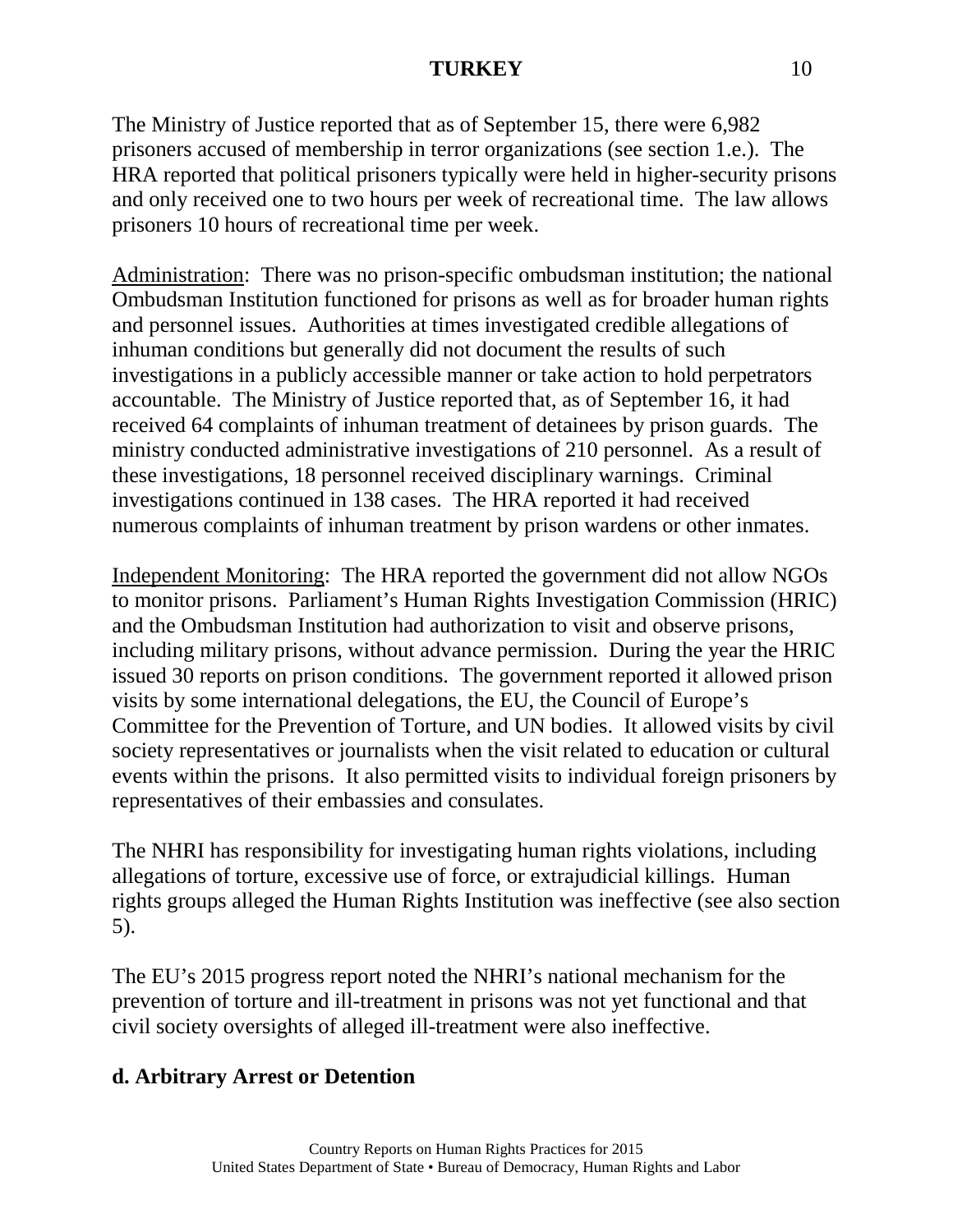The Ministry of Justice reported that as of September 15, there were 6,982 prisoners accused of membership in terror organizations (see section 1.e.). The HRA reported that political prisoners typically were held in higher-security prisons and only received one to two hours per week of recreational time. The law allows prisoners 10 hours of recreational time per week.

Administration: There was no prison-specific ombudsman institution; the national Ombudsman Institution functioned for prisons as well as for broader human rights and personnel issues. Authorities at times investigated credible allegations of inhuman conditions but generally did not document the results of such investigations in a publicly accessible manner or take action to hold perpetrators accountable. The Ministry of Justice reported that, as of September 16, it had received 64 complaints of inhuman treatment of detainees by prison guards. The ministry conducted administrative investigations of 210 personnel. As a result of these investigations, 18 personnel received disciplinary warnings. Criminal investigations continued in 138 cases. The HRA reported it had received numerous complaints of inhuman treatment by prison wardens or other inmates.

Independent Monitoring: The HRA reported the government did not allow NGOs to monitor prisons. Parliament's Human Rights Investigation Commission (HRIC) and the Ombudsman Institution had authorization to visit and observe prisons, including military prisons, without advance permission. During the year the HRIC issued 30 reports on prison conditions. The government reported it allowed prison visits by some international delegations, the EU, the Council of Europe's Committee for the Prevention of Torture, and UN bodies. It allowed visits by civil society representatives or journalists when the visit related to education or cultural events within the prisons. It also permitted visits to individual foreign prisoners by representatives of their embassies and consulates.

The NHRI has responsibility for investigating human rights violations, including allegations of torture, excessive use of force, or extrajudicial killings. Human rights groups alleged the Human Rights Institution was ineffective (see also section 5).

The EU's 2015 progress report noted the NHRI's national mechanism for the prevention of torture and ill-treatment in prisons was not yet functional and that civil society oversights of alleged ill-treatment were also ineffective.

**d. Arbitrary Arrest or Detention**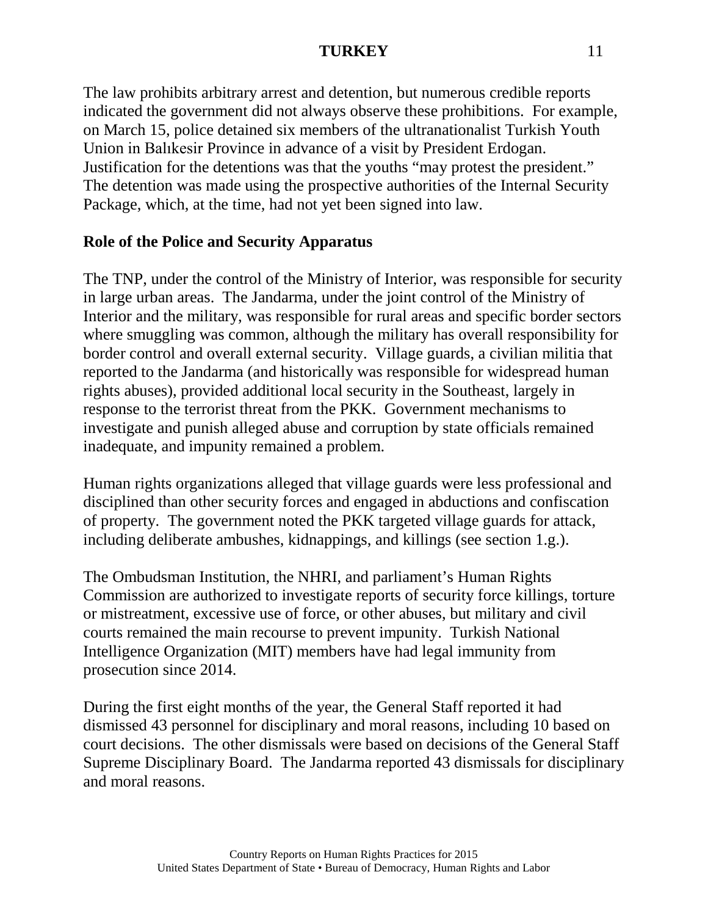The law prohibits arbitrary arrest and detention, but numerous credible reports indicated the government did not always observe these prohibitions. For example, on March 15, police detained six members of the ultranationalist Turkish Youth Union in Balıkesir Province in advance of a visit by President Erdogan. Justification for the detentions was that the youths "may protest the president." The detention was made using the prospective authorities of the Internal Security Package, which, at the time, had not yet been signed into law.

**Role of the Police and Security Apparatus**

The TNP, under the control of the Ministry of Interior, was responsible for security in large urban areas. The Jandarma, under the joint control of the Ministry of Interior and the military, was responsible for rural areas and specific border sectors where smuggling was common, although the military has overall responsibility for border control and overall external security. Village guards, a civilian militia that reported to the Jandarma (and historically was responsible for widespread human rights abuses), provided additional local security in the Southeast, largely in response to the terrorist threat from the PKK. Government mechanisms to investigate and punish alleged abuse and corruption by state officials remained inadequate, and impunity remained a problem.

Human rights organizations alleged that village guards were less professional and disciplined than other security forces and engaged in abductions and confiscation of property. The government noted the PKK targeted village guards for attack, including deliberate ambushes, kidnappings, and killings (see section 1.g.).

The Ombudsman Institution, the NHRI, and parliament's Human Rights Commission are authorized to investigate reports of security force killings, torture or mistreatment, excessive use of force, or other abuses, but military and civil courts remained the main recourse to prevent impunity. Turkish National Intelligence Organization (MIT) members have had legal immunity from prosecution since 2014.

During the first eight months of the year, the General Staff reported it had dismissed 43 personnel for disciplinary and moral reasons, including 10 based on court decisions. The other dismissals were based on decisions of the General Staff Supreme Disciplinary Board. The Jandarma reported 43 dismissals for disciplinary and moral reasons.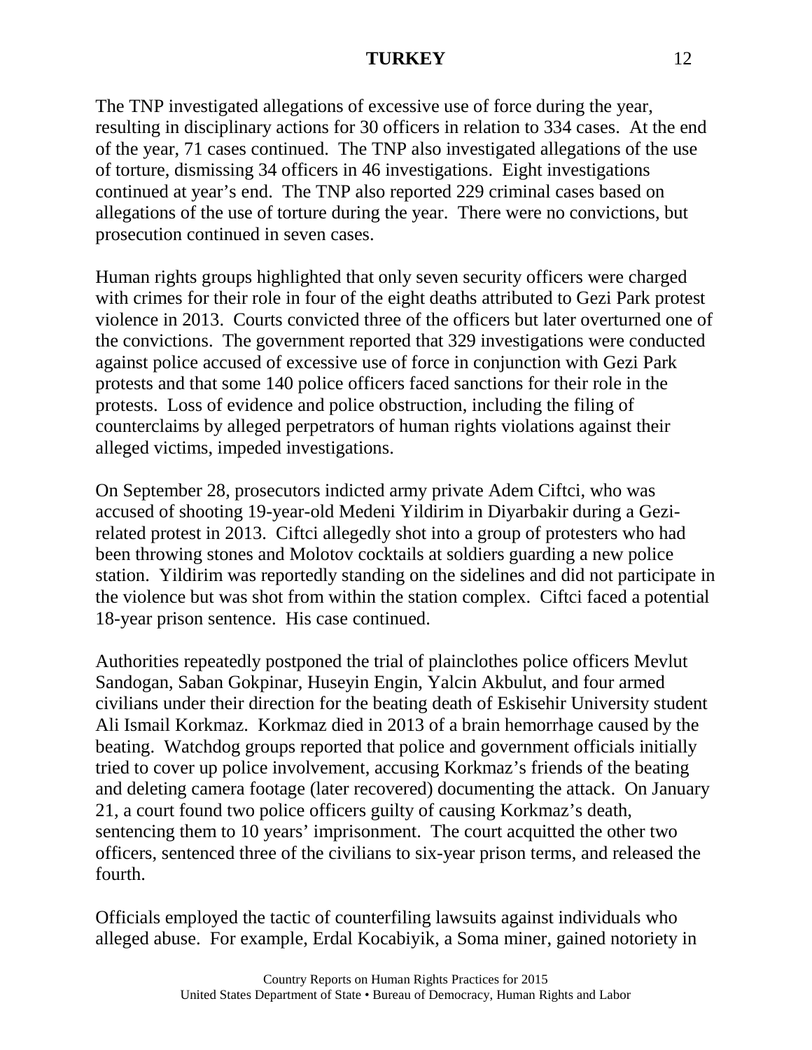The TNP investigated allegations of excessive use of force during the year, resulting in disciplinary actions for 30 officers in relation to 334 cases. At the end of the year, 71 cases continued. The TNP also investigated allegations of the use of torture, dismissing 34 officers in 46 investigations. Eight investigations continued at year's end. The TNP also reported 229 criminal cases based on allegations of the use of torture during the year. There were no convictions, but prosecution continued in seven cases.

Human rights groups highlighted that only seven security officers were charged with crimes for their role in four of the eight deaths attributed to Gezi Park protest violence in 2013. Courts convicted three of the officers but later overturned one of the convictions. The government reported that 329 investigations were conducted against police accused of excessive use of force in conjunction with Gezi Park protests and that some 140 police officers faced sanctions for their role in the protests. Loss of evidence and police obstruction, including the filing of counterclaims by alleged perpetrators of human rights violations against their alleged victims, impeded investigations.

On September 28, prosecutors indicted army private Adem Ciftci, who was accused of shooting 19-year-old Medeni Yildirim in Diyarbakir during a Gezi-related protest in 2013. Ciftci allegedly shot into a group of protesters who had been throwing stones and Molotov cocktails at soldiers guarding a new police station. Yildirim was reportedly standing on the sidelines and did not participate in the violence but was shot from within the station complex. Ciftci faced a potential 18-year prison sentence. His case continued.

Authorities repeatedly postponed the trial of plainclothes police officers Mevlut Sandogan, Saban Gokpinar, Huseyin Engin, Yalcin Akbulut, and four armed civilians under their direction for the beating death of Eskisehir University student Ali Ismail Korkmaz. Korkmaz died in 2013 of a brain hemorrhage caused by the beating. Watchdog groups reported that police and government officials initially tried to cover up police involvement, accusing Korkmaz's friends of the beating and deleting camera footage (later recovered) documenting the attack. On January 21, a court found two police officers guilty of causing Korkmaz's death, sentencing them to 10 years' imprisonment. The court acquitted the other two officers, sentenced three of the civilians to six-year prison terms, and released the fourth.

Officials employed the tactic of counterfiling lawsuits against individuals who alleged abuse. For example, Erdal Kocabiyik, a Soma miner, gained notoriety in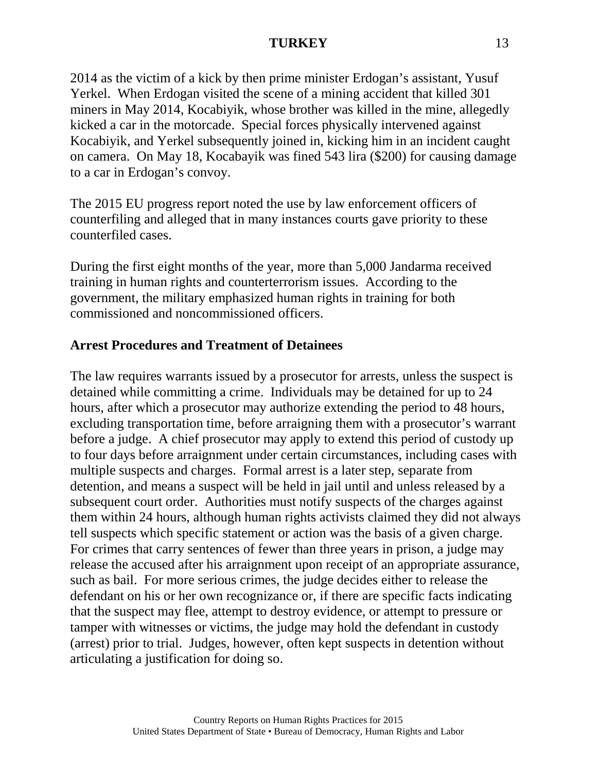2014 as the victim of a kick by then prime minister Erdogan's assistant, Yusuf Yerkel. When Erdogan visited the scene of a mining accident that killed 301 miners in May 2014, Kocabiyik, whose brother was killed in the mine, allegedly kicked a car in the motorcade. Special forces physically intervened against Kocabiyik, and Yerkel subsequently joined in, kicking him in an incident caught on camera. On May 18, Kocabayik was fined 543 lira ($200) for causing damage to a car in Erdogan's convoy.

The 2015 EU progress report noted the use by law enforcement officers of counterfiling and alleged that in many instances courts gave priority to these counterfiled cases.

During the first eight months of the year, more than 5,000 Jandarma received training in human rights and counterterrorism issues. According to the government, the military emphasized human rights in training for both commissioned and noncommissioned officers.

**Arrest Procedures and Treatment of Detainees**

The law requires warrants issued by a prosecutor for arrests, unless the suspect is detained while committing a crime. Individuals may be detained for up to 24 hours, after which a prosecutor may authorize extending the period to 48 hours, excluding transportation time, before arraigning them with a prosecutor's warrant before a judge. A chief prosecutor may apply to extend this period of custody up to four days before arraignment under certain circumstances, including cases with multiple suspects and charges. Formal arrest is a later step, separate from detention, and means a suspect will be held in jail until and unless released by a subsequent court order. Authorities must notify suspects of the charges against them within 24 hours, although human rights activists claimed they did not always tell suspects which specific statement or action was the basis of a given charge. For crimes that carry sentences of fewer than three years in prison, a judge may release the accused after his arraignment upon receipt of an appropriate assurance, such as bail. For more serious crimes, the judge decides either to release the defendant on his or her own recognizance or, if there are specific facts indicating that the suspect may flee, attempt to destroy evidence, or attempt to pressure or tamper with witnesses or victims, the judge may hold the defendant in custody (arrest) prior to trial. Judges, however, often kept suspects in detention without articulating a justification for doing so.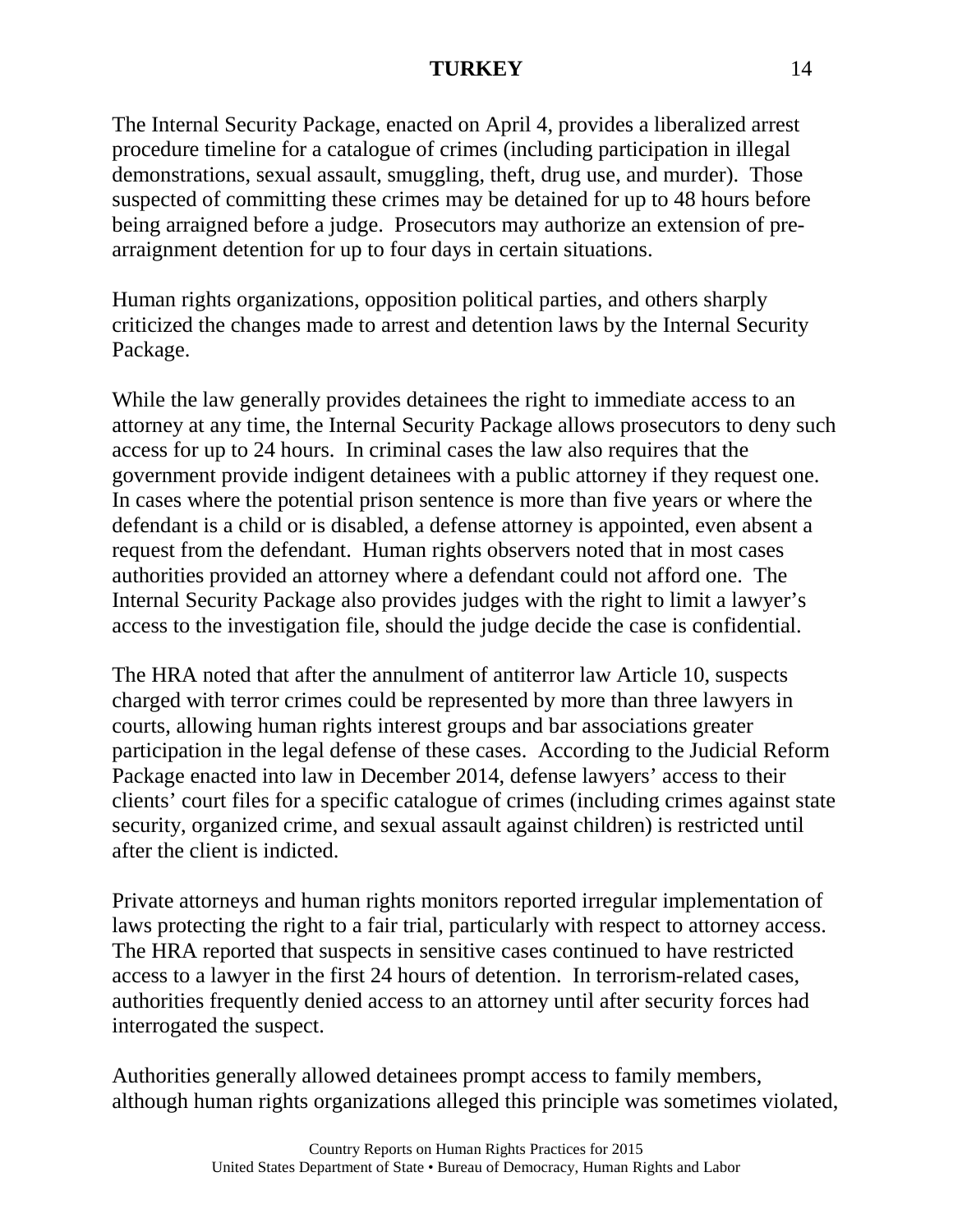The Internal Security Package, enacted on April 4, provides a liberalized arrest procedure timeline for a catalogue of crimes (including participation in illegal demonstrations, sexual assault, smuggling, theft, drug use, and murder). Those suspected of committing these crimes may be detained for up to 48 hours before being arraigned before a judge. Prosecutors may authorize an extension of pre-arraignment detention for up to four days in certain situations.

Human rights organizations, opposition political parties, and others sharply criticized the changes made to arrest and detention laws by the Internal Security Package.

While the law generally provides detainees the right to immediate access to an attorney at any time, the Internal Security Package allows prosecutors to deny such access for up to 24 hours. In criminal cases the law also requires that the government provide indigent detainees with a public attorney if they request one. In cases where the potential prison sentence is more than five years or where the defendant is a child or is disabled, a defense attorney is appointed, even absent a request from the defendant. Human rights observers noted that in most cases authorities provided an attorney where a defendant could not afford one. The Internal Security Package also provides judges with the right to limit a lawyer's access to the investigation file, should the judge decide the case is confidential.

The HRA noted that after the annulment of antiterror law Article 10, suspects charged with terror crimes could be represented by more than three lawyers in courts, allowing human rights interest groups and bar associations greater participation in the legal defense of these cases. According to the Judicial Reform Package enacted into law in December 2014, defense lawyers' access to their clients' court files for a specific catalogue of crimes (including crimes against state security, organized crime, and sexual assault against children) is restricted until after the client is indicted.

Private attorneys and human rights monitors reported irregular implementation of laws protecting the right to a fair trial, particularly with respect to attorney access. The HRA reported that suspects in sensitive cases continued to have restricted access to a lawyer in the first 24 hours of detention. In terrorism-related cases, authorities frequently denied access to an attorney until after security forces had interrogated the suspect.

Authorities generally allowed detainees prompt access to family members, although human rights organizations alleged this principle was sometimes violated,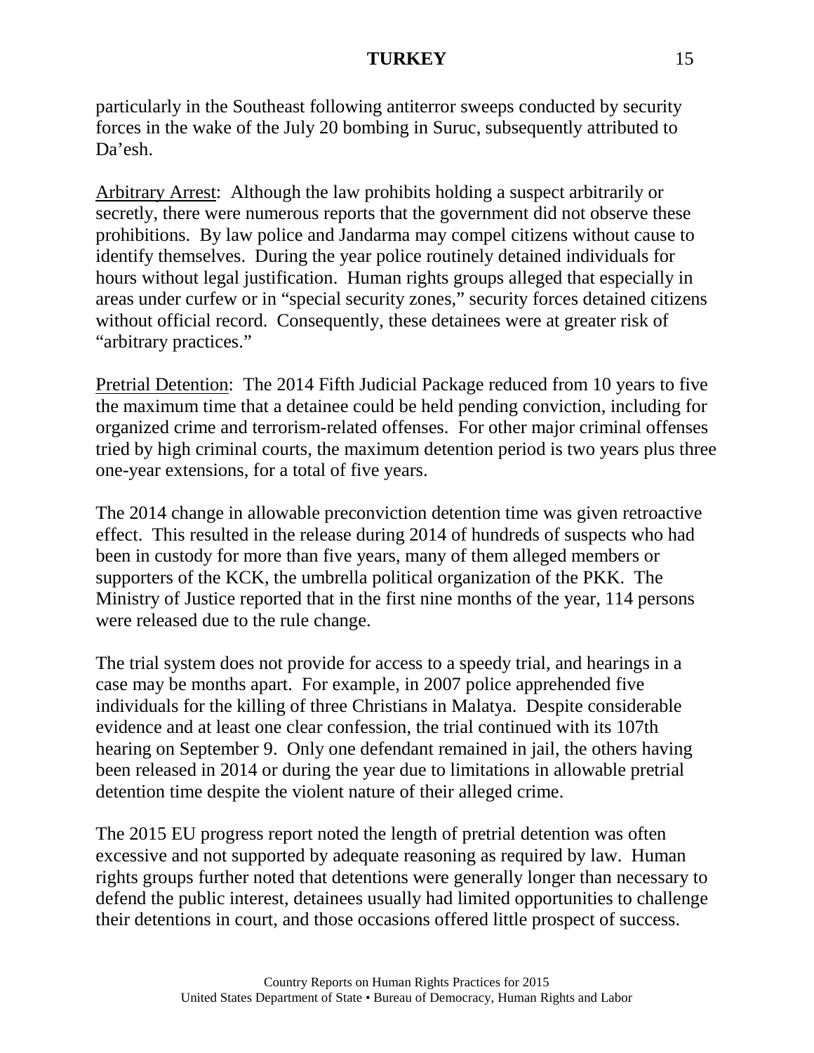particularly in the Southeast following antiterror sweeps conducted by security forces in the wake of the July 20 bombing in Suruc, subsequently attributed to Da'esh.

Arbitrary Arrest: Although the law prohibits holding a suspect arbitrarily or secretly, there were numerous reports that the government did not observe these prohibitions. By law police and Jandarma may compel citizens without cause to identify themselves. During the year police routinely detained individuals for hours without legal justification. Human rights groups alleged that especially in areas under curfew or in "special security zones," security forces detained citizens without official record. Consequently, these detainees were at greater risk of "arbitrary practices."

Pretrial Detention: The 2014 Fifth Judicial Package reduced from 10 years to five the maximum time that a detainee could be held pending conviction, including for organized crime and terrorism-related offenses. For other major criminal offenses tried by high criminal courts, the maximum detention period is two years plus three one-year extensions, for a total of five years.

The 2014 change in allowable preconviction detention time was given retroactive effect. This resulted in the release during 2014 of hundreds of suspects who had been in custody for more than five years, many of them alleged members or supporters of the KCK, the umbrella political organization of the PKK. The Ministry of Justice reported that in the first nine months of the year, 114 persons were released due to the rule change.

The trial system does not provide for access to a speedy trial, and hearings in a case may be months apart. For example, in 2007 police apprehended five individuals for the killing of three Christians in Malatya. Despite considerable evidence and at least one clear confession, the trial continued with its 107th hearing on September 9. Only one defendant remained in jail, the others having been released in 2014 or during the year due to limitations in allowable pretrial detention time despite the violent nature of their alleged crime.

The 2015 EU progress report noted the length of pretrial detention was often excessive and not supported by adequate reasoning as required by law. Human rights groups further noted that detentions were generally longer than necessary to defend the public interest, detainees usually had limited opportunities to challenge their detentions in court, and those occasions offered little prospect of success.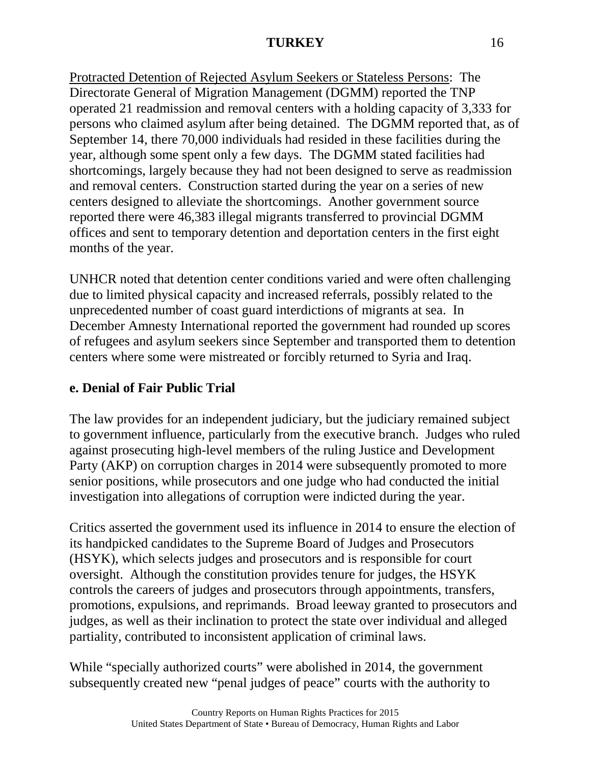Protracted Detention of Rejected Asylum Seekers or Stateless Persons: The Directorate General of Migration Management (DGMM) reported the TNP operated 21 readmission and removal centers with a holding capacity of 3,333 for persons who claimed asylum after being detained. The DGMM reported that, as of September 14, there 70,000 individuals had resided in these facilities during the year, although some spent only a few days. The DGMM stated facilities had shortcomings, largely because they had not been designed to serve as readmission and removal centers. Construction started during the year on a series of new centers designed to alleviate the shortcomings. Another government source reported there were 46,383 illegal migrants transferred to provincial DGMM offices and sent to temporary detention and deportation centers in the first eight months of the year.

UNHCR noted that detention center conditions varied and were often challenging due to limited physical capacity and increased referrals, possibly related to the unprecedented number of coast guard interdictions of migrants at sea. In December Amnesty International reported the government had rounded up scores of refugees and asylum seekers since September and transported them to detention centers where some were mistreated or forcibly returned to Syria and Iraq.

## e. Denial of Fair Public Trial

The law provides for an independent judiciary, but the judiciary remained subject to government influence, particularly from the executive branch. Judges who ruled against prosecuting high-level members of the ruling Justice and Development Party (AKP) on corruption charges in 2014 were subsequently promoted to more senior positions, while prosecutors and one judge who had conducted the initial investigation into allegations of corruption were indicted during the year.

Critics asserted the government used its influence in 2014 to ensure the election of its handpicked candidates to the Supreme Board of Judges and Prosecutors (HSYK), which selects judges and prosecutors and is responsible for court oversight. Although the constitution provides tenure for judges, the HSYK controls the careers of judges and prosecutors through appointments, transfers, promotions, expulsions, and reprimands. Broad leeway granted to prosecutors and judges, as well as their inclination to protect the state over individual and alleged partiality, contributed to inconsistent application of criminal laws.

While "specially authorized courts" were abolished in 2014, the government subsequently created new "penal judges of peace" courts with the authority to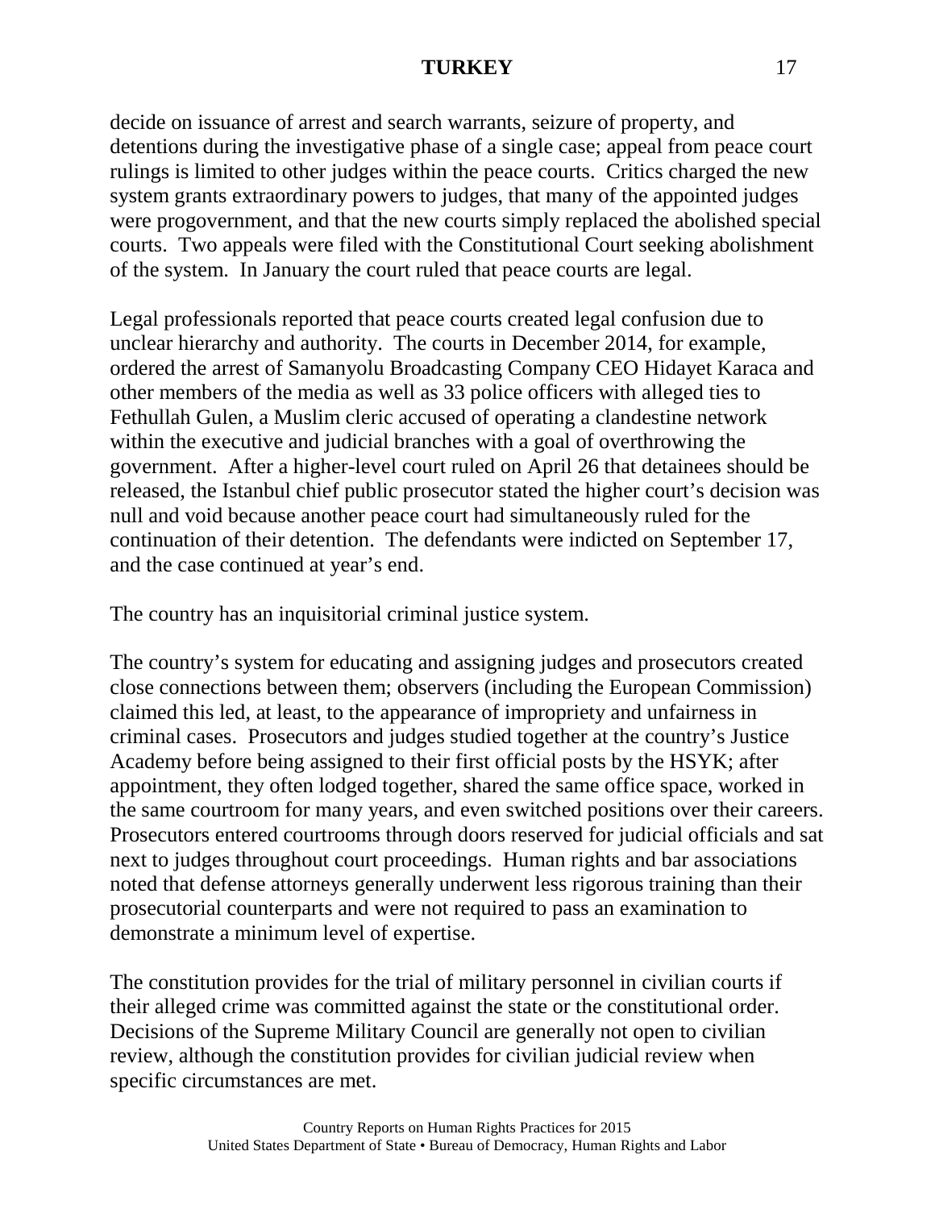decide on issuance of arrest and search warrants, seizure of property, and detentions during the investigative phase of a single case; appeal from peace court rulings is limited to other judges within the peace courts. Critics charged the new system grants extraordinary powers to judges, that many of the appointed judges were progovernment, and that the new courts simply replaced the abolished special courts. Two appeals were filed with the Constitutional Court seeking abolishment of the system. In January the court ruled that peace courts are legal.

Legal professionals reported that peace courts created legal confusion due to unclear hierarchy and authority. The courts in December 2014, for example, ordered the arrest of Samanyolu Broadcasting Company CEO Hidayet Karaca and other members of the media as well as 33 police officers with alleged ties to Fethullah Gulen, a Muslim cleric accused of operating a clandestine network within the executive and judicial branches with a goal of overthrowing the government. After a higher-level court ruled on April 26 that detainees should be released, the Istanbul chief public prosecutor stated the higher court's decision was null and void because another peace court had simultaneously ruled for the continuation of their detention. The defendants were indicted on September 17, and the case continued at year's end.

The country has an inquisitorial criminal justice system.

The country's system for educating and assigning judges and prosecutors created close connections between them; observers (including the European Commission) claimed this led, at least, to the appearance of impropriety and unfairness in criminal cases. Prosecutors and judges studied together at the country's Justice Academy before being assigned to their first official posts by the HSYK; after appointment, they often lodged together, shared the same office space, worked in the same courtroom for many years, and even switched positions over their careers. Prosecutors entered courtrooms through doors reserved for judicial officials and sat next to judges throughout court proceedings. Human rights and bar associations noted that defense attorneys generally underwent less rigorous training than their prosecutorial counterparts and were not required to pass an examination to demonstrate a minimum level of expertise.

The constitution provides for the trial of military personnel in civilian courts if their alleged crime was committed against the state or the constitutional order. Decisions of the Supreme Military Council are generally not open to civilian review, although the constitution provides for civilian judicial review when specific circumstances are met.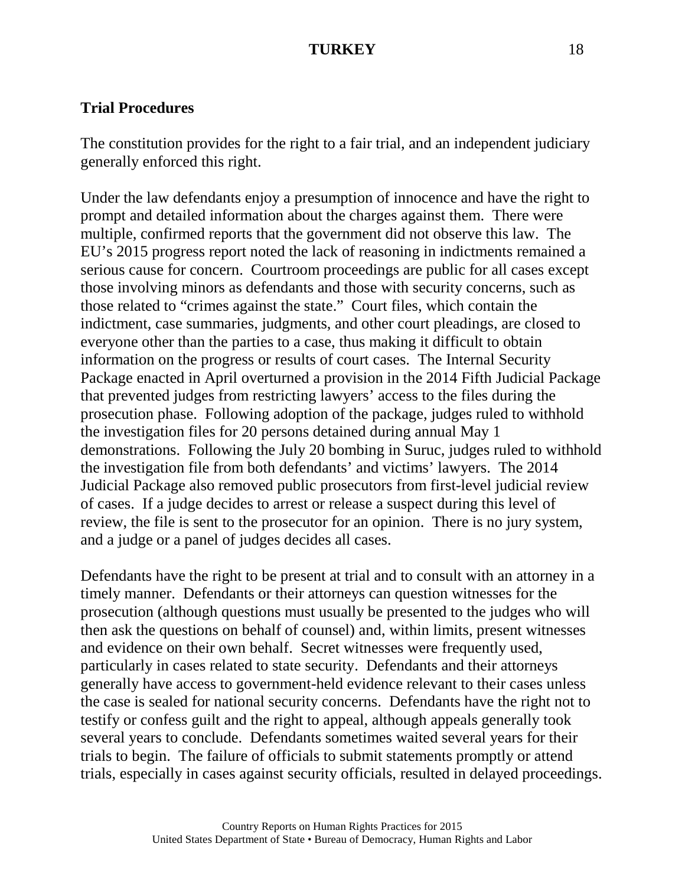**Trial Procedures**

The constitution provides for the right to a fair trial, and an independent judiciary generally enforced this right.

Under the law defendants enjoy a presumption of innocence and have the right to prompt and detailed information about the charges against them. There were multiple, confirmed reports that the government did not observe this law. The EU's 2015 progress report noted the lack of reasoning in indictments remained a serious cause for concern. Courtroom proceedings are public for all cases except those involving minors as defendants and those with security concerns, such as those related to "crimes against the state." Court files, which contain the indictment, case summaries, judgments, and other court pleadings, are closed to everyone other than the parties to a case, thus making it difficult to obtain information on the progress or results of court cases. The Internal Security Package enacted in April overturned a provision in the 2014 Fifth Judicial Package that prevented judges from restricting lawyers' access to the files during the prosecution phase. Following adoption of the package, judges ruled to withhold the investigation files for 20 persons detained during annual May 1 demonstrations. Following the July 20 bombing in Suruc, judges ruled to withhold the investigation file from both defendants' and victims' lawyers. The 2014 Judicial Package also removed public prosecutors from first-level judicial review of cases. If a judge decides to arrest or release a suspect during this level of review, the file is sent to the prosecutor for an opinion. There is no jury system, and a judge or a panel of judges decides all cases.

Defendants have the right to be present at trial and to consult with an attorney in a timely manner. Defendants or their attorneys can question witnesses for the prosecution (although questions must usually be presented to the judges who will then ask the questions on behalf of counsel) and, within limits, present witnesses and evidence on their own behalf. Secret witnesses were frequently used, particularly in cases related to state security. Defendants and their attorneys generally have access to government-held evidence relevant to their cases unless the case is sealed for national security concerns. Defendants have the right not to testify or confess guilt and the right to appeal, although appeals generally took several years to conclude. Defendants sometimes waited several years for their trials to begin. The failure of officials to submit statements promptly or attend trials, especially in cases against security officials, resulted in delayed proceedings.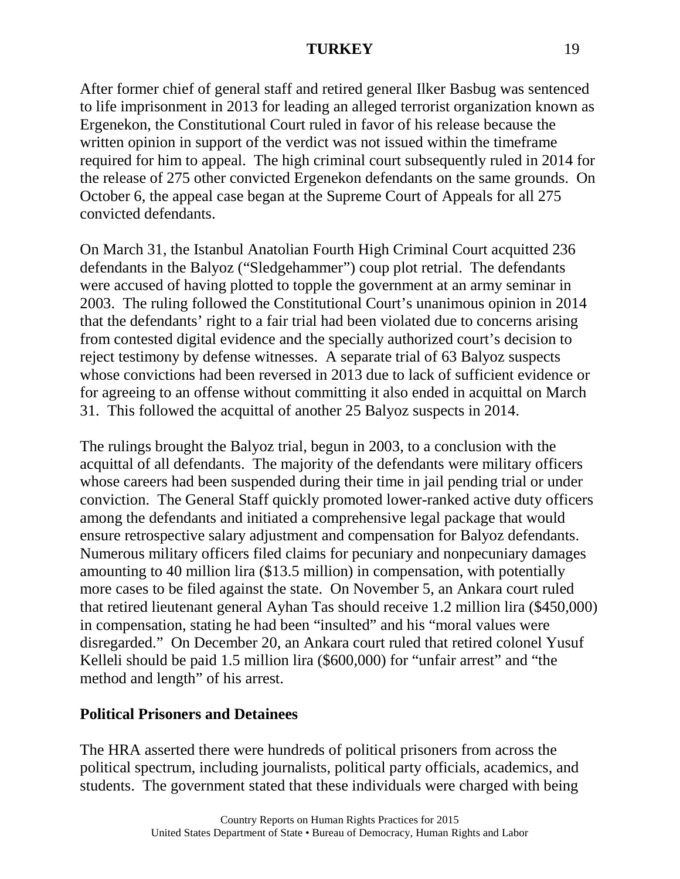After former chief of general staff and retired general Ilker Basbug was sentenced to life imprisonment in 2013 for leading an alleged terrorist organization known as Ergenekon, the Constitutional Court ruled in favor of his release because the written opinion in support of the verdict was not issued within the timeframe required for him to appeal. The high criminal court subsequently ruled in 2014 for the release of 275 other convicted Ergenekon defendants on the same grounds. On October 6, the appeal case began at the Supreme Court of Appeals for all 275 convicted defendants.

On March 31, the Istanbul Anatolian Fourth High Criminal Court acquitted 236 defendants in the Balyoz ("Sledgehammer") coup plot retrial. The defendants were accused of having plotted to topple the government at an army seminar in 2003. The ruling followed the Constitutional Court's unanimous opinion in 2014 that the defendants' right to a fair trial had been violated due to concerns arising from contested digital evidence and the specially authorized court's decision to reject testimony by defense witnesses. A separate trial of 63 Balyoz suspects whose convictions had been reversed in 2013 due to lack of sufficient evidence or for agreeing to an offense without committing it also ended in acquittal on March 31. This followed the acquittal of another 25 Balyoz suspects in 2014.

The rulings brought the Balyoz trial, begun in 2003, to a conclusion with the acquittal of all defendants. The majority of the defendants were military officers whose careers had been suspended during their time in jail pending trial or under conviction. The General Staff quickly promoted lower-ranked active duty officers among the defendants and initiated a comprehensive legal package that would ensure retrospective salary adjustment and compensation for Balyoz defendants. Numerous military officers filed claims for pecuniary and nonpecuniary damages amounting to 40 million lira ($13.5 million) in compensation, with potentially more cases to be filed against the state. On November 5, an Ankara court ruled that retired lieutenant general Ayhan Tas should receive 1.2 million lira ($450,000) in compensation, stating he had been "insulted" and his "moral values were disregarded." On December 20, an Ankara court ruled that retired colonel Yusuf Kelleli should be paid 1.5 million lira ($600,000) for "unfair arrest" and "the method and length" of his arrest.

## Political Prisoners and Detainees

The HRA asserted there were hundreds of political prisoners from across the political spectrum, including journalists, political party officials, academics, and students. The government stated that these individuals were charged with being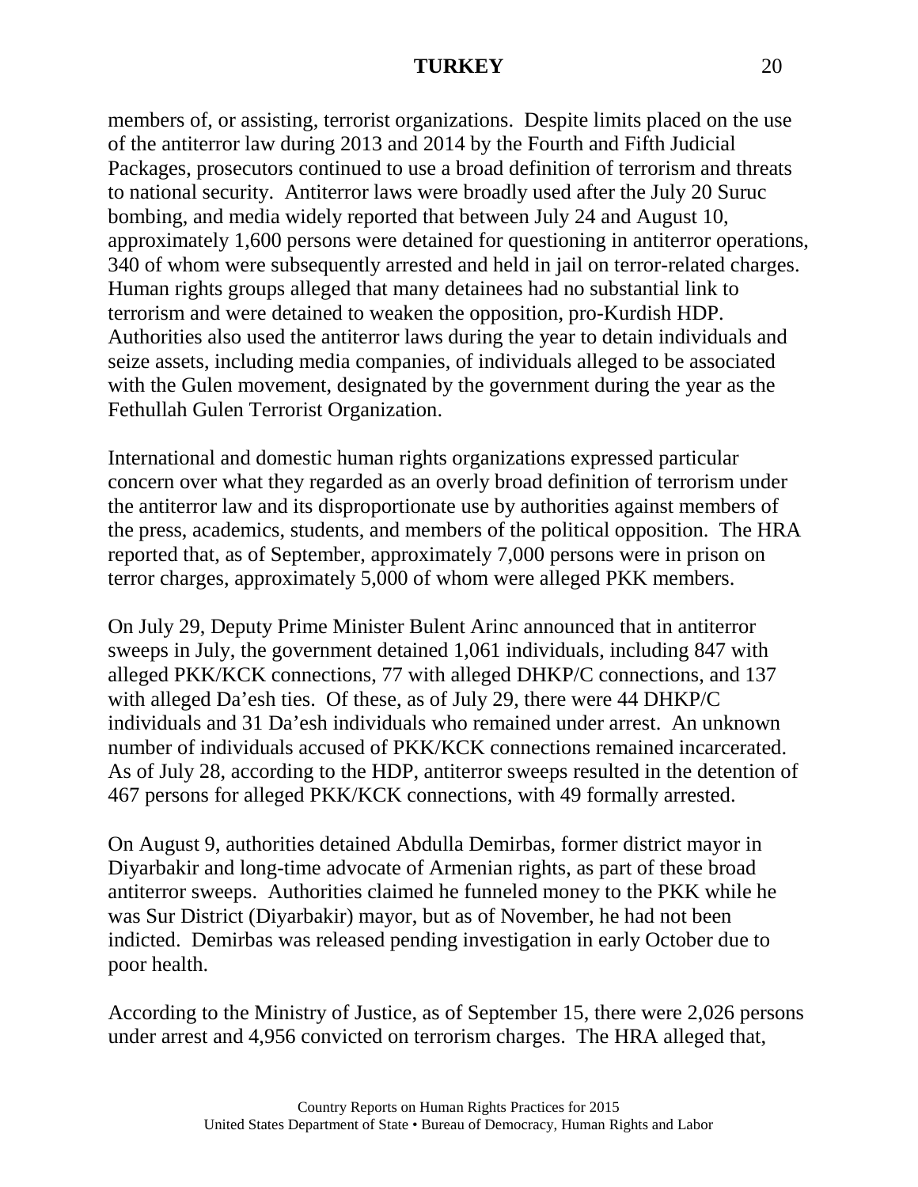members of, or assisting, terrorist organizations. Despite limits placed on the use of the antiterror law during 2013 and 2014 by the Fourth and Fifth Judicial Packages, prosecutors continued to use a broad definition of terrorism and threats to national security. Antiterror laws were broadly used after the July 20 Suruc bombing, and media widely reported that between July 24 and August 10, approximately 1,600 persons were detained for questioning in antiterror operations, 340 of whom were subsequently arrested and held in jail on terror-related charges. Human rights groups alleged that many detainees had no substantial link to terrorism and were detained to weaken the opposition, pro-Kurdish HDP. Authorities also used the antiterror laws during the year to detain individuals and seize assets, including media companies, of individuals alleged to be associated with the Gulen movement, designated by the government during the year as the Fethullah Gulen Terrorist Organization.

International and domestic human rights organizations expressed particular concern over what they regarded as an overly broad definition of terrorism under the antiterror law and its disproportionate use by authorities against members of the press, academics, students, and members of the political opposition. The HRA reported that, as of September, approximately 7,000 persons were in prison on terror charges, approximately 5,000 of whom were alleged PKK members.

On July 29, Deputy Prime Minister Bulent Arinc announced that in antiterror sweeps in July, the government detained 1,061 individuals, including 847 with alleged PKK/KCK connections, 77 with alleged DHKP/C connections, and 137 with alleged Da'esh ties. Of these, as of July 29, there were 44 DHKP/C individuals and 31 Da'esh individuals who remained under arrest. An unknown number of individuals accused of PKK/KCK connections remained incarcerated. As of July 28, according to the HDP, antiterror sweeps resulted in the detention of 467 persons for alleged PKK/KCK connections, with 49 formally arrested.

On August 9, authorities detained Abdulla Demirbas, former district mayor in Diyarbakir and long-time advocate of Armenian rights, as part of these broad antiterror sweeps. Authorities claimed he funneled money to the PKK while he was Sur District (Diyarbakir) mayor, but as of November, he had not been indicted. Demirbas was released pending investigation in early October due to poor health.

According to the Ministry of Justice, as of September 15, there were 2,026 persons under arrest and 4,956 convicted on terrorism charges. The HRA alleged that,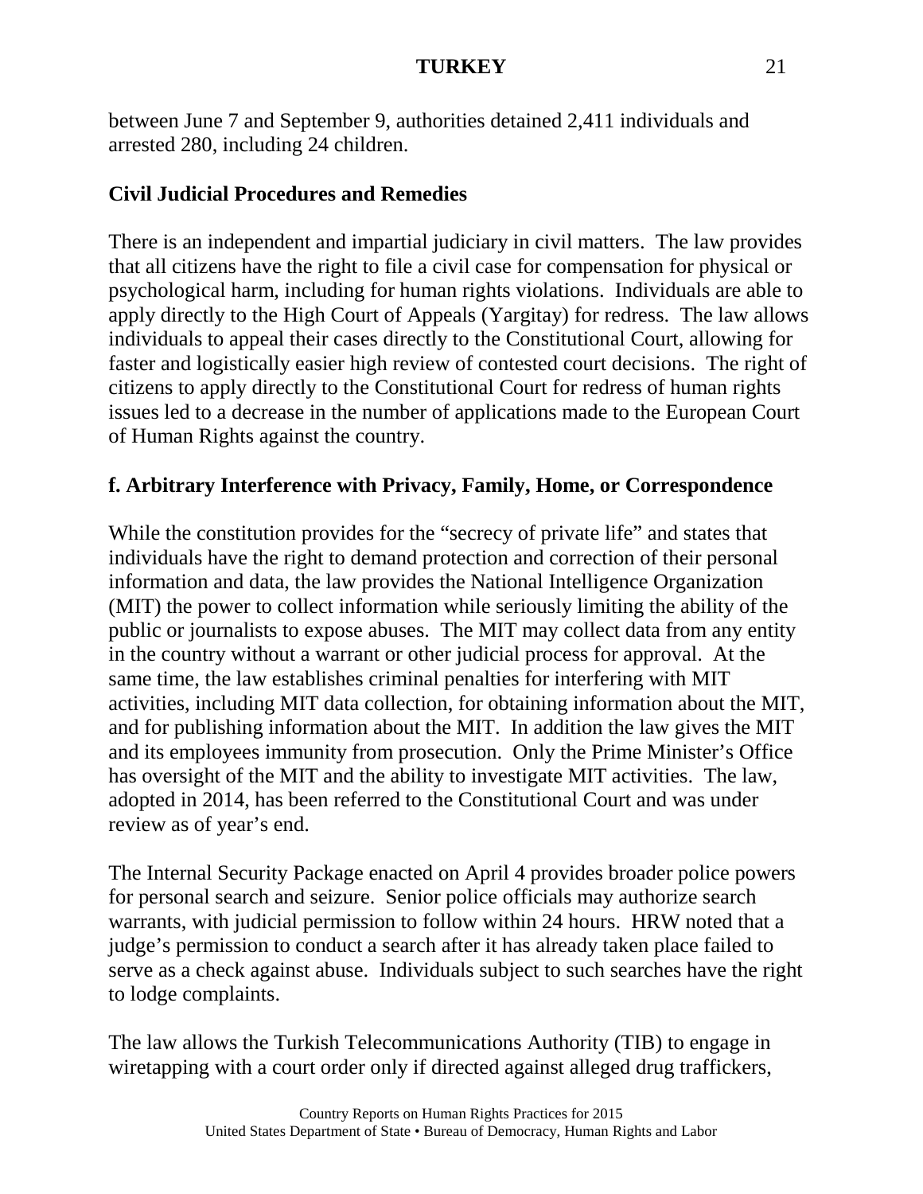between June 7 and September 9, authorities detained 2,411 individuals and arrested 280, including 24 children.

**Civil Judicial Procedures and Remedies**

There is an independent and impartial judiciary in civil matters. The law provides that all citizens have the right to file a civil case for compensation for physical or psychological harm, including for human rights violations. Individuals are able to apply directly to the High Court of Appeals (Yargitay) for redress. The law allows individuals to appeal their cases directly to the Constitutional Court, allowing for faster and logistically easier high review of contested court decisions. The right of citizens to apply directly to the Constitutional Court for redress of human rights issues led to a decrease in the number of applications made to the European Court of Human Rights against the country.

**f. Arbitrary Interference with Privacy, Family, Home, or Correspondence**

While the constitution provides for the "secrecy of private life" and states that individuals have the right to demand protection and correction of their personal information and data, the law provides the National Intelligence Organization (MIT) the power to collect information while seriously limiting the ability of the public or journalists to expose abuses. The MIT may collect data from any entity in the country without a warrant or other judicial process for approval. At the same time, the law establishes criminal penalties for interfering with MIT activities, including MIT data collection, for obtaining information about the MIT, and for publishing information about the MIT. In addition the law gives the MIT and its employees immunity from prosecution. Only the Prime Minister's Office has oversight of the MIT and the ability to investigate MIT activities. The law, adopted in 2014, has been referred to the Constitutional Court and was under review as of year's end.

The Internal Security Package enacted on April 4 provides broader police powers for personal search and seizure. Senior police officials may authorize search warrants, with judicial permission to follow within 24 hours. HRW noted that a judge's permission to conduct a search after it has already taken place failed to serve as a check against abuse. Individuals subject to such searches have the right to lodge complaints.

The law allows the Turkish Telecommunications Authority (TIB) to engage in wiretapping with a court order only if directed against alleged drug traffickers,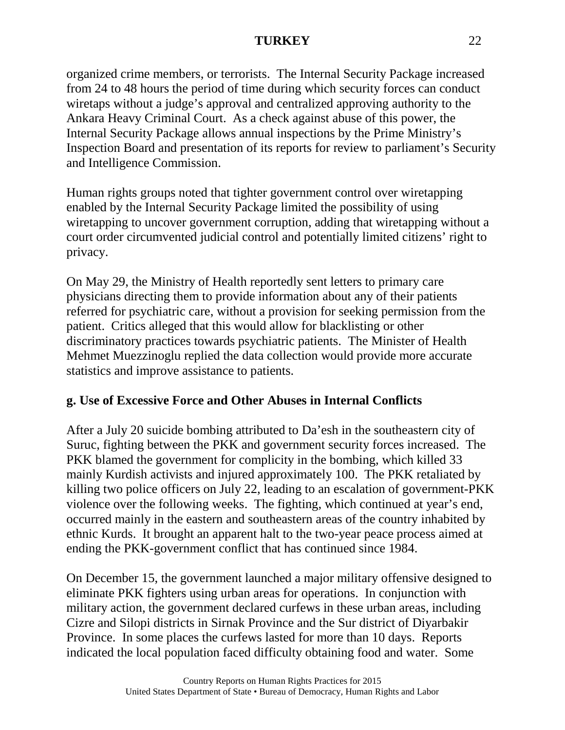organized crime members, or terrorists. The Internal Security Package increased from 24 to 48 hours the period of time during which security forces can conduct wiretaps without a judge's approval and centralized approving authority to the Ankara Heavy Criminal Court. As a check against abuse of this power, the Internal Security Package allows annual inspections by the Prime Ministry's Inspection Board and presentation of its reports for review to parliament's Security and Intelligence Commission.

Human rights groups noted that tighter government control over wiretapping enabled by the Internal Security Package limited the possibility of using wiretapping to uncover government corruption, adding that wiretapping without a court order circumvented judicial control and potentially limited citizens' right to privacy.

On May 29, the Ministry of Health reportedly sent letters to primary care physicians directing them to provide information about any of their patients referred for psychiatric care, without a provision for seeking permission from the patient. Critics alleged that this would allow for blacklisting or other discriminatory practices towards psychiatric patients. The Minister of Health Mehmet Muezzinoglu replied the data collection would provide more accurate statistics and improve assistance to patients.

**g. Use of Excessive Force and Other Abuses in Internal Conflicts**

After a July 20 suicide bombing attributed to Da'esh in the southeastern city of Suruc, fighting between the PKK and government security forces increased. The PKK blamed the government for complicity in the bombing, which killed 33 mainly Kurdish activists and injured approximately 100. The PKK retaliated by killing two police officers on July 22, leading to an escalation of government-PKK violence over the following weeks. The fighting, which continued at year's end, occurred mainly in the eastern and southeastern areas of the country inhabited by ethnic Kurds. It brought an apparent halt to the two-year peace process aimed at ending the PKK-government conflict that has continued since 1984.

On December 15, the government launched a major military offensive designed to eliminate PKK fighters using urban areas for operations. In conjunction with military action, the government declared curfews in these urban areas, including Cizre and Silopi districts in Sirnak Province and the Sur district of Diyarbakir Province. In some places the curfews lasted for more than 10 days. Reports indicated the local population faced difficulty obtaining food and water. Some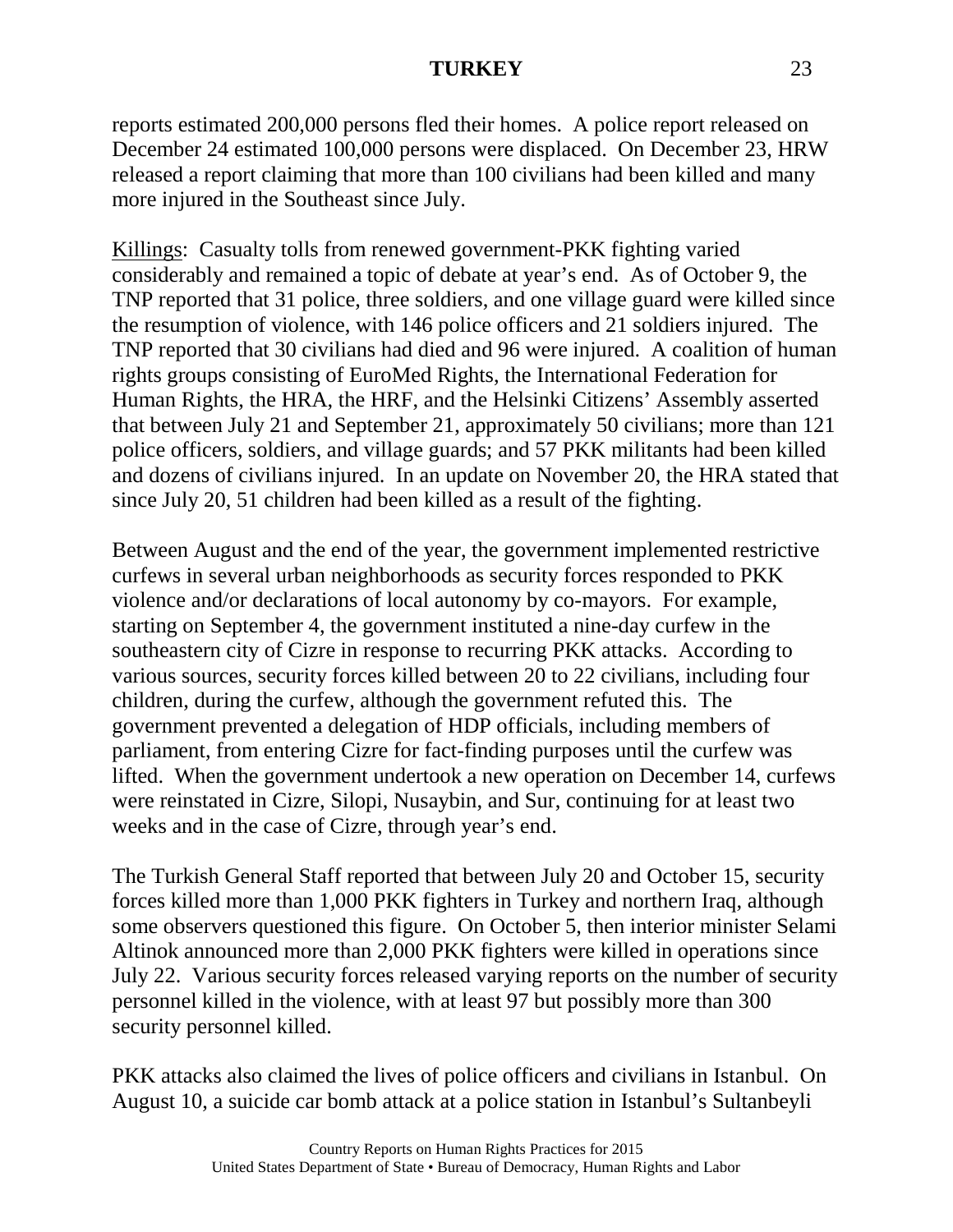reports estimated 200,000 persons fled their homes. A police report released on December 24 estimated 100,000 persons were displaced. On December 23, HRW released a report claiming that more than 100 civilians had been killed and many more injured in the Southeast since July.

Killings: Casualty tolls from renewed government-PKK fighting varied considerably and remained a topic of debate at year's end. As of October 9, the TNP reported that 31 police, three soldiers, and one village guard were killed since the resumption of violence, with 146 police officers and 21 soldiers injured. The TNP reported that 30 civilians had died and 96 were injured. A coalition of human rights groups consisting of EuroMed Rights, the International Federation for Human Rights, the HRA, the HRF, and the Helsinki Citizens' Assembly asserted that between July 21 and September 21, approximately 50 civilians; more than 121 police officers, soldiers, and village guards; and 57 PKK militants had been killed and dozens of civilians injured. In an update on November 20, the HRA stated that since July 20, 51 children had been killed as a result of the fighting.

Between August and the end of the year, the government implemented restrictive curfews in several urban neighborhoods as security forces responded to PKK violence and/or declarations of local autonomy by co-mayors. For example, starting on September 4, the government instituted a nine-day curfew in the southeastern city of Cizre in response to recurring PKK attacks. According to various sources, security forces killed between 20 to 22 civilians, including four children, during the curfew, although the government refuted this. The government prevented a delegation of HDP officials, including members of parliament, from entering Cizre for fact-finding purposes until the curfew was lifted. When the government undertook a new operation on December 14, curfews were reinstated in Cizre, Silopi, Nusaybin, and Sur, continuing for at least two weeks and in the case of Cizre, through year's end.

The Turkish General Staff reported that between July 20 and October 15, security forces killed more than 1,000 PKK fighters in Turkey and northern Iraq, although some observers questioned this figure. On October 5, then interior minister Selami Altinok announced more than 2,000 PKK fighters were killed in operations since July 22. Various security forces released varying reports on the number of security personnel killed in the violence, with at least 97 but possibly more than 300 security personnel killed.

PKK attacks also claimed the lives of police officers and civilians in Istanbul. On August 10, a suicide car bomb attack at a police station in Istanbul's Sultanbeyli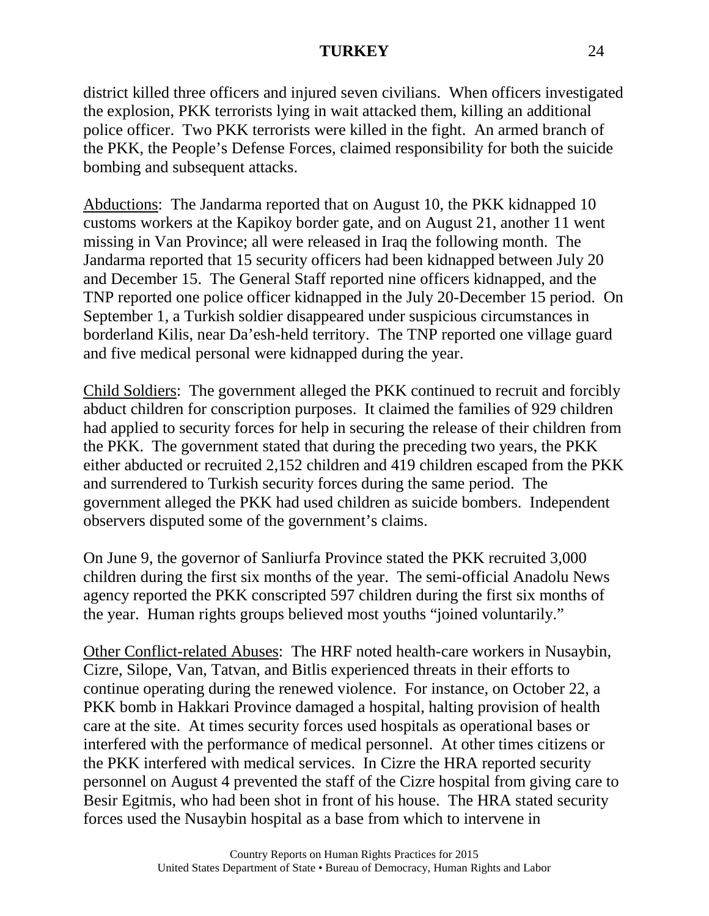district killed three officers and injured seven civilians. When officers investigated the explosion, PKK terrorists lying in wait attacked them, killing an additional police officer. Two PKK terrorists were killed in the fight. An armed branch of the PKK, the People's Defense Forces, claimed responsibility for both the suicide bombing and subsequent attacks.

Abductions: The Jandarma reported that on August 10, the PKK kidnapped 10 customs workers at the Kapikoy border gate, and on August 21, another 11 went missing in Van Province; all were released in Iraq the following month. The Jandarma reported that 15 security officers had been kidnapped between July 20 and December 15. The General Staff reported nine officers kidnapped, and the TNP reported one police officer kidnapped in the July 20-December 15 period. On September 1, a Turkish soldier disappeared under suspicious circumstances in borderland Kilis, near Da'esh-held territory. The TNP reported one village guard and five medical personal were kidnapped during the year.

Child Soldiers: The government alleged the PKK continued to recruit and forcibly abduct children for conscription purposes. It claimed the families of 929 children had applied to security forces for help in securing the release of their children from the PKK. The government stated that during the preceding two years, the PKK either abducted or recruited 2,152 children and 419 children escaped from the PKK and surrendered to Turkish security forces during the same period. The government alleged the PKK had used children as suicide bombers. Independent observers disputed some of the government's claims.

On June 9, the governor of Sanliurfa Province stated the PKK recruited 3,000 children during the first six months of the year. The semi-official Anadolu News agency reported the PKK conscripted 597 children during the first six months of the year. Human rights groups believed most youths "joined voluntarily."

Other Conflict-related Abuses: The HRF noted health-care workers in Nusaybin, Cizre, Silope, Van, Tatvan, and Bitlis experienced threats in their efforts to continue operating during the renewed violence. For instance, on October 22, a PKK bomb in Hakkari Province damaged a hospital, halting provision of health care at the site. At times security forces used hospitals as operational bases or interfered with the performance of medical personnel. At other times citizens or the PKK interfered with medical services. In Cizre the HRA reported security personnel on August 4 prevented the staff of the Cizre hospital from giving care to Besir Egitmis, who had been shot in front of his house. The HRA stated security forces used the Nusaybin hospital as a base from which to intervene in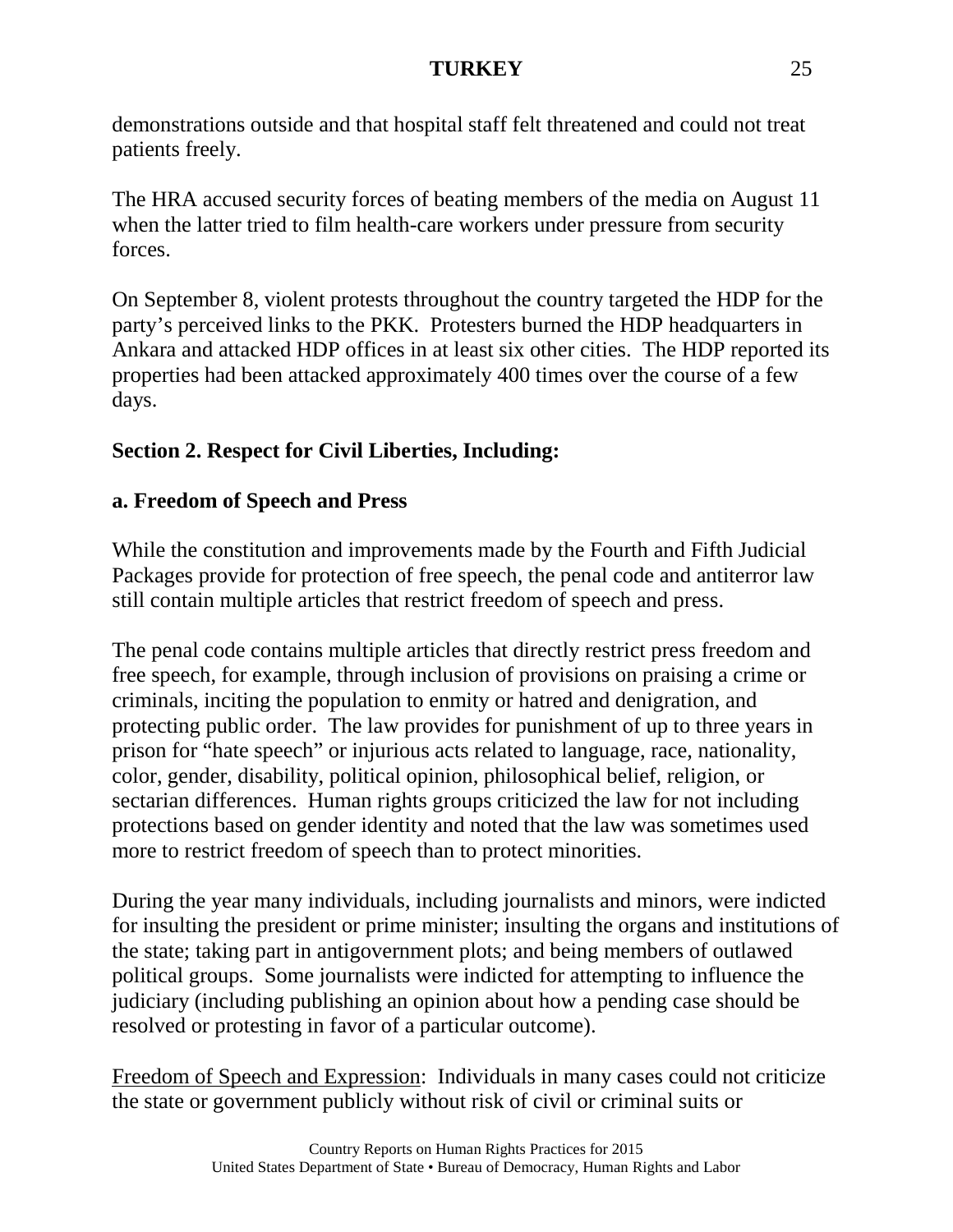demonstrations outside and that hospital staff felt threatened and could not treat patients freely.

The HRA accused security forces of beating members of the media on August 11 when the latter tried to film health-care workers under pressure from security forces.

On September 8, violent protests throughout the country targeted the HDP for the party's perceived links to the PKK. Protesters burned the HDP headquarters in Ankara and attacked HDP offices in at least six other cities. The HDP reported its properties had been attacked approximately 400 times over the course of a few days.

## Section 2. Respect for Civil Liberties, Including:

### a. Freedom of Speech and Press

While the constitution and improvements made by the Fourth and Fifth Judicial Packages provide for protection of free speech, the penal code and antiterror law still contain multiple articles that restrict freedom of speech and press.

The penal code contains multiple articles that directly restrict press freedom and free speech, for example, through inclusion of provisions on praising a crime or criminals, inciting the population to enmity or hatred and denigration, and protecting public order. The law provides for punishment of up to three years in prison for "hate speech" or injurious acts related to language, race, nationality, color, gender, disability, political opinion, philosophical belief, religion, or sectarian differences. Human rights groups criticized the law for not including protections based on gender identity and noted that the law was sometimes used more to restrict freedom of speech than to protect minorities.

During the year many individuals, including journalists and minors, were indicted for insulting the president or prime minister; insulting the organs and institutions of the state; taking part in antigovernment plots; and being members of outlawed political groups. Some journalists were indicted for attempting to influence the judiciary (including publishing an opinion about how a pending case should be resolved or protesting in favor of a particular outcome).

<u>Freedom of Speech and Expression</u>: Individuals in many cases could not criticize the state or government publicly without risk of civil or criminal suits or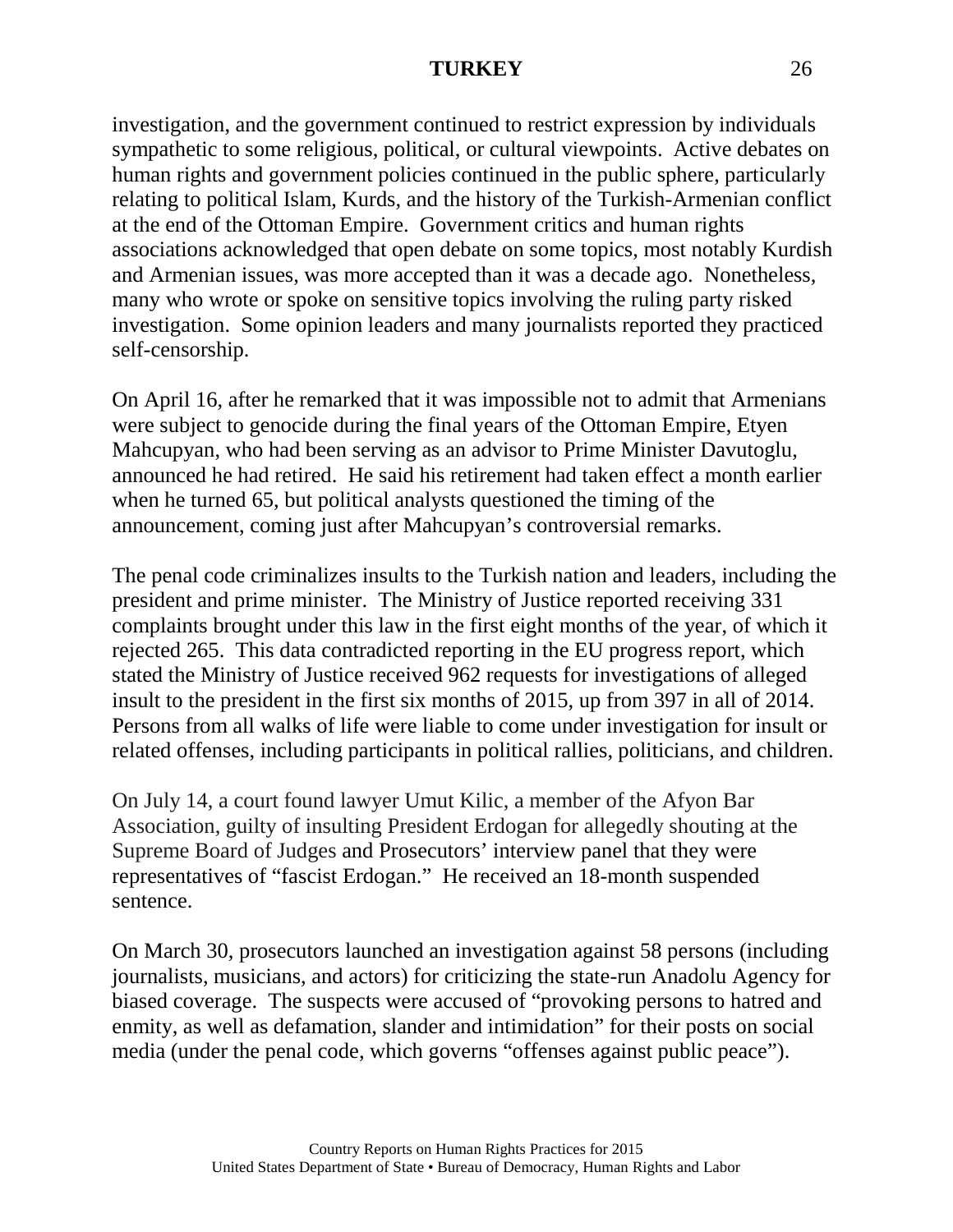investigation, and the government continued to restrict expression by individuals sympathetic to some religious, political, or cultural viewpoints. Active debates on human rights and government policies continued in the public sphere, particularly relating to political Islam, Kurds, and the history of the Turkish-Armenian conflict at the end of the Ottoman Empire. Government critics and human rights associations acknowledged that open debate on some topics, most notably Kurdish and Armenian issues, was more accepted than it was a decade ago. Nonetheless, many who wrote or spoke on sensitive topics involving the ruling party risked investigation. Some opinion leaders and many journalists reported they practiced self-censorship.

On April 16, after he remarked that it was impossible not to admit that Armenians were subject to genocide during the final years of the Ottoman Empire, Etyen Mahcupyan, who had been serving as an advisor to Prime Minister Davutoglu, announced he had retired. He said his retirement had taken effect a month earlier when he turned 65, but political analysts questioned the timing of the announcement, coming just after Mahcupyan's controversial remarks.

The penal code criminalizes insults to the Turkish nation and leaders, including the president and prime minister. The Ministry of Justice reported receiving 331 complaints brought under this law in the first eight months of the year, of which it rejected 265. This data contradicted reporting in the EU progress report, which stated the Ministry of Justice received 962 requests for investigations of alleged insult to the president in the first six months of 2015, up from 397 in all of 2014. Persons from all walks of life were liable to come under investigation for insult or related offenses, including participants in political rallies, politicians, and children.

On July 14, a court found lawyer Umut Kilic, a member of the Afyon Bar Association, guilty of insulting President Erdogan for allegedly shouting at the Supreme Board of Judges and Prosecutors' interview panel that they were representatives of "fascist Erdogan." He received an 18-month suspended sentence.

On March 30, prosecutors launched an investigation against 58 persons (including journalists, musicians, and actors) for criticizing the state-run Anadolu Agency for biased coverage. The suspects were accused of "provoking persons to hatred and enmity, as well as defamation, slander and intimidation" for their posts on social media (under the penal code, which governs "offenses against public peace").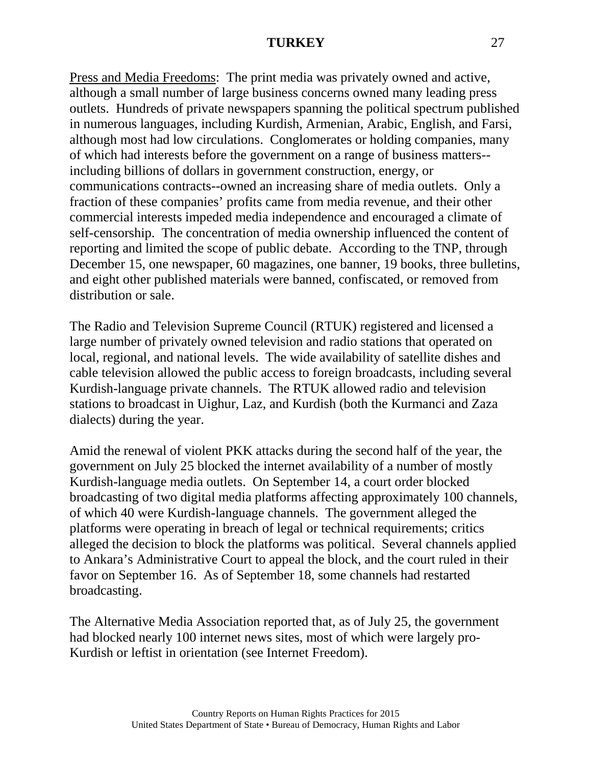<u>Press and Media Freedoms</u>: The print media was privately owned and active, although a small number of large business concerns owned many leading press outlets. Hundreds of private newspapers spanning the political spectrum published in numerous languages, including Kurdish, Armenian, Arabic, English, and Farsi, although most had low circulations. Conglomerates or holding companies, many of which had interests before the government on a range of business matters--including billions of dollars in government construction, energy, or communications contracts--owned an increasing share of media outlets. Only a fraction of these companies' profits came from media revenue, and their other commercial interests impeded media independence and encouraged a climate of self-censorship. The concentration of media ownership influenced the content of reporting and limited the scope of public debate. According to the TNP, through December 15, one newspaper, 60 magazines, one banner, 19 books, three bulletins, and eight other published materials were banned, confiscated, or removed from distribution or sale.

The Radio and Television Supreme Council (RTUK) registered and licensed a large number of privately owned television and radio stations that operated on local, regional, and national levels. The wide availability of satellite dishes and cable television allowed the public access to foreign broadcasts, including several Kurdish-language private channels. The RTUK allowed radio and television stations to broadcast in Uighur, Laz, and Kurdish (both the Kurmanci and Zaza dialects) during the year.

Amid the renewal of violent PKK attacks during the second half of the year, the government on July 25 blocked the internet availability of a number of mostly Kurdish-language media outlets. On September 14, a court order blocked broadcasting of two digital media platforms affecting approximately 100 channels, of which 40 were Kurdish-language channels. The government alleged the platforms were operating in breach of legal or technical requirements; critics alleged the decision to block the platforms was political. Several channels applied to Ankara's Administrative Court to appeal the block, and the court ruled in their favor on September 16. As of September 18, some channels had restarted broadcasting.

The Alternative Media Association reported that, as of July 25, the government had blocked nearly 100 internet news sites, most of which were largely pro-Kurdish or leftist in orientation (see Internet Freedom).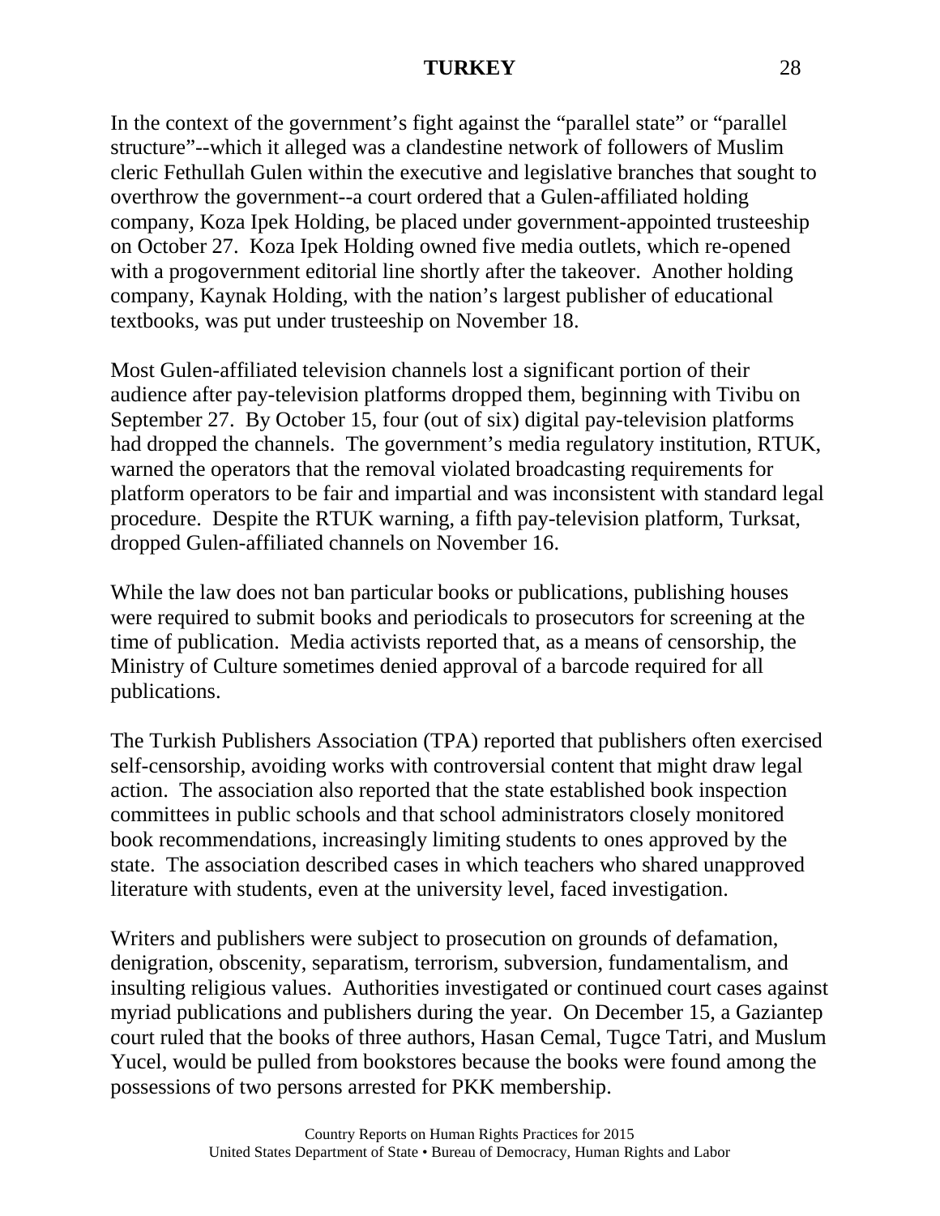In the context of the government's fight against the "parallel state" or "parallel structure"--which it alleged was a clandestine network of followers of Muslim cleric Fethullah Gulen within the executive and legislative branches that sought to overthrow the government--a court ordered that a Gulen-affiliated holding company, Koza Ipek Holding, be placed under government-appointed trusteeship on October 27. Koza Ipek Holding owned five media outlets, which re-opened with a progovernment editorial line shortly after the takeover. Another holding company, Kaynak Holding, with the nation's largest publisher of educational textbooks, was put under trusteeship on November 18.

Most Gulen-affiliated television channels lost a significant portion of their audience after pay-television platforms dropped them, beginning with Tivibu on September 27. By October 15, four (out of six) digital pay-television platforms had dropped the channels. The government's media regulatory institution, RTUK, warned the operators that the removal violated broadcasting requirements for platform operators to be fair and impartial and was inconsistent with standard legal procedure. Despite the RTUK warning, a fifth pay-television platform, Turksat, dropped Gulen-affiliated channels on November 16.

While the law does not ban particular books or publications, publishing houses were required to submit books and periodicals to prosecutors for screening at the time of publication. Media activists reported that, as a means of censorship, the Ministry of Culture sometimes denied approval of a barcode required for all publications.

The Turkish Publishers Association (TPA) reported that publishers often exercised self-censorship, avoiding works with controversial content that might draw legal action. The association also reported that the state established book inspection committees in public schools and that school administrators closely monitored book recommendations, increasingly limiting students to ones approved by the state. The association described cases in which teachers who shared unapproved literature with students, even at the university level, faced investigation.

Writers and publishers were subject to prosecution on grounds of defamation, denigration, obscenity, separatism, terrorism, subversion, fundamentalism, and insulting religious values. Authorities investigated or continued court cases against myriad publications and publishers during the year. On December 15, a Gaziantep court ruled that the books of three authors, Hasan Cemal, Tugce Tatri, and Muslum Yucel, would be pulled from bookstores because the books were found among the possessions of two persons arrested for PKK membership.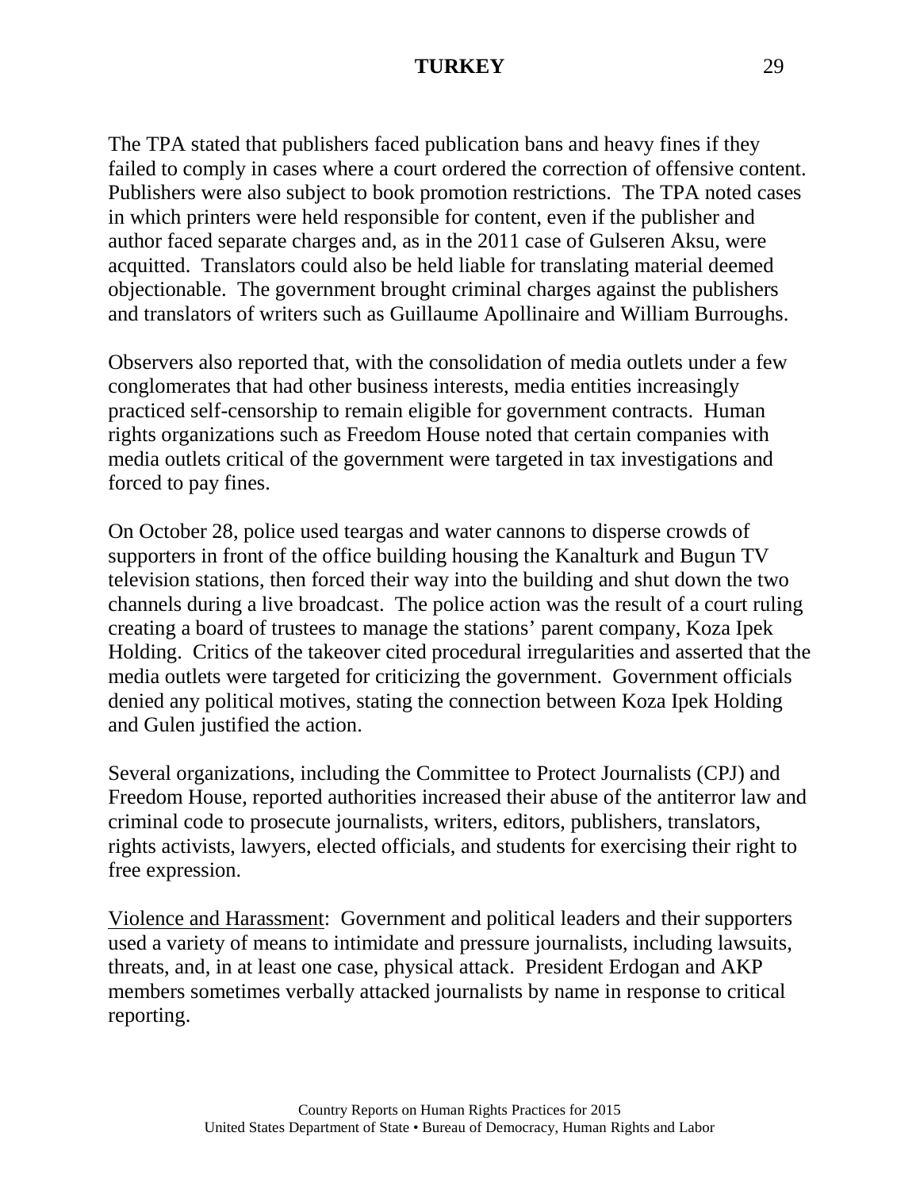The TPA stated that publishers faced publication bans and heavy fines if they failed to comply in cases where a court ordered the correction of offensive content. Publishers were also subject to book promotion restrictions. The TPA noted cases in which printers were held responsible for content, even if the publisher and author faced separate charges and, as in the 2011 case of Gulseren Aksu, were acquitted. Translators could also be held liable for translating material deemed objectionable. The government brought criminal charges against the publishers and translators of writers such as Guillaume Apollinaire and William Burroughs.

Observers also reported that, with the consolidation of media outlets under a few conglomerates that had other business interests, media entities increasingly practiced self-censorship to remain eligible for government contracts. Human rights organizations such as Freedom House noted that certain companies with media outlets critical of the government were targeted in tax investigations and forced to pay fines.

On October 28, police used teargas and water cannons to disperse crowds of supporters in front of the office building housing the Kanalturk and Bugun TV television stations, then forced their way into the building and shut down the two channels during a live broadcast. The police action was the result of a court ruling creating a board of trustees to manage the stations' parent company, Koza Ipek Holding. Critics of the takeover cited procedural irregularities and asserted that the media outlets were targeted for criticizing the government. Government officials denied any political motives, stating the connection between Koza Ipek Holding and Gulen justified the action.

Several organizations, including the Committee to Protect Journalists (CPJ) and Freedom House, reported authorities increased their abuse of the antiterror law and criminal code to prosecute journalists, writers, editors, publishers, translators, rights activists, lawyers, elected officials, and students for exercising their right to free expression.

<u>Violence and Harassment</u>: Government and political leaders and their supporters used a variety of means to intimidate and pressure journalists, including lawsuits, threats, and, in at least one case, physical attack. President Erdogan and AKP members sometimes verbally attacked journalists by name in response to critical reporting.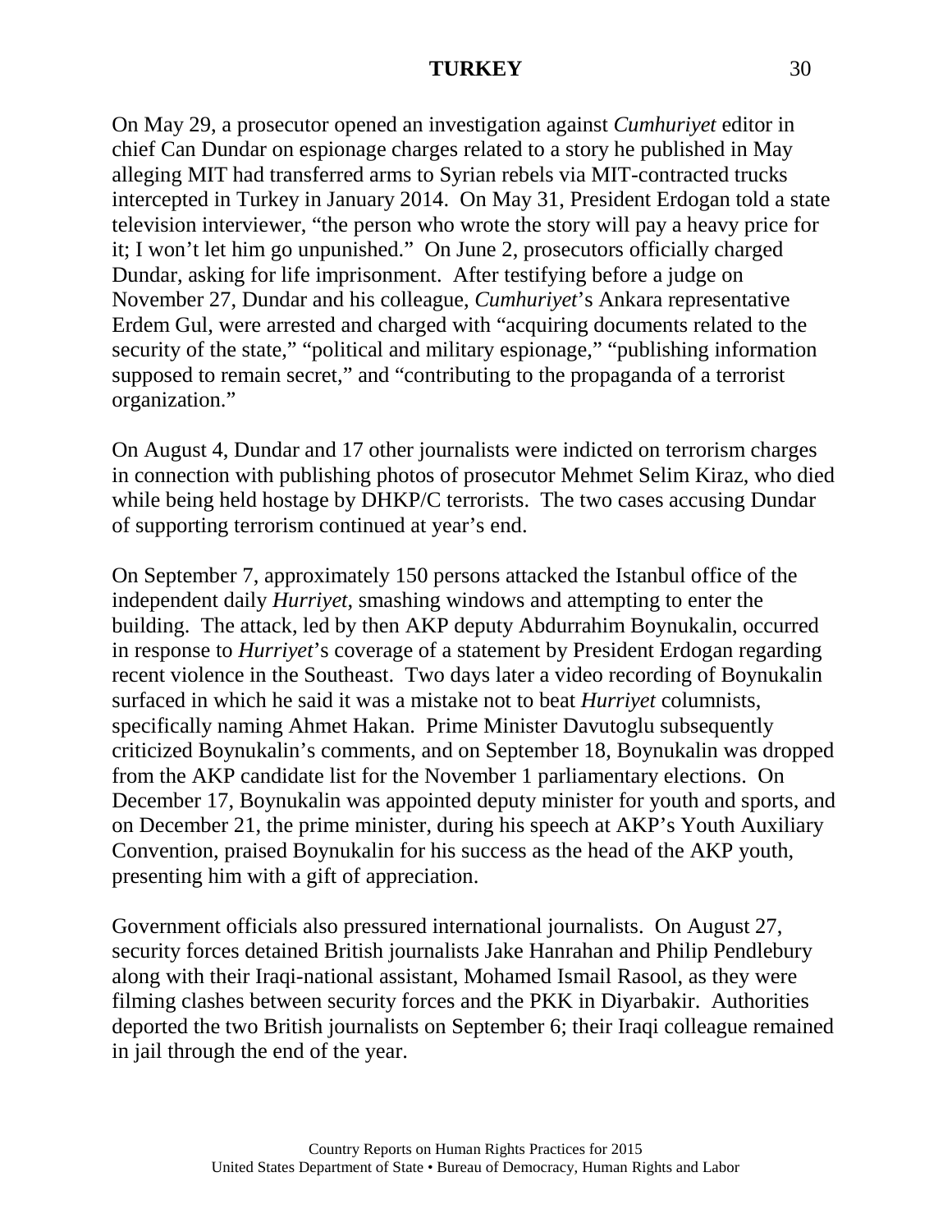On May 29, a prosecutor opened an investigation against *Cumhuriyet* editor in chief Can Dundar on espionage charges related to a story he published in May alleging MIT had transferred arms to Syrian rebels via MIT-contracted trucks intercepted in Turkey in January 2014. On May 31, President Erdogan told a state television interviewer, "the person who wrote the story will pay a heavy price for it; I won't let him go unpunished." On June 2, prosecutors officially charged Dundar, asking for life imprisonment. After testifying before a judge on November 27, Dundar and his colleague, *Cumhuriyet*'s Ankara representative Erdem Gul, were arrested and charged with "acquiring documents related to the security of the state," "political and military espionage," "publishing information supposed to remain secret," and "contributing to the propaganda of a terrorist organization."

On August 4, Dundar and 17 other journalists were indicted on terrorism charges in connection with publishing photos of prosecutor Mehmet Selim Kiraz, who died while being held hostage by DHKP/C terrorists. The two cases accusing Dundar of supporting terrorism continued at year's end.

On September 7, approximately 150 persons attacked the Istanbul office of the independent daily *Hurriyet*, smashing windows and attempting to enter the building. The attack, led by then AKP deputy Abdurrahim Boynukalin, occurred in response to *Hurriyet*'s coverage of a statement by President Erdogan regarding recent violence in the Southeast. Two days later a video recording of Boynukalin surfaced in which he said it was a mistake not to beat *Hurriyet* columnists, specifically naming Ahmet Hakan. Prime Minister Davutoglu subsequently criticized Boynukalin's comments, and on September 18, Boynukalin was dropped from the AKP candidate list for the November 1 parliamentary elections. On December 17, Boynukalin was appointed deputy minister for youth and sports, and on December 21, the prime minister, during his speech at AKP's Youth Auxiliary Convention, praised Boynukalin for his success as the head of the AKP youth, presenting him with a gift of appreciation.

Government officials also pressured international journalists. On August 27, security forces detained British journalists Jake Hanrahan and Philip Pendlebury along with their Iraqi-national assistant, Mohamed Ismail Rasool, as they were filming clashes between security forces and the PKK in Diyarbakir. Authorities deported the two British journalists on September 6; their Iraqi colleague remained in jail through the end of the year.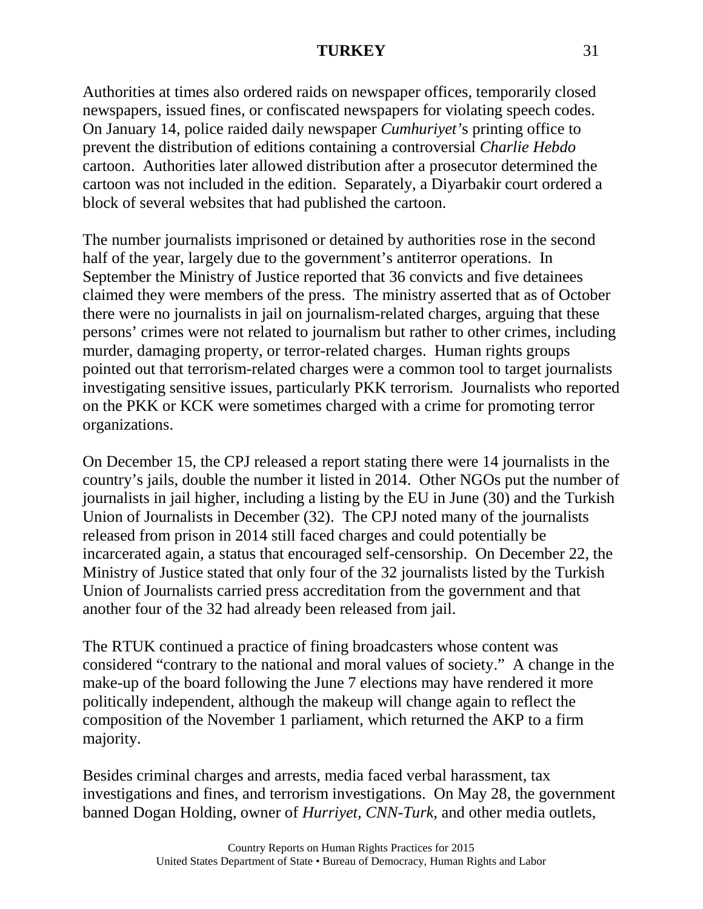Authorities at times also ordered raids on newspaper offices, temporarily closed newspapers, issued fines, or confiscated newspapers for violating speech codes. On January 14, police raided daily newspaper *Cumhuriyet*'s printing office to prevent the distribution of editions containing a controversial *Charlie Hebdo* cartoon. Authorities later allowed distribution after a prosecutor determined the cartoon was not included in the edition. Separately, a Diyarbakir court ordered a block of several websites that had published the cartoon.

The number journalists imprisoned or detained by authorities rose in the second half of the year, largely due to the government's antiterror operations. In September the Ministry of Justice reported that 36 convicts and five detainees claimed they were members of the press. The ministry asserted that as of October there were no journalists in jail on journalism-related charges, arguing that these persons' crimes were not related to journalism but rather to other crimes, including murder, damaging property, or terror-related charges. Human rights groups pointed out that terrorism-related charges were a common tool to target journalists investigating sensitive issues, particularly PKK terrorism. Journalists who reported on the PKK or KCK were sometimes charged with a crime for promoting terror organizations.

On December 15, the CPJ released a report stating there were 14 journalists in the country's jails, double the number it listed in 2014. Other NGOs put the number of journalists in jail higher, including a listing by the EU in June (30) and the Turkish Union of Journalists in December (32). The CPJ noted many of the journalists released from prison in 2014 still faced charges and could potentially be incarcerated again, a status that encouraged self-censorship. On December 22, the Ministry of Justice stated that only four of the 32 journalists listed by the Turkish Union of Journalists carried press accreditation from the government and that another four of the 32 had already been released from jail.

The RTUK continued a practice of fining broadcasters whose content was considered "contrary to the national and moral values of society." A change in the make-up of the board following the June 7 elections may have rendered it more politically independent, although the makeup will change again to reflect the composition of the November 1 parliament, which returned the AKP to a firm majority.

Besides criminal charges and arrests, media faced verbal harassment, tax investigations and fines, and terrorism investigations. On May 28, the government banned Dogan Holding, owner of *Hurriyet, CNN-Turk*, and other media outlets,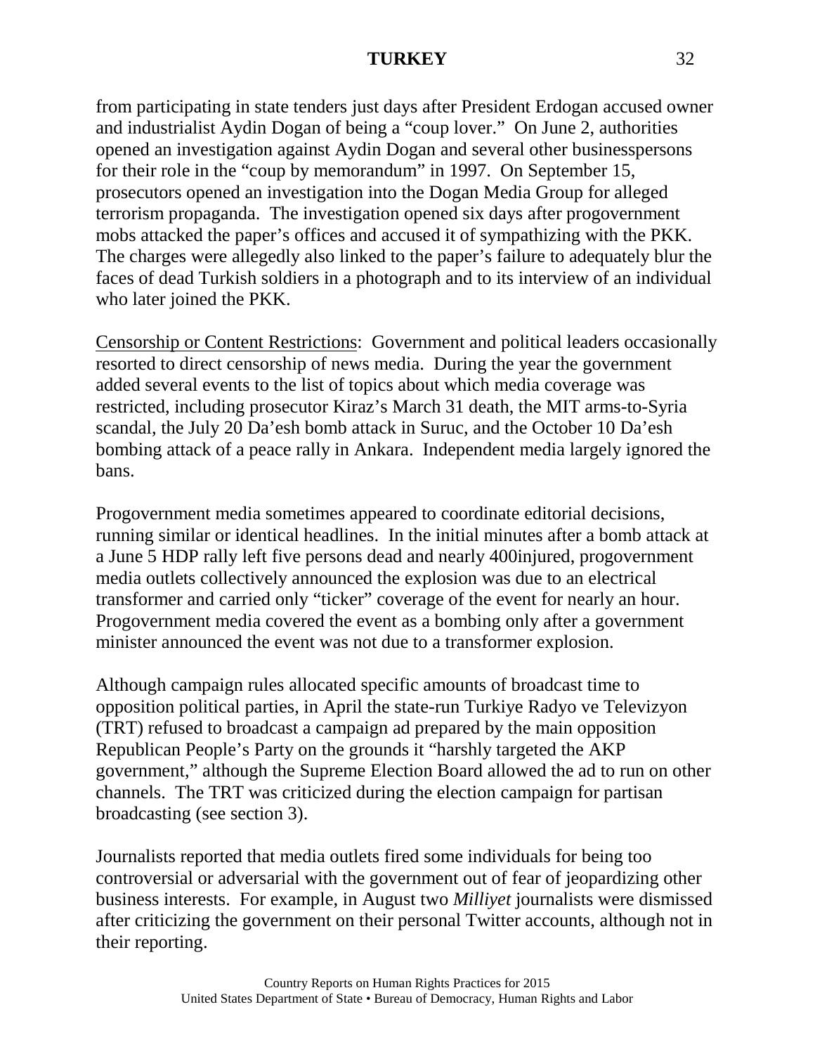from participating in state tenders just days after President Erdogan accused owner and industrialist Aydin Dogan of being a "coup lover." On June 2, authorities opened an investigation against Aydin Dogan and several other businesspersons for their role in the "coup by memorandum" in 1997. On September 15, prosecutors opened an investigation into the Dogan Media Group for alleged terrorism propaganda. The investigation opened six days after progovernment mobs attacked the paper's offices and accused it of sympathizing with the PKK. The charges were allegedly also linked to the paper's failure to adequately blur the faces of dead Turkish soldiers in a photograph and to its interview of an individual who later joined the PKK.

Censorship or Content Restrictions: Government and political leaders occasionally resorted to direct censorship of news media. During the year the government added several events to the list of topics about which media coverage was restricted, including prosecutor Kiraz's March 31 death, the MIT arms-to-Syria scandal, the July 20 Da'esh bomb attack in Suruc, and the October 10 Da'esh bombing attack of a peace rally in Ankara. Independent media largely ignored the bans.

Progovernment media sometimes appeared to coordinate editorial decisions, running similar or identical headlines. In the initial minutes after a bomb attack at a June 5 HDP rally left five persons dead and nearly 400injured, progovernment media outlets collectively announced the explosion was due to an electrical transformer and carried only "ticker" coverage of the event for nearly an hour. Progovernment media covered the event as a bombing only after a government minister announced the event was not due to a transformer explosion.

Although campaign rules allocated specific amounts of broadcast time to opposition political parties, in April the state-run Turkiye Radyo ve Televizyon (TRT) refused to broadcast a campaign ad prepared by the main opposition Republican People's Party on the grounds it "harshly targeted the AKP government," although the Supreme Election Board allowed the ad to run on other channels. The TRT was criticized during the election campaign for partisan broadcasting (see section 3).

Journalists reported that media outlets fired some individuals for being too controversial or adversarial with the government out of fear of jeopardizing other business interests. For example, in August two *Milliyet* journalists were dismissed after criticizing the government on their personal Twitter accounts, although not in their reporting.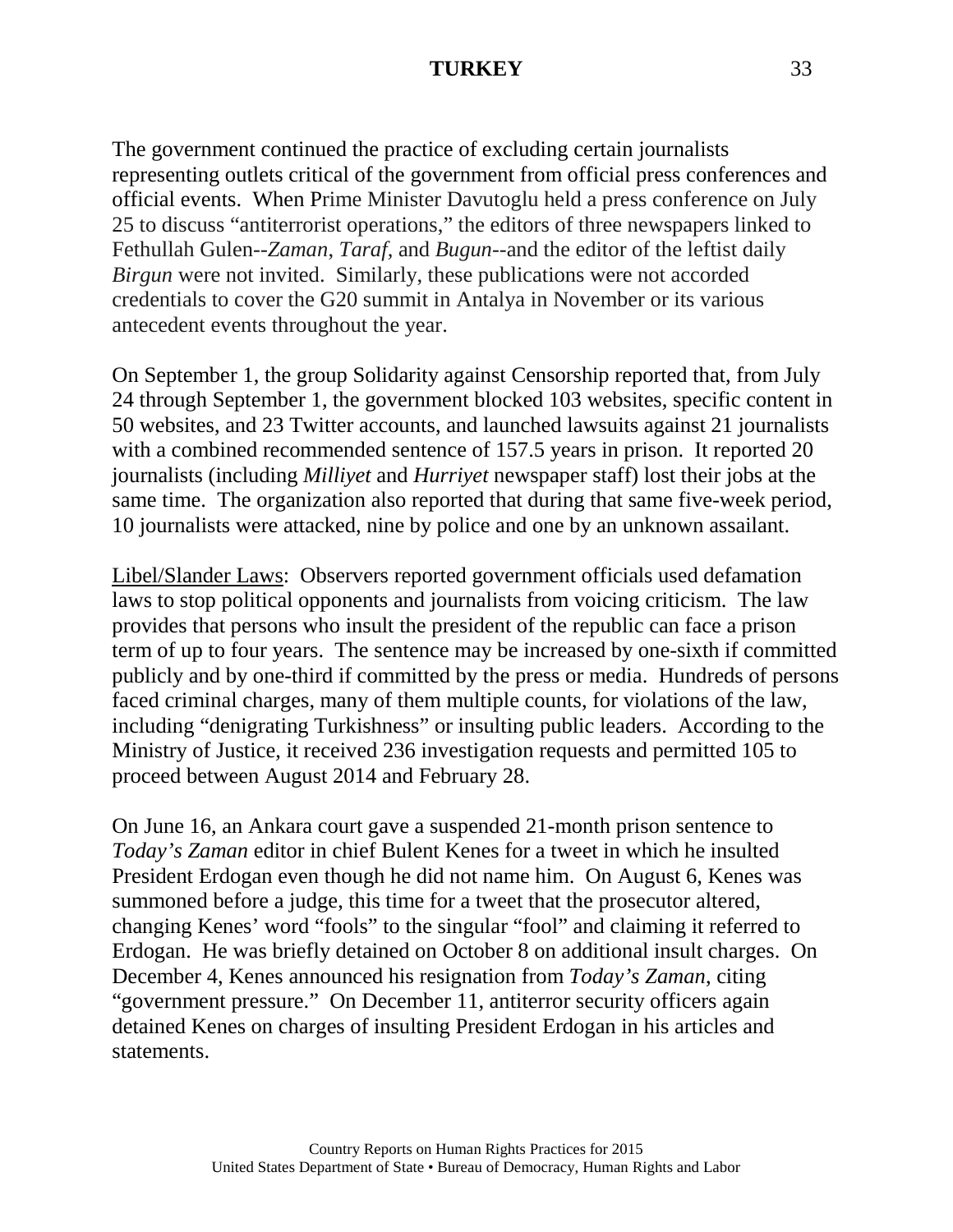The government continued the practice of excluding certain journalists representing outlets critical of the government from official press conferences and official events. When Prime Minister Davutoglu held a press conference on July 25 to discuss "antiterrorist operations," the editors of three newspapers linked to Fethullah Gulen--*Zaman, Taraf*, and *Bugun*--and the editor of the leftist daily *Birgun* were not invited. Similarly, these publications were not accorded credentials to cover the G20 summit in Antalya in November or its various antecedent events throughout the year.

On September 1, the group Solidarity against Censorship reported that, from July 24 through September 1, the government blocked 103 websites, specific content in 50 websites, and 23 Twitter accounts, and launched lawsuits against 21 journalists with a combined recommended sentence of 157.5 years in prison. It reported 20 journalists (including *Milliyet* and *Hurriyet* newspaper staff) lost their jobs at the same time. The organization also reported that during that same five-week period, 10 journalists were attacked, nine by police and one by an unknown assailant.

<u>Libel/Slander Laws</u>: Observers reported government officials used defamation laws to stop political opponents and journalists from voicing criticism. The law provides that persons who insult the president of the republic can face a prison term of up to four years. The sentence may be increased by one-sixth if committed publicly and by one-third if committed by the press or media. Hundreds of persons faced criminal charges, many of them multiple counts, for violations of the law, including "denigrating Turkishness" or insulting public leaders. According to the Ministry of Justice, it received 236 investigation requests and permitted 105 to proceed between August 2014 and February 28.

On June 16, an Ankara court gave a suspended 21-month prison sentence to *Today's Zaman* editor in chief Bulent Kenes for a tweet in which he insulted President Erdogan even though he did not name him. On August 6, Kenes was summoned before a judge, this time for a tweet that the prosecutor altered, changing Kenes' word "fools" to the singular "fool" and claiming it referred to Erdogan. He was briefly detained on October 8 on additional insult charges. On December 4, Kenes announced his resignation from *Today's Zaman*, citing "government pressure." On December 11, antiterror security officers again detained Kenes on charges of insulting President Erdogan in his articles and statements.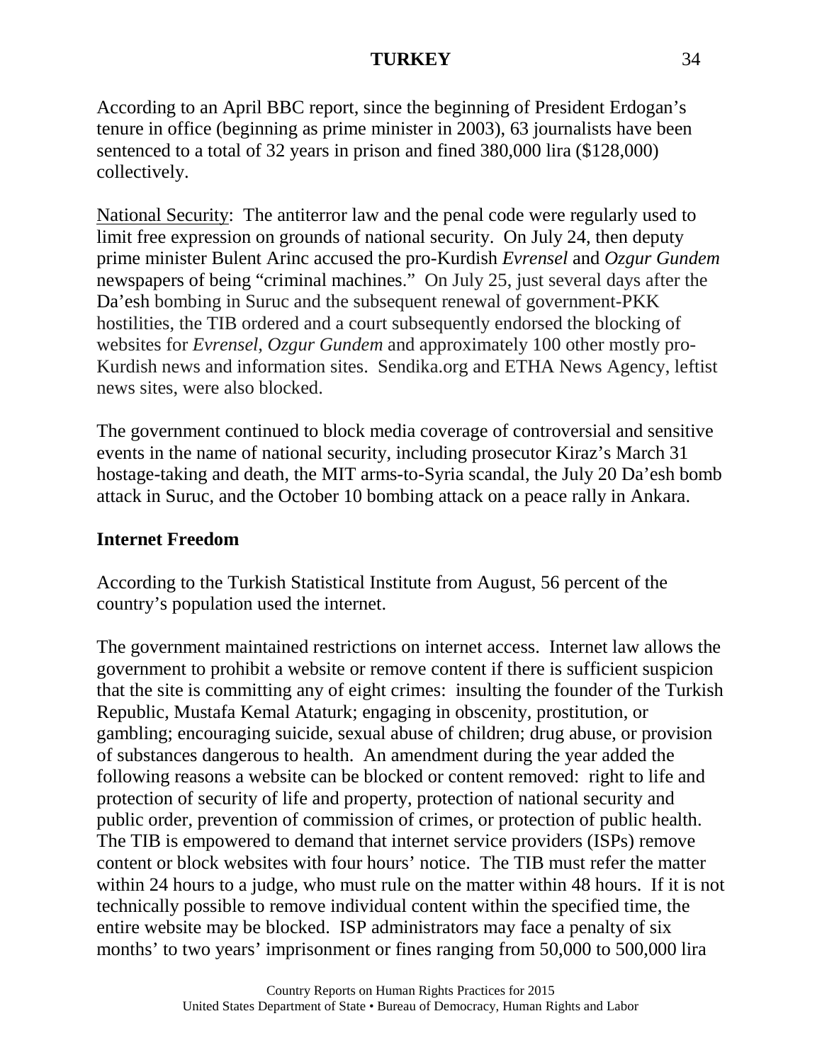According to an April BBC report, since the beginning of President Erdogan's tenure in office (beginning as prime minister in 2003), 63 journalists have been sentenced to a total of 32 years in prison and fined 380,000 lira ($128,000) collectively.

National Security: The antiterror law and the penal code were regularly used to limit free expression on grounds of national security. On July 24, then deputy prime minister Bulent Arinc accused the pro-Kurdish *Evrensel* and *Ozgur Gundem* newspapers of being "criminal machines." On July 25, just several days after the Da'esh bombing in Suruc and the subsequent renewal of government-PKK hostilities, the TIB ordered and a court subsequently endorsed the blocking of websites for *Evrensel, Ozgur Gundem* and approximately 100 other mostly pro-Kurdish news and information sites. Sendika.org and ETHA News Agency, leftist news sites, were also blocked.

The government continued to block media coverage of controversial and sensitive events in the name of national security, including prosecutor Kiraz's March 31 hostage-taking and death, the MIT arms-to-Syria scandal, the July 20 Da'esh bomb attack in Suruc, and the October 10 bombing attack on a peace rally in Ankara.

**Internet Freedom**

According to the Turkish Statistical Institute from August, 56 percent of the country's population used the internet.

The government maintained restrictions on internet access. Internet law allows the government to prohibit a website or remove content if there is sufficient suspicion that the site is committing any of eight crimes: insulting the founder of the Turkish Republic, Mustafa Kemal Ataturk; engaging in obscenity, prostitution, or gambling; encouraging suicide, sexual abuse of children; drug abuse, or provision of substances dangerous to health. An amendment during the year added the following reasons a website can be blocked or content removed: right to life and protection of security of life and property, protection of national security and public order, prevention of commission of crimes, or protection of public health. The TIB is empowered to demand that internet service providers (ISPs) remove content or block websites with four hours' notice. The TIB must refer the matter within 24 hours to a judge, who must rule on the matter within 48 hours. If it is not technically possible to remove individual content within the specified time, the entire website may be blocked. ISP administrators may face a penalty of six months' to two years' imprisonment or fines ranging from 50,000 to 500,000 lira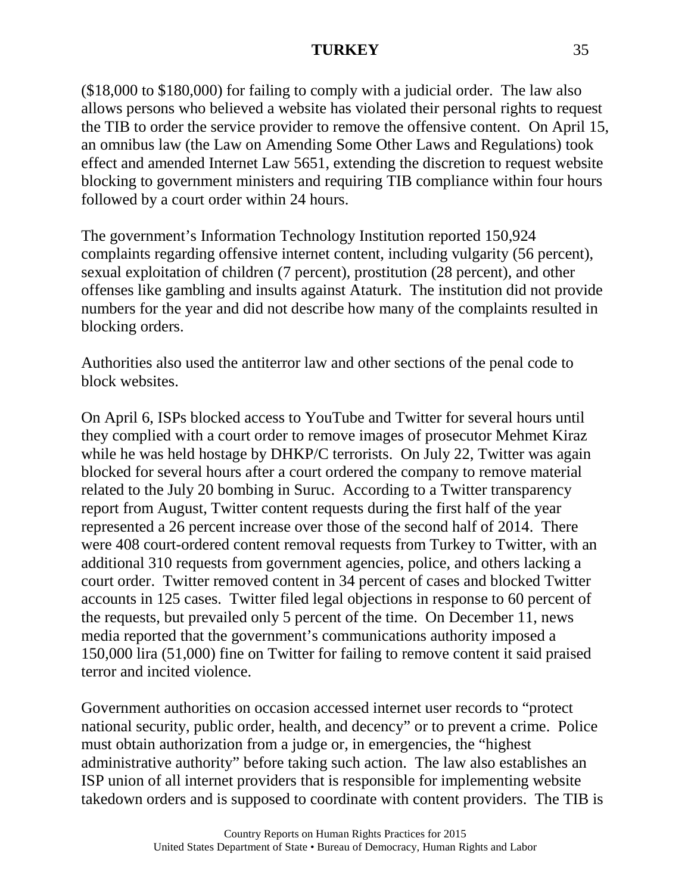($18,000 to $180,000) for failing to comply with a judicial order. The law also allows persons who believed a website has violated their personal rights to request the TIB to order the service provider to remove the offensive content. On April 15, an omnibus law (the Law on Amending Some Other Laws and Regulations) took effect and amended Internet Law 5651, extending the discretion to request website blocking to government ministers and requiring TIB compliance within four hours followed by a court order within 24 hours.

The government's Information Technology Institution reported 150,924 complaints regarding offensive internet content, including vulgarity (56 percent), sexual exploitation of children (7 percent), prostitution (28 percent), and other offenses like gambling and insults against Ataturk. The institution did not provide numbers for the year and did not describe how many of the complaints resulted in blocking orders.

Authorities also used the antiterror law and other sections of the penal code to block websites.

On April 6, ISPs blocked access to YouTube and Twitter for several hours until they complied with a court order to remove images of prosecutor Mehmet Kiraz while he was held hostage by DHKP/C terrorists. On July 22, Twitter was again blocked for several hours after a court ordered the company to remove material related to the July 20 bombing in Suruc. According to a Twitter transparency report from August, Twitter content requests during the first half of the year represented a 26 percent increase over those of the second half of 2014. There were 408 court-ordered content removal requests from Turkey to Twitter, with an additional 310 requests from government agencies, police, and others lacking a court order. Twitter removed content in 34 percent of cases and blocked Twitter accounts in 125 cases. Twitter filed legal objections in response to 60 percent of the requests, but prevailed only 5 percent of the time. On December 11, news media reported that the government's communications authority imposed a 150,000 lira (51,000) fine on Twitter for failing to remove content it said praised terror and incited violence.

Government authorities on occasion accessed internet user records to "protect national security, public order, health, and decency" or to prevent a crime. Police must obtain authorization from a judge or, in emergencies, the "highest administrative authority" before taking such action. The law also establishes an ISP union of all internet providers that is responsible for implementing website takedown orders and is supposed to coordinate with content providers. The TIB is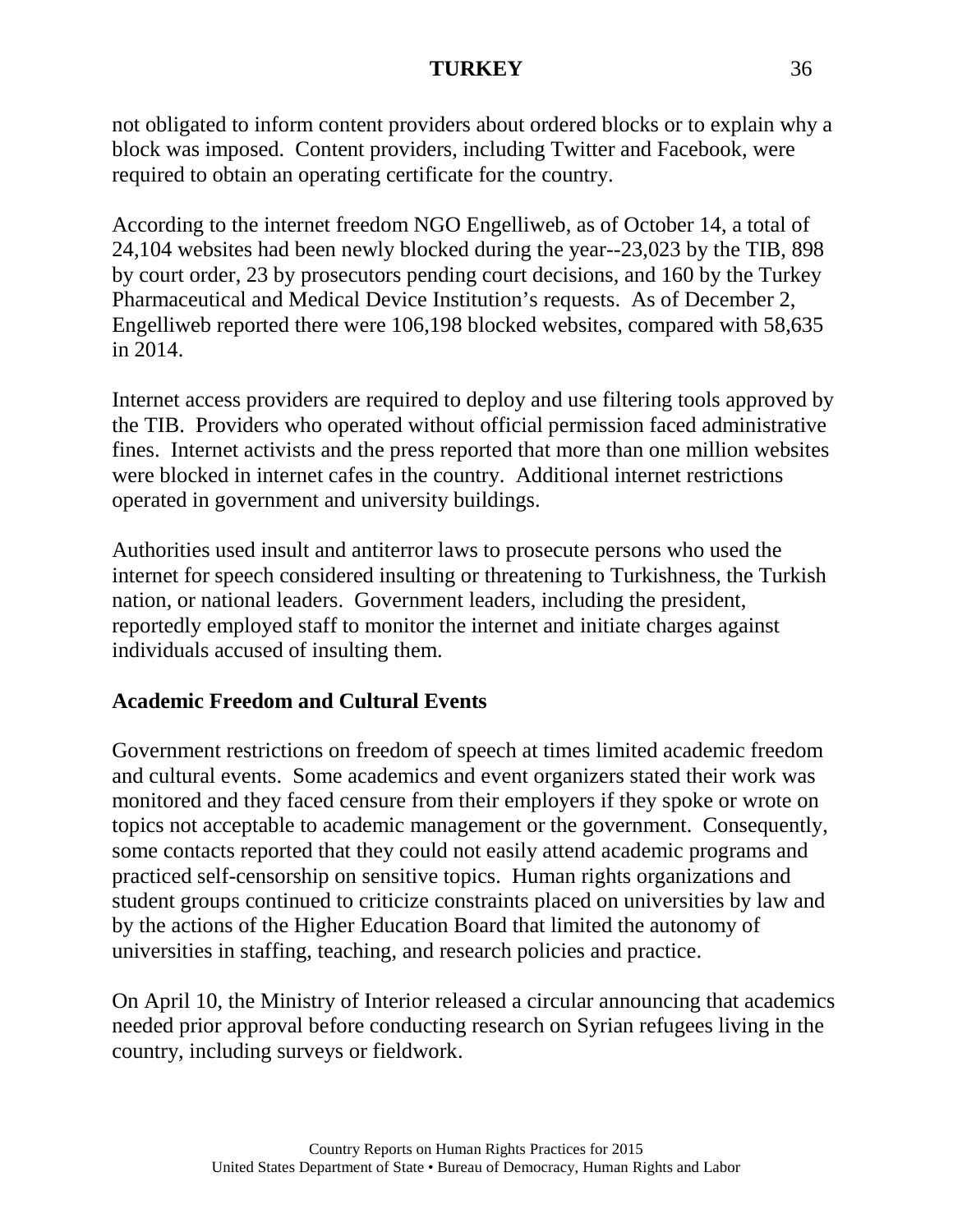not obligated to inform content providers about ordered blocks or to explain why a block was imposed. Content providers, including Twitter and Facebook, were required to obtain an operating certificate for the country.

According to the internet freedom NGO Engelliweb, as of October 14, a total of 24,104 websites had been newly blocked during the year--23,023 by the TIB, 898 by court order, 23 by prosecutors pending court decisions, and 160 by the Turkey Pharmaceutical and Medical Device Institution's requests. As of December 2, Engelliweb reported there were 106,198 blocked websites, compared with 58,635 in 2014.

Internet access providers are required to deploy and use filtering tools approved by the TIB. Providers who operated without official permission faced administrative fines. Internet activists and the press reported that more than one million websites were blocked in internet cafes in the country. Additional internet restrictions operated in government and university buildings.

Authorities used insult and antiterror laws to prosecute persons who used the internet for speech considered insulting or threatening to Turkishness, the Turkish nation, or national leaders. Government leaders, including the president, reportedly employed staff to monitor the internet and initiate charges against individuals accused of insulting them.

**Academic Freedom and Cultural Events**

Government restrictions on freedom of speech at times limited academic freedom and cultural events. Some academics and event organizers stated their work was monitored and they faced censure from their employers if they spoke or wrote on topics not acceptable to academic management or the government. Consequently, some contacts reported that they could not easily attend academic programs and practiced self-censorship on sensitive topics. Human rights organizations and student groups continued to criticize constraints placed on universities by law and by the actions of the Higher Education Board that limited the autonomy of universities in staffing, teaching, and research policies and practice.

On April 10, the Ministry of Interior released a circular announcing that academics needed prior approval before conducting research on Syrian refugees living in the country, including surveys or fieldwork.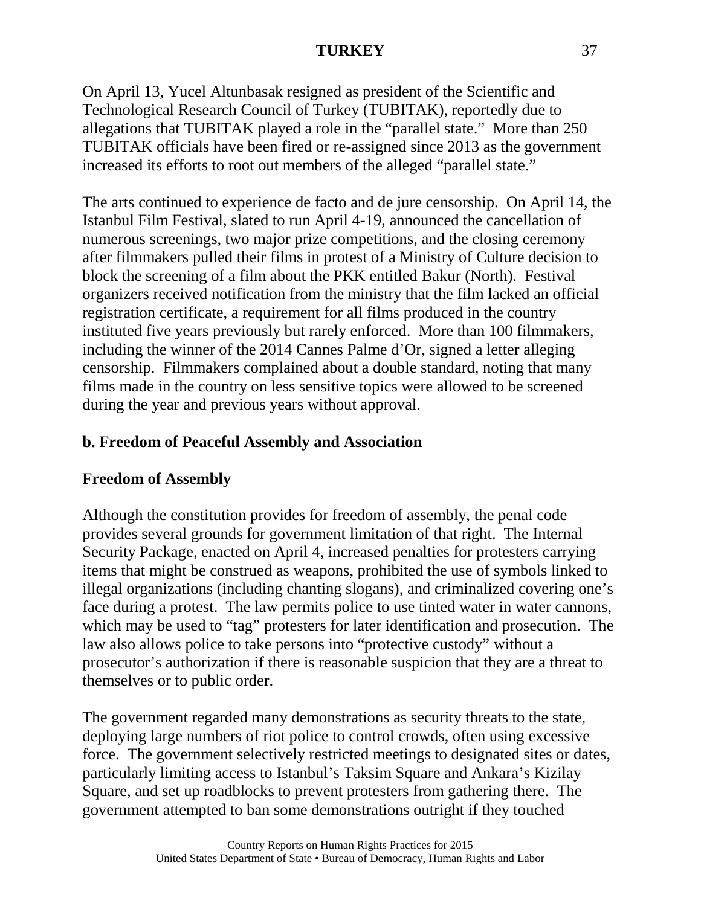On April 13, Yucel Altunbasak resigned as president of the Scientific and Technological Research Council of Turkey (TUBITAK), reportedly due to allegations that TUBITAK played a role in the "parallel state." More than 250 TUBITAK officials have been fired or re-assigned since 2013 as the government increased its efforts to root out members of the alleged "parallel state."

The arts continued to experience de facto and de jure censorship. On April 14, the Istanbul Film Festival, slated to run April 4-19, announced the cancellation of numerous screenings, two major prize competitions, and the closing ceremony after filmmakers pulled their films in protest of a Ministry of Culture decision to block the screening of a film about the PKK entitled Bakur (North). Festival organizers received notification from the ministry that the film lacked an official registration certificate, a requirement for all films produced in the country instituted five years previously but rarely enforced. More than 100 filmmakers, including the winner of the 2014 Cannes Palme d'Or, signed a letter alleging censorship. Filmmakers complained about a double standard, noting that many films made in the country on less sensitive topics were allowed to be screened during the year and previous years without approval.

## b. Freedom of Peaceful Assembly and Association

### Freedom of Assembly

Although the constitution provides for freedom of assembly, the penal code provides several grounds for government limitation of that right. The Internal Security Package, enacted on April 4, increased penalties for protesters carrying items that might be construed as weapons, prohibited the use of symbols linked to illegal organizations (including chanting slogans), and criminalized covering one's face during a protest. The law permits police to use tinted water in water cannons, which may be used to "tag" protesters for later identification and prosecution. The law also allows police to take persons into "protective custody" without a prosecutor's authorization if there is reasonable suspicion that they are a threat to themselves or to public order.

The government regarded many demonstrations as security threats to the state, deploying large numbers of riot police to control crowds, often using excessive force. The government selectively restricted meetings to designated sites or dates, particularly limiting access to Istanbul's Taksim Square and Ankara's Kizilay Square, and set up roadblocks to prevent protesters from gathering there. The government attempted to ban some demonstrations outright if they touched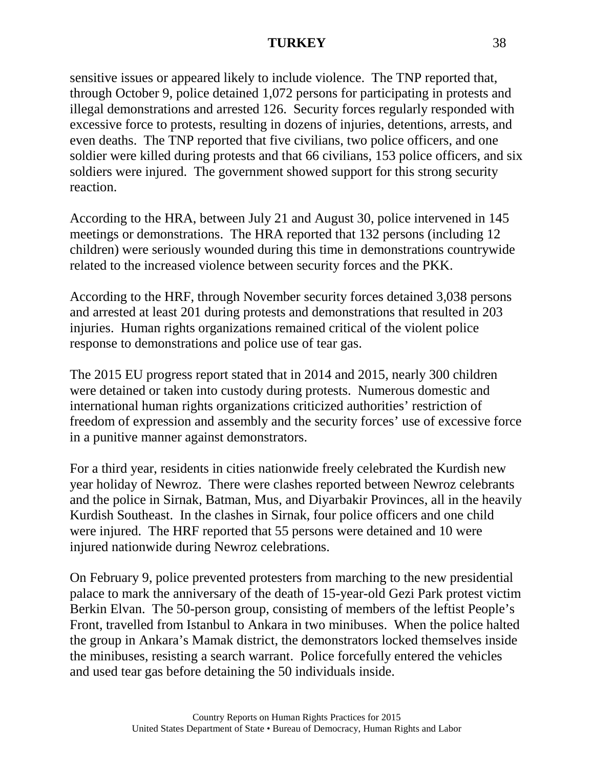sensitive issues or appeared likely to include violence. The TNP reported that, through October 9, police detained 1,072 persons for participating in protests and illegal demonstrations and arrested 126. Security forces regularly responded with excessive force to protests, resulting in dozens of injuries, detentions, arrests, and even deaths. The TNP reported that five civilians, two police officers, and one soldier were killed during protests and that 66 civilians, 153 police officers, and six soldiers were injured. The government showed support for this strong security reaction.

According to the HRA, between July 21 and August 30, police intervened in 145 meetings or demonstrations. The HRA reported that 132 persons (including 12 children) were seriously wounded during this time in demonstrations countrywide related to the increased violence between security forces and the PKK.

According to the HRF, through November security forces detained 3,038 persons and arrested at least 201 during protests and demonstrations that resulted in 203 injuries. Human rights organizations remained critical of the violent police response to demonstrations and police use of tear gas.

The 2015 EU progress report stated that in 2014 and 2015, nearly 300 children were detained or taken into custody during protests. Numerous domestic and international human rights organizations criticized authorities' restriction of freedom of expression and assembly and the security forces' use of excessive force in a punitive manner against demonstrators.

For a third year, residents in cities nationwide freely celebrated the Kurdish new year holiday of Newroz. There were clashes reported between Newroz celebrants and the police in Sirnak, Batman, Mus, and Diyarbakir Provinces, all in the heavily Kurdish Southeast. In the clashes in Sirnak, four police officers and one child were injured. The HRF reported that 55 persons were detained and 10 were injured nationwide during Newroz celebrations.

On February 9, police prevented protesters from marching to the new presidential palace to mark the anniversary of the death of 15-year-old Gezi Park protest victim Berkin Elvan. The 50-person group, consisting of members of the leftist People's Front, travelled from Istanbul to Ankara in two minibuses. When the police halted the group in Ankara's Mamak district, the demonstrators locked themselves inside the minibuses, resisting a search warrant. Police forcefully entered the vehicles and used tear gas before detaining the 50 individuals inside.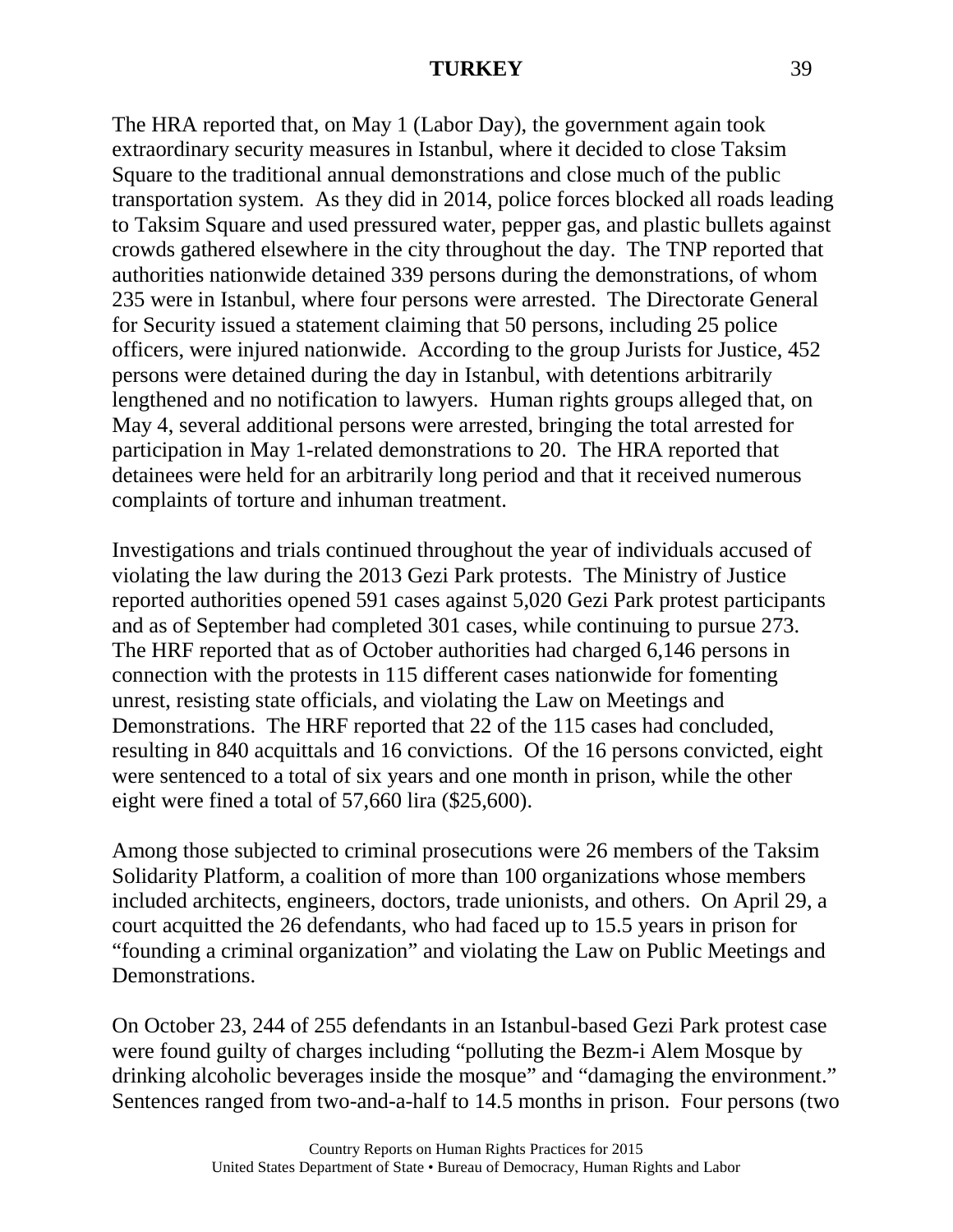The HRA reported that, on May 1 (Labor Day), the government again took extraordinary security measures in Istanbul, where it decided to close Taksim Square to the traditional annual demonstrations and close much of the public transportation system. As they did in 2014, police forces blocked all roads leading to Taksim Square and used pressured water, pepper gas, and plastic bullets against crowds gathered elsewhere in the city throughout the day. The TNP reported that authorities nationwide detained 339 persons during the demonstrations, of whom 235 were in Istanbul, where four persons were arrested. The Directorate General for Security issued a statement claiming that 50 persons, including 25 police officers, were injured nationwide. According to the group Jurists for Justice, 452 persons were detained during the day in Istanbul, with detentions arbitrarily lengthened and no notification to lawyers. Human rights groups alleged that, on May 4, several additional persons were arrested, bringing the total arrested for participation in May 1-related demonstrations to 20. The HRA reported that detainees were held for an arbitrarily long period and that it received numerous complaints of torture and inhuman treatment.

Investigations and trials continued throughout the year of individuals accused of violating the law during the 2013 Gezi Park protests. The Ministry of Justice reported authorities opened 591 cases against 5,020 Gezi Park protest participants and as of September had completed 301 cases, while continuing to pursue 273. The HRF reported that as of October authorities had charged 6,146 persons in connection with the protests in 115 different cases nationwide for fomenting unrest, resisting state officials, and violating the Law on Meetings and Demonstrations. The HRF reported that 22 of the 115 cases had concluded, resulting in 840 acquittals and 16 convictions. Of the 16 persons convicted, eight were sentenced to a total of six years and one month in prison, while the other eight were fined a total of 57,660 lira ($25,600).

Among those subjected to criminal prosecutions were 26 members of the Taksim Solidarity Platform, a coalition of more than 100 organizations whose members included architects, engineers, doctors, trade unionists, and others. On April 29, a court acquitted the 26 defendants, who had faced up to 15.5 years in prison for "founding a criminal organization" and violating the Law on Public Meetings and Demonstrations.

On October 23, 244 of 255 defendants in an Istanbul-based Gezi Park protest case were found guilty of charges including "polluting the Bezm-i Alem Mosque by drinking alcoholic beverages inside the mosque" and "damaging the environment." Sentences ranged from two-and-a-half to 14.5 months in prison. Four persons (two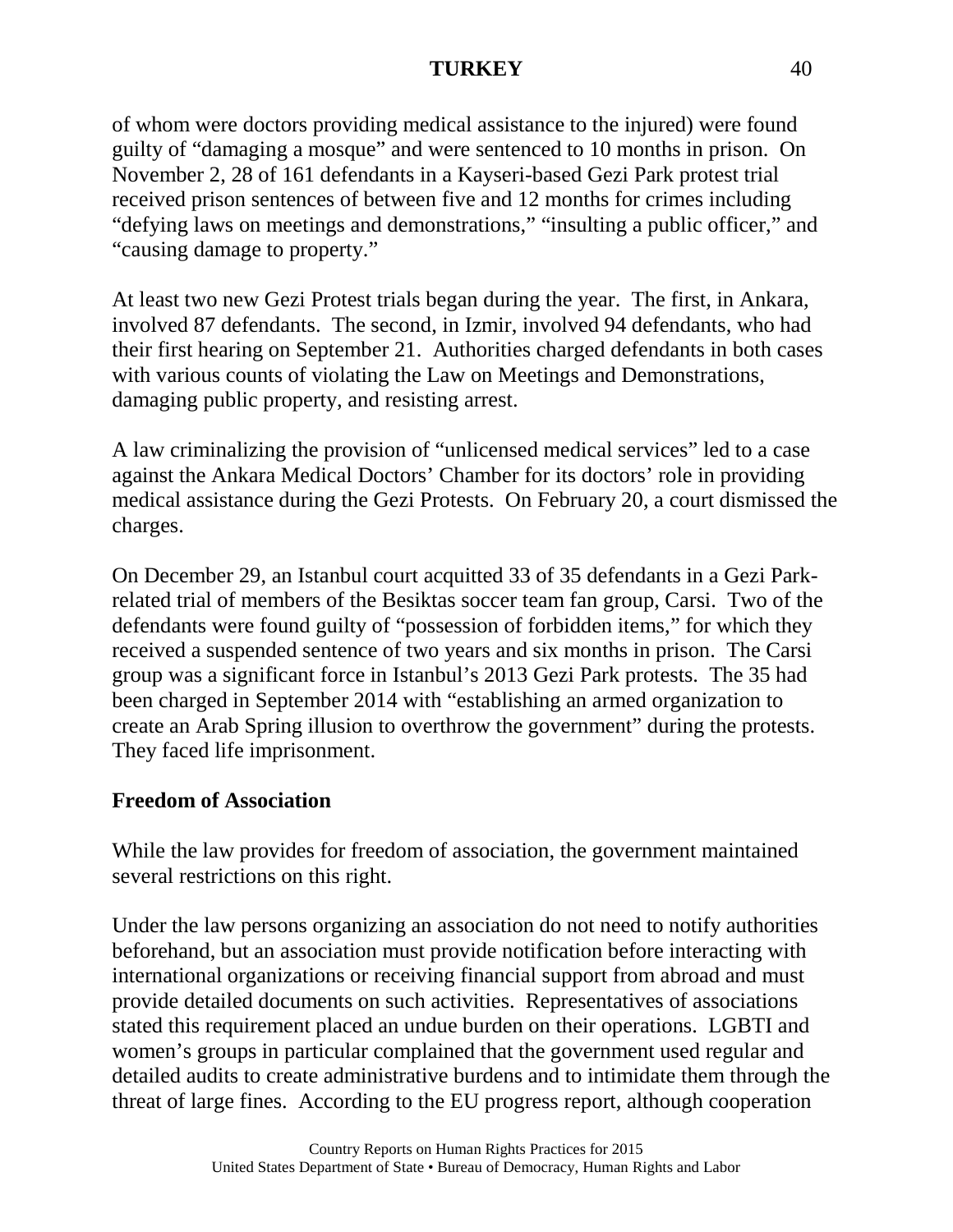of whom were doctors providing medical assistance to the injured) were found guilty of "damaging a mosque" and were sentenced to 10 months in prison. On November 2, 28 of 161 defendants in a Kayseri-based Gezi Park protest trial received prison sentences of between five and 12 months for crimes including "defying laws on meetings and demonstrations," "insulting a public officer," and "causing damage to property."

At least two new Gezi Protest trials began during the year. The first, in Ankara, involved 87 defendants. The second, in Izmir, involved 94 defendants, who had their first hearing on September 21. Authorities charged defendants in both cases with various counts of violating the Law on Meetings and Demonstrations, damaging public property, and resisting arrest.

A law criminalizing the provision of "unlicensed medical services" led to a case against the Ankara Medical Doctors' Chamber for its doctors' role in providing medical assistance during the Gezi Protests. On February 20, a court dismissed the charges.

On December 29, an Istanbul court acquitted 33 of 35 defendants in a Gezi Park-related trial of members of the Besiktas soccer team fan group, Carsi. Two of the defendants were found guilty of "possession of forbidden items," for which they received a suspended sentence of two years and six months in prison. The Carsi group was a significant force in Istanbul's 2013 Gezi Park protests. The 35 had been charged in September 2014 with "establishing an armed organization to create an Arab Spring illusion to overthrow the government" during the protests. They faced life imprisonment.

**Freedom of Association**

While the law provides for freedom of association, the government maintained several restrictions on this right.

Under the law persons organizing an association do not need to notify authorities beforehand, but an association must provide notification before interacting with international organizations or receiving financial support from abroad and must provide detailed documents on such activities. Representatives of associations stated this requirement placed an undue burden on their operations. LGBTI and women's groups in particular complained that the government used regular and detailed audits to create administrative burdens and to intimidate them through the threat of large fines. According to the EU progress report, although cooperation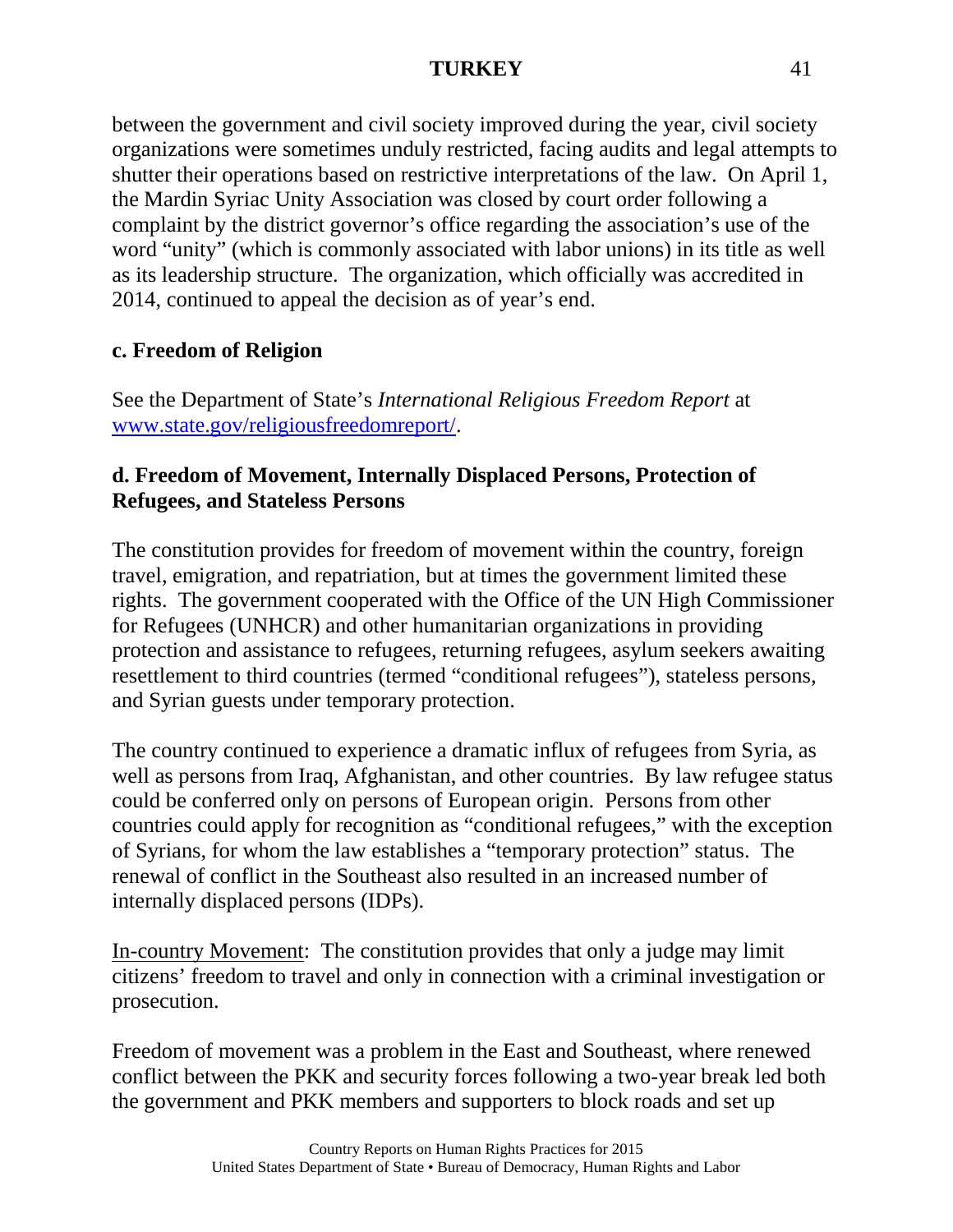between the government and civil society improved during the year, civil society organizations were sometimes unduly restricted, facing audits and legal attempts to shutter their operations based on restrictive interpretations of the law. On April 1, the Mardin Syriac Unity Association was closed by court order following a complaint by the district governor's office regarding the association's use of the word "unity" (which is commonly associated with labor unions) in its title as well as its leadership structure. The organization, which officially was accredited in 2014, continued to appeal the decision as of year's end.

### c. Freedom of Religion

See the Department of State's *International Religious Freedom Report* at [www.state.gov/religiousfreedomreport/](http://www.state.gov/religiousfreedomreport/).

### d. Freedom of Movement, Internally Displaced Persons, Protection of Refugees, and Stateless Persons

The constitution provides for freedom of movement within the country, foreign travel, emigration, and repatriation, but at times the government limited these rights. The government cooperated with the Office of the UN High Commissioner for Refugees (UNHCR) and other humanitarian organizations in providing protection and assistance to refugees, returning refugees, asylum seekers awaiting resettlement to third countries (termed "conditional refugees"), stateless persons, and Syrian guests under temporary protection.

The country continued to experience a dramatic influx of refugees from Syria, as well as persons from Iraq, Afghanistan, and other countries. By law refugee status could be conferred only on persons of European origin. Persons from other countries could apply for recognition as "conditional refugees," with the exception of Syrians, for whom the law establishes a "temporary protection" status. The renewal of conflict in the Southeast also resulted in an increased number of internally displaced persons (IDPs).

<u>In-country Movement</u>: The constitution provides that only a judge may limit citizens' freedom to travel and only in connection with a criminal investigation or prosecution.

Freedom of movement was a problem in the East and Southeast, where renewed conflict between the PKK and security forces following a two-year break led both the government and PKK members and supporters to block roads and set up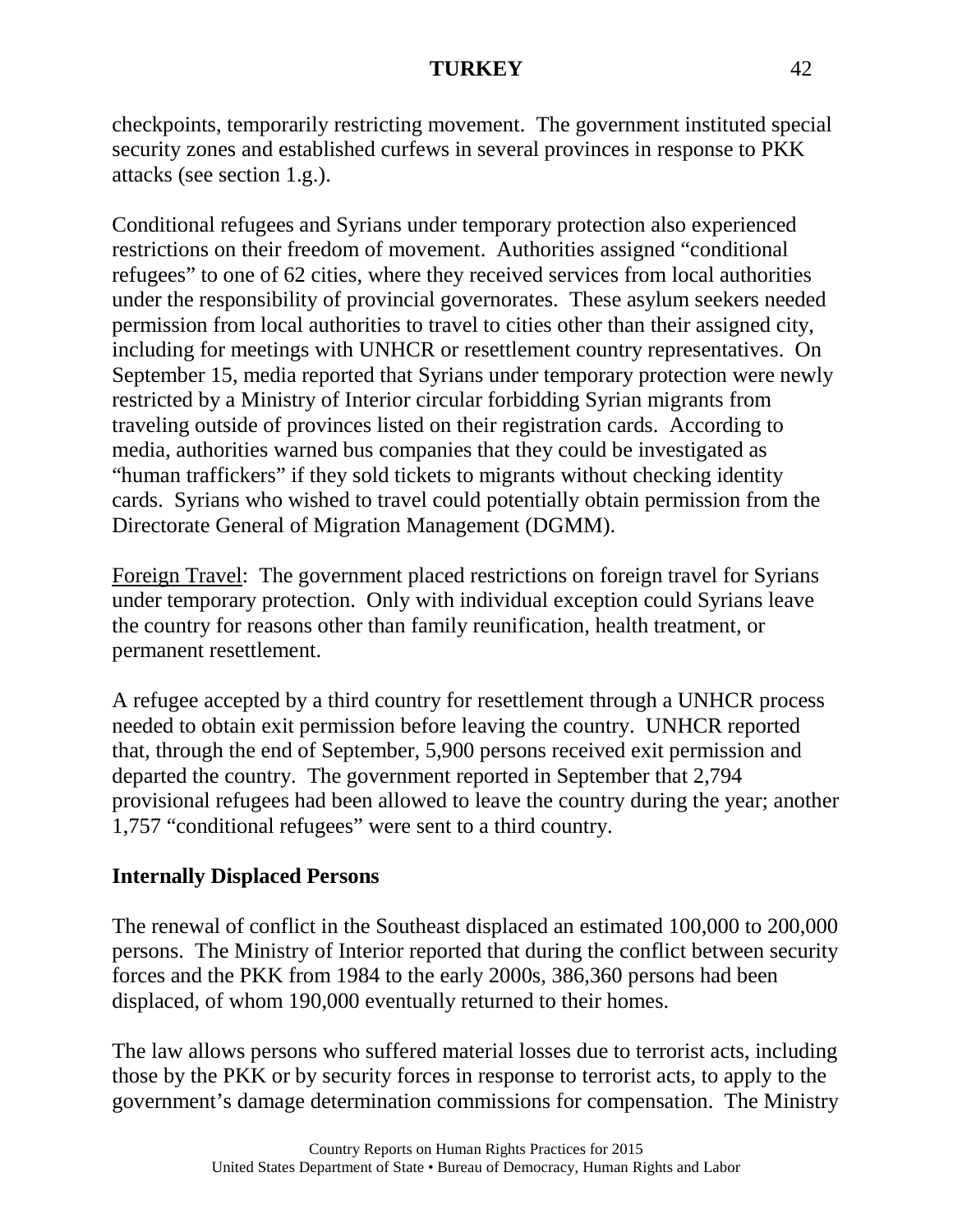checkpoints, temporarily restricting movement. The government instituted special security zones and established curfews in several provinces in response to PKK attacks (see section 1.g.).

Conditional refugees and Syrians under temporary protection also experienced restrictions on their freedom of movement. Authorities assigned "conditional refugees" to one of 62 cities, where they received services from local authorities under the responsibility of provincial governorates. These asylum seekers needed permission from local authorities to travel to cities other than their assigned city, including for meetings with UNHCR or resettlement country representatives. On September 15, media reported that Syrians under temporary protection were newly restricted by a Ministry of Interior circular forbidding Syrian migrants from traveling outside of provinces listed on their registration cards. According to media, authorities warned bus companies that they could be investigated as "human traffickers" if they sold tickets to migrants without checking identity cards. Syrians who wished to travel could potentially obtain permission from the Directorate General of Migration Management (DGMM).

Foreign Travel: The government placed restrictions on foreign travel for Syrians under temporary protection. Only with individual exception could Syrians leave the country for reasons other than family reunification, health treatment, or permanent resettlement.

A refugee accepted by a third country for resettlement through a UNHCR process needed to obtain exit permission before leaving the country. UNHCR reported that, through the end of September, 5,900 persons received exit permission and departed the country. The government reported in September that 2,794 provisional refugees had been allowed to leave the country during the year; another 1,757 "conditional refugees" were sent to a third country.

**Internally Displaced Persons**

The renewal of conflict in the Southeast displaced an estimated 100,000 to 200,000 persons. The Ministry of Interior reported that during the conflict between security forces and the PKK from 1984 to the early 2000s, 386,360 persons had been displaced, of whom 190,000 eventually returned to their homes.

The law allows persons who suffered material losses due to terrorist acts, including those by the PKK or by security forces in response to terrorist acts, to apply to the government's damage determination commissions for compensation. The Ministry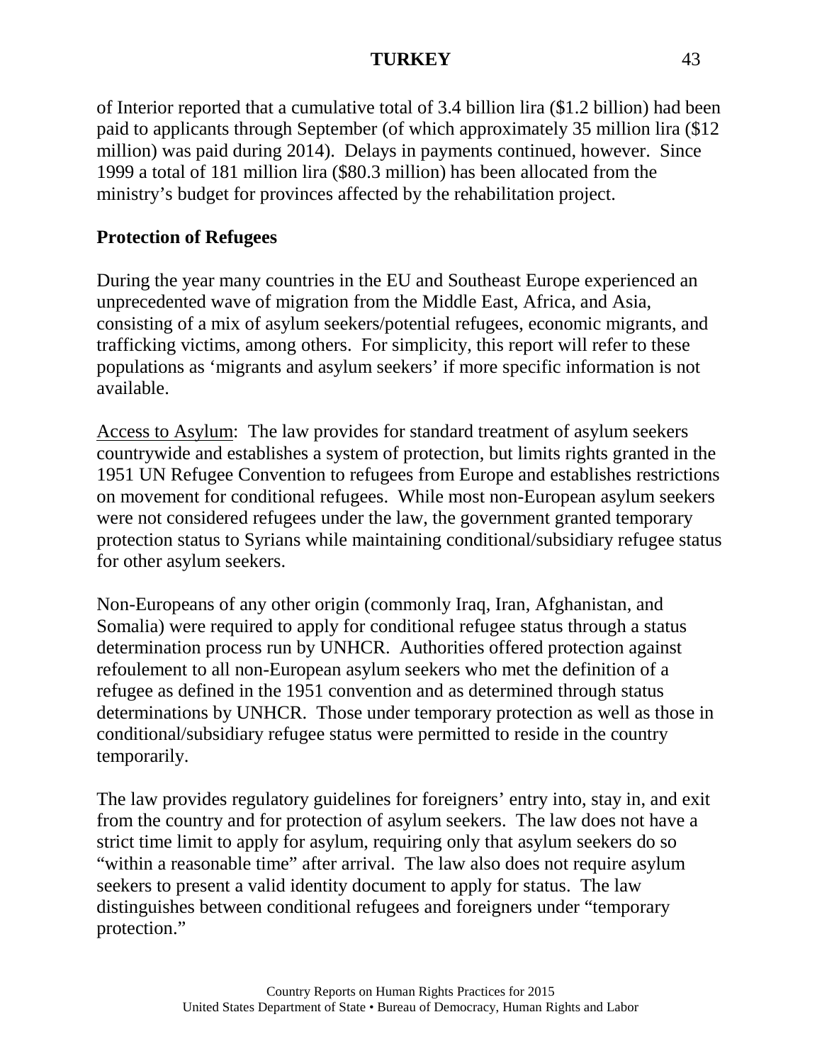of Interior reported that a cumulative total of 3.4 billion lira ($1.2 billion) had been paid to applicants through September (of which approximately 35 million lira ($12 million) was paid during 2014). Delays in payments continued, however. Since 1999 a total of 181 million lira ($80.3 million) has been allocated from the ministry's budget for provinces affected by the rehabilitation project.

**Protection of Refugees**

During the year many countries in the EU and Southeast Europe experienced an unprecedented wave of migration from the Middle East, Africa, and Asia, consisting of a mix of asylum seekers/potential refugees, economic migrants, and trafficking victims, among others. For simplicity, this report will refer to these populations as 'migrants and asylum seekers' if more specific information is not available.

<u>Access to Asylum</u>: The law provides for standard treatment of asylum seekers countrywide and establishes a system of protection, but limits rights granted in the 1951 UN Refugee Convention to refugees from Europe and establishes restrictions on movement for conditional refugees. While most non-European asylum seekers were not considered refugees under the law, the government granted temporary protection status to Syrians while maintaining conditional/subsidiary refugee status for other asylum seekers.

Non-Europeans of any other origin (commonly Iraq, Iran, Afghanistan, and Somalia) were required to apply for conditional refugee status through a status determination process run by UNHCR. Authorities offered protection against refoulement to all non-European asylum seekers who met the definition of a refugee as defined in the 1951 convention and as determined through status determinations by UNHCR. Those under temporary protection as well as those in conditional/subsidiary refugee status were permitted to reside in the country temporarily.

The law provides regulatory guidelines for foreigners' entry into, stay in, and exit from the country and for protection of asylum seekers. The law does not have a strict time limit to apply for asylum, requiring only that asylum seekers do so "within a reasonable time" after arrival. The law also does not require asylum seekers to present a valid identity document to apply for status. The law distinguishes between conditional refugees and foreigners under "temporary protection."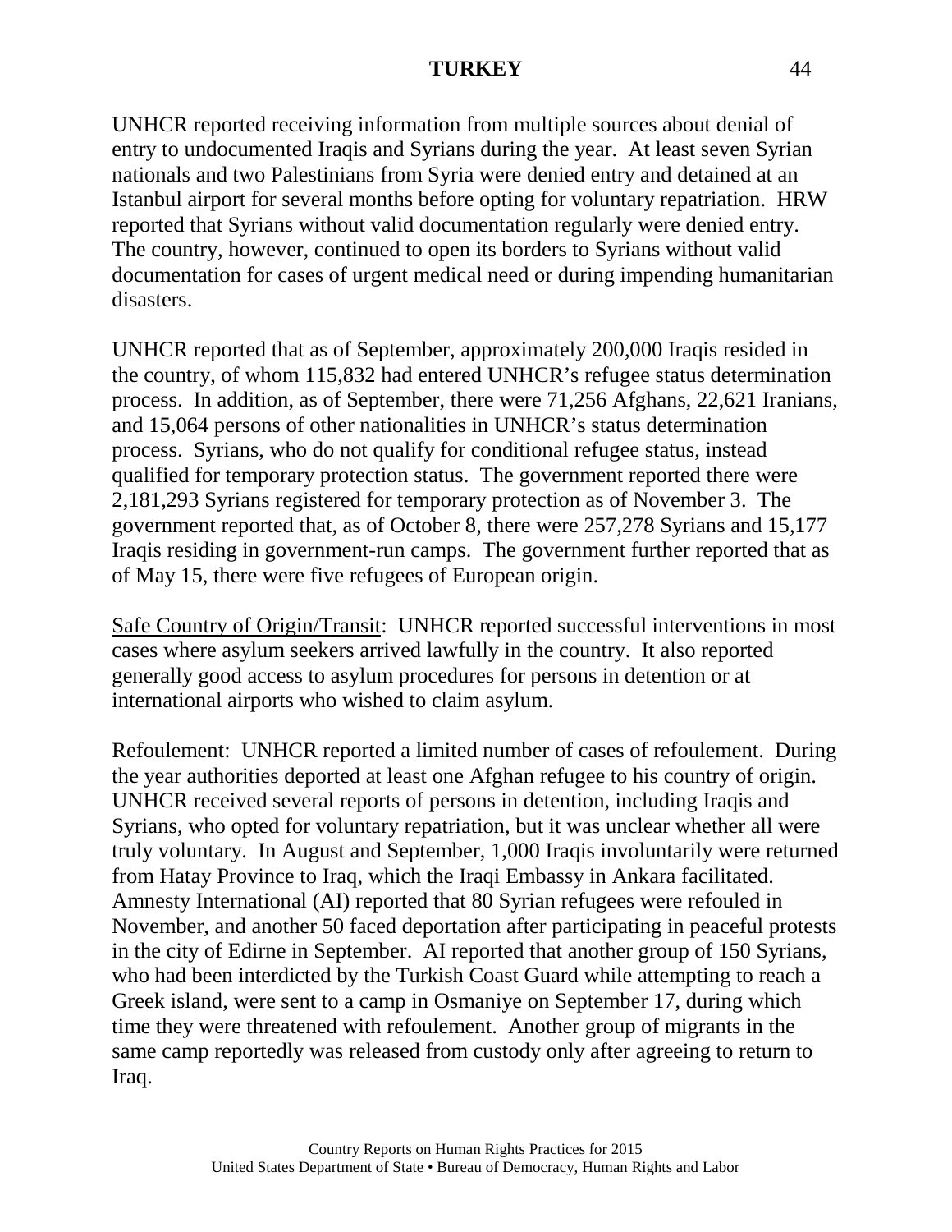UNHCR reported receiving information from multiple sources about denial of entry to undocumented Iraqis and Syrians during the year. At least seven Syrian nationals and two Palestinians from Syria were denied entry and detained at an Istanbul airport for several months before opting for voluntary repatriation. HRW reported that Syrians without valid documentation regularly were denied entry. The country, however, continued to open its borders to Syrians without valid documentation for cases of urgent medical need or during impending humanitarian disasters.

UNHCR reported that as of September, approximately 200,000 Iraqis resided in the country, of whom 115,832 had entered UNHCR's refugee status determination process. In addition, as of September, there were 71,256 Afghans, 22,621 Iranians, and 15,064 persons of other nationalities in UNHCR's status determination process. Syrians, who do not qualify for conditional refugee status, instead qualified for temporary protection status. The government reported there were 2,181,293 Syrians registered for temporary protection as of November 3. The government reported that, as of October 8, there were 257,278 Syrians and 15,177 Iraqis residing in government-run camps. The government further reported that as of May 15, there were five refugees of European origin.

<u>Safe Country of Origin/Transit</u>: UNHCR reported successful interventions in most cases where asylum seekers arrived lawfully in the country. It also reported generally good access to asylum procedures for persons in detention or at international airports who wished to claim asylum.

<u>Refoulement</u>: UNHCR reported a limited number of cases of refoulement. During the year authorities deported at least one Afghan refugee to his country of origin. UNHCR received several reports of persons in detention, including Iraqis and Syrians, who opted for voluntary repatriation, but it was unclear whether all were truly voluntary. In August and September, 1,000 Iraqis involuntarily were returned from Hatay Province to Iraq, which the Iraqi Embassy in Ankara facilitated. Amnesty International (AI) reported that 80 Syrian refugees were refouled in November, and another 50 faced deportation after participating in peaceful protests in the city of Edirne in September. AI reported that another group of 150 Syrians, who had been interdicted by the Turkish Coast Guard while attempting to reach a Greek island, were sent to a camp in Osmaniye on September 17, during which time they were threatened with refoulement. Another group of migrants in the same camp reportedly was released from custody only after agreeing to return to Iraq.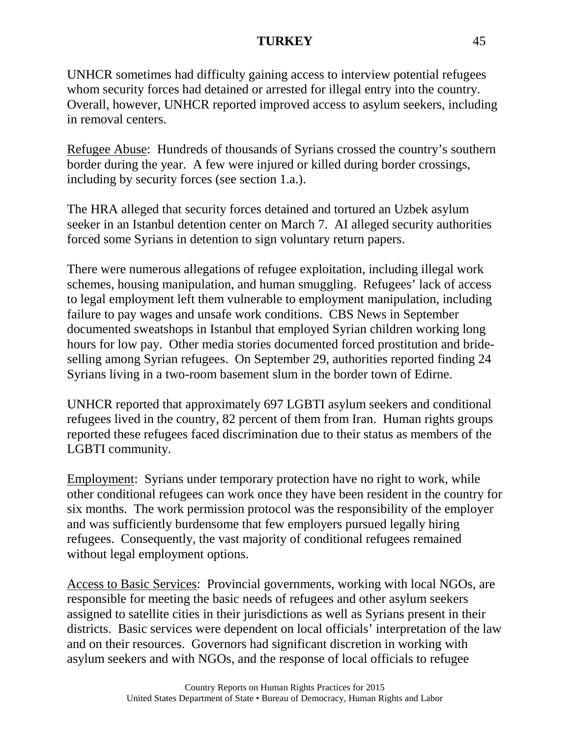UNHCR sometimes had difficulty gaining access to interview potential refugees whom security forces had detained or arrested for illegal entry into the country. Overall, however, UNHCR reported improved access to asylum seekers, including in removal centers.

<u>Refugee Abuse</u>: Hundreds of thousands of Syrians crossed the country's southern border during the year. A few were injured or killed during border crossings, including by security forces (see section 1.a.).

The HRA alleged that security forces detained and tortured an Uzbek asylum seeker in an Istanbul detention center on March 7. AI alleged security authorities forced some Syrians in detention to sign voluntary return papers.

There were numerous allegations of refugee exploitation, including illegal work schemes, housing manipulation, and human smuggling. Refugees' lack of access to legal employment left them vulnerable to employment manipulation, including failure to pay wages and unsafe work conditions. CBS News in September documented sweatshops in Istanbul that employed Syrian children working long hours for low pay. Other media stories documented forced prostitution and bride-selling among Syrian refugees. On September 29, authorities reported finding 24 Syrians living in a two-room basement slum in the border town of Edirne.

UNHCR reported that approximately 697 LGBTI asylum seekers and conditional refugees lived in the country, 82 percent of them from Iran. Human rights groups reported these refugees faced discrimination due to their status as members of the LGBTI community.

<u>Employment</u>: Syrians under temporary protection have no right to work, while other conditional refugees can work once they have been resident in the country for six months. The work permission protocol was the responsibility of the employer and was sufficiently burdensome that few employers pursued legally hiring refugees. Consequently, the vast majority of conditional refugees remained without legal employment options.

<u>Access to Basic Services</u>: Provincial governments, working with local NGOs, are responsible for meeting the basic needs of refugees and other asylum seekers assigned to satellite cities in their jurisdictions as well as Syrians present in their districts. Basic services were dependent on local officials' interpretation of the law and on their resources. Governors had significant discretion in working with asylum seekers and with NGOs, and the response of local officials to refugee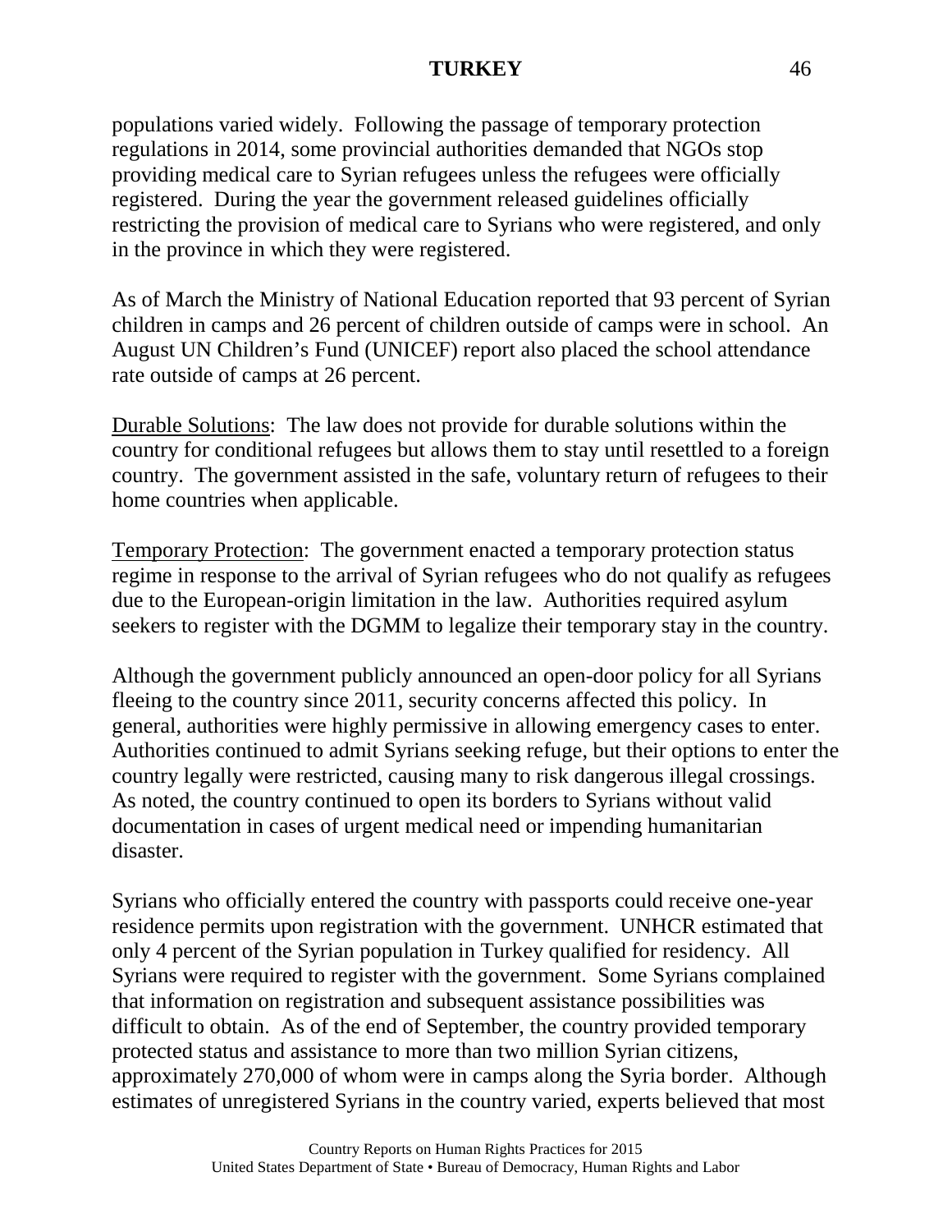populations varied widely. Following the passage of temporary protection regulations in 2014, some provincial authorities demanded that NGOs stop providing medical care to Syrian refugees unless the refugees were officially registered. During the year the government released guidelines officially restricting the provision of medical care to Syrians who were registered, and only in the province in which they were registered.

As of March the Ministry of National Education reported that 93 percent of Syrian children in camps and 26 percent of children outside of camps were in school. An August UN Children's Fund (UNICEF) report also placed the school attendance rate outside of camps at 26 percent.

Durable Solutions: The law does not provide for durable solutions within the country for conditional refugees but allows them to stay until resettled to a foreign country. The government assisted in the safe, voluntary return of refugees to their home countries when applicable.

Temporary Protection: The government enacted a temporary protection status regime in response to the arrival of Syrian refugees who do not qualify as refugees due to the European-origin limitation in the law. Authorities required asylum seekers to register with the DGMM to legalize their temporary stay in the country.

Although the government publicly announced an open-door policy for all Syrians fleeing to the country since 2011, security concerns affected this policy. In general, authorities were highly permissive in allowing emergency cases to enter. Authorities continued to admit Syrians seeking refuge, but their options to enter the country legally were restricted, causing many to risk dangerous illegal crossings. As noted, the country continued to open its borders to Syrians without valid documentation in cases of urgent medical need or impending humanitarian disaster.

Syrians who officially entered the country with passports could receive one-year residence permits upon registration with the government. UNHCR estimated that only 4 percent of the Syrian population in Turkey qualified for residency. All Syrians were required to register with the government. Some Syrians complained that information on registration and subsequent assistance possibilities was difficult to obtain. As of the end of September, the country provided temporary protected status and assistance to more than two million Syrian citizens, approximately 270,000 of whom were in camps along the Syria border. Although estimates of unregistered Syrians in the country varied, experts believed that most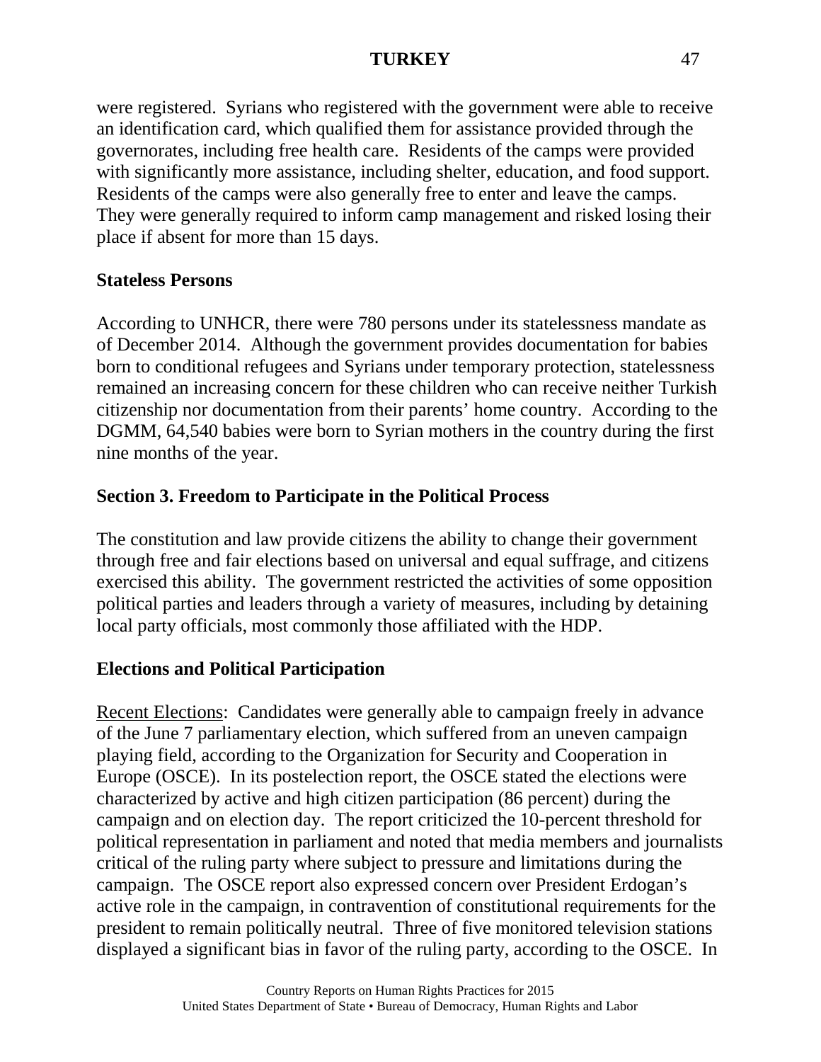were registered. Syrians who registered with the government were able to receive an identification card, which qualified them for assistance provided through the governorates, including free health care. Residents of the camps were provided with significantly more assistance, including shelter, education, and food support. Residents of the camps were also generally free to enter and leave the camps. They were generally required to inform camp management and risked losing their place if absent for more than 15 days.

**Stateless Persons**

According to UNHCR, there were 780 persons under its statelessness mandate as of December 2014. Although the government provides documentation for babies born to conditional refugees and Syrians under temporary protection, statelessness remained an increasing concern for these children who can receive neither Turkish citizenship nor documentation from their parents' home country. According to the DGMM, 64,540 babies were born to Syrian mothers in the country during the first nine months of the year.

## Section 3. Freedom to Participate in the Political Process

The constitution and law provide citizens the ability to change their government through free and fair elections based on universal and equal suffrage, and citizens exercised this ability. The government restricted the activities of some opposition political parties and leaders through a variety of measures, including by detaining local party officials, most commonly those affiliated with the HDP.

**Elections and Political Participation**

Recent Elections: Candidates were generally able to campaign freely in advance of the June 7 parliamentary election, which suffered from an uneven campaign playing field, according to the Organization for Security and Cooperation in Europe (OSCE). In its postelection report, the OSCE stated the elections were characterized by active and high citizen participation (86 percent) during the campaign and on election day. The report criticized the 10-percent threshold for political representation in parliament and noted that media members and journalists critical of the ruling party where subject to pressure and limitations during the campaign. The OSCE report also expressed concern over President Erdogan's active role in the campaign, in contravention of constitutional requirements for the president to remain politically neutral. Three of five monitored television stations displayed a significant bias in favor of the ruling party, according to the OSCE. In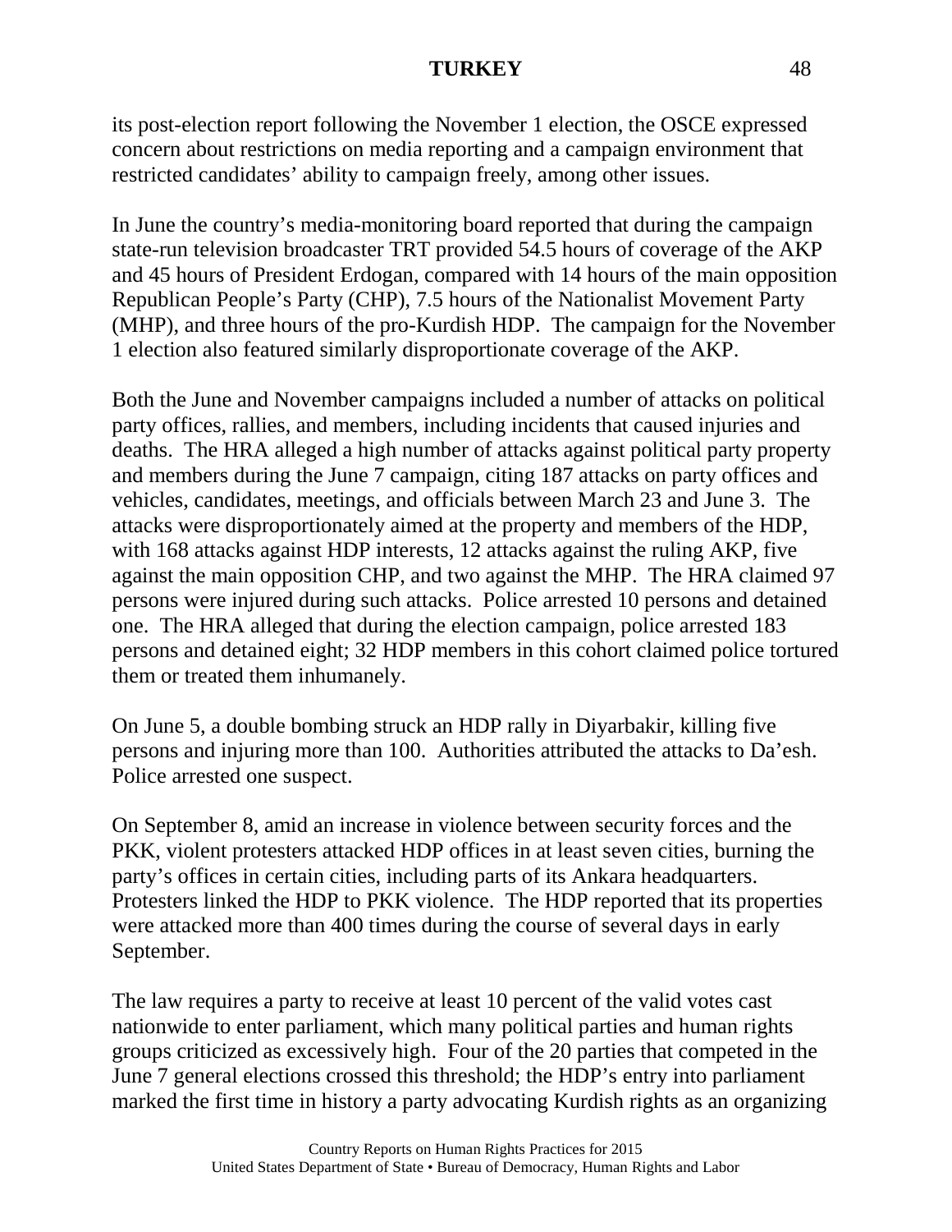its post-election report following the November 1 election, the OSCE expressed concern about restrictions on media reporting and a campaign environment that restricted candidates' ability to campaign freely, among other issues.

In June the country's media-monitoring board reported that during the campaign state-run television broadcaster TRT provided 54.5 hours of coverage of the AKP and 45 hours of President Erdogan, compared with 14 hours of the main opposition Republican People's Party (CHP), 7.5 hours of the Nationalist Movement Party (MHP), and three hours of the pro-Kurdish HDP. The campaign for the November 1 election also featured similarly disproportionate coverage of the AKP.

Both the June and November campaigns included a number of attacks on political party offices, rallies, and members, including incidents that caused injuries and deaths. The HRA alleged a high number of attacks against political party property and members during the June 7 campaign, citing 187 attacks on party offices and vehicles, candidates, meetings, and officials between March 23 and June 3. The attacks were disproportionately aimed at the property and members of the HDP, with 168 attacks against HDP interests, 12 attacks against the ruling AKP, five against the main opposition CHP, and two against the MHP. The HRA claimed 97 persons were injured during such attacks. Police arrested 10 persons and detained one. The HRA alleged that during the election campaign, police arrested 183 persons and detained eight; 32 HDP members in this cohort claimed police tortured them or treated them inhumanely.

On June 5, a double bombing struck an HDP rally in Diyarbakir, killing five persons and injuring more than 100. Authorities attributed the attacks to Da'esh. Police arrested one suspect.

On September 8, amid an increase in violence between security forces and the PKK, violent protesters attacked HDP offices in at least seven cities, burning the party's offices in certain cities, including parts of its Ankara headquarters. Protesters linked the HDP to PKK violence. The HDP reported that its properties were attacked more than 400 times during the course of several days in early September.

The law requires a party to receive at least 10 percent of the valid votes cast nationwide to enter parliament, which many political parties and human rights groups criticized as excessively high. Four of the 20 parties that competed in the June 7 general elections crossed this threshold; the HDP's entry into parliament marked the first time in history a party advocating Kurdish rights as an organizing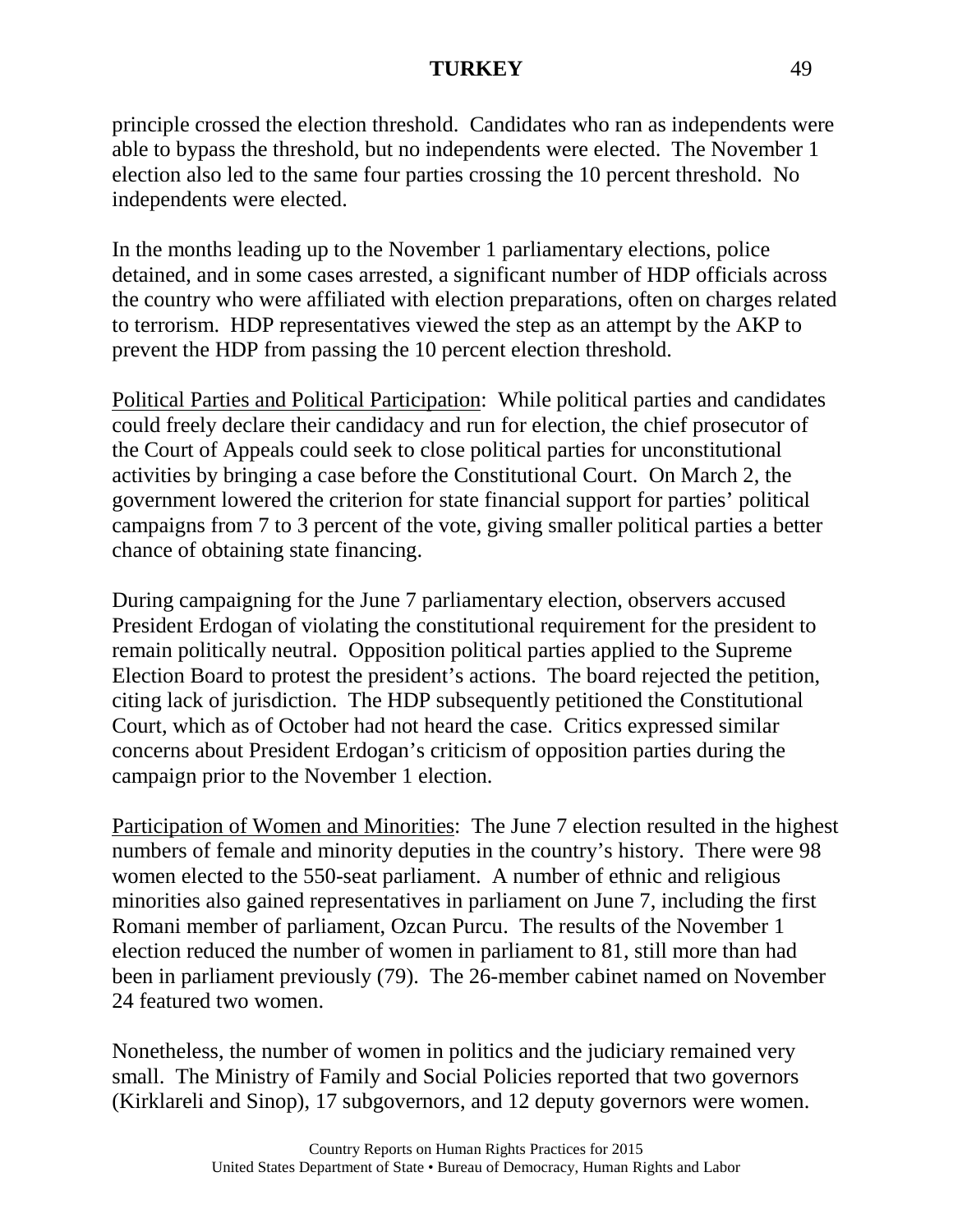principle crossed the election threshold. Candidates who ran as independents were able to bypass the threshold, but no independents were elected. The November 1 election also led to the same four parties crossing the 10 percent threshold. No independents were elected.

In the months leading up to the November 1 parliamentary elections, police detained, and in some cases arrested, a significant number of HDP officials across the country who were affiliated with election preparations, often on charges related to terrorism. HDP representatives viewed the step as an attempt by the AKP to prevent the HDP from passing the 10 percent election threshold.

Political Parties and Political Participation: While political parties and candidates could freely declare their candidacy and run for election, the chief prosecutor of the Court of Appeals could seek to close political parties for unconstitutional activities by bringing a case before the Constitutional Court. On March 2, the government lowered the criterion for state financial support for parties' political campaigns from 7 to 3 percent of the vote, giving smaller political parties a better chance of obtaining state financing.

During campaigning for the June 7 parliamentary election, observers accused President Erdogan of violating the constitutional requirement for the president to remain politically neutral. Opposition political parties applied to the Supreme Election Board to protest the president's actions. The board rejected the petition, citing lack of jurisdiction. The HDP subsequently petitioned the Constitutional Court, which as of October had not heard the case. Critics expressed similar concerns about President Erdogan's criticism of opposition parties during the campaign prior to the November 1 election.

Participation of Women and Minorities: The June 7 election resulted in the highest numbers of female and minority deputies in the country's history. There were 98 women elected to the 550-seat parliament. A number of ethnic and religious minorities also gained representatives in parliament on June 7, including the first Romani member of parliament, Ozcan Purcu. The results of the November 1 election reduced the number of women in parliament to 81, still more than had been in parliament previously (79). The 26-member cabinet named on November 24 featured two women.

Nonetheless, the number of women in politics and the judiciary remained very small. The Ministry of Family and Social Policies reported that two governors (Kirklareli and Sinop), 17 subgovernors, and 12 deputy governors were women.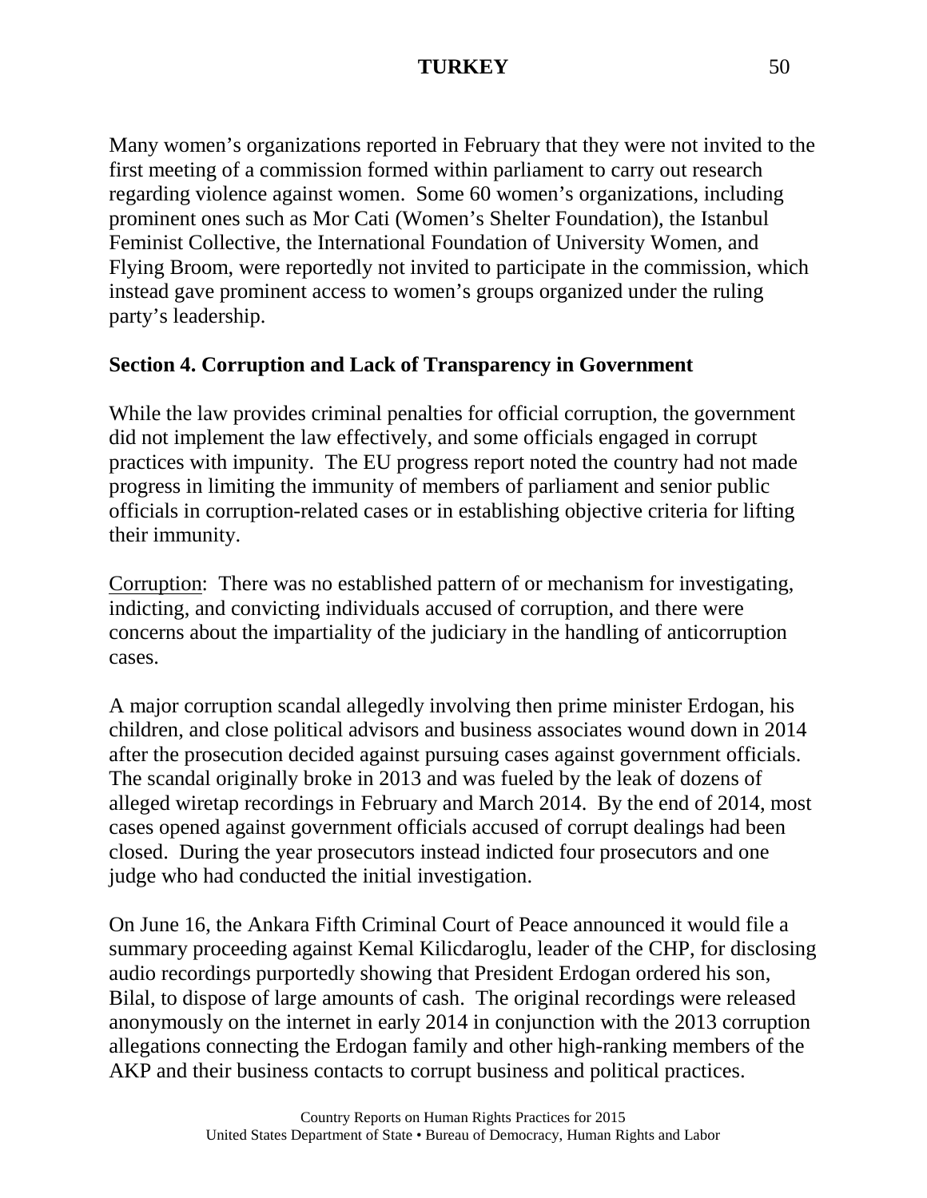Many women's organizations reported in February that they were not invited to the first meeting of a commission formed within parliament to carry out research regarding violence against women. Some 60 women's organizations, including prominent ones such as Mor Cati (Women's Shelter Foundation), the Istanbul Feminist Collective, the International Foundation of University Women, and Flying Broom, were reportedly not invited to participate in the commission, which instead gave prominent access to women's groups organized under the ruling party's leadership.

## Section 4. Corruption and Lack of Transparency in Government

While the law provides criminal penalties for official corruption, the government did not implement the law effectively, and some officials engaged in corrupt practices with impunity. The EU progress report noted the country had not made progress in limiting the immunity of members of parliament and senior public officials in corruption-related cases or in establishing objective criteria for lifting their immunity.

Corruption: There was no established pattern of or mechanism for investigating, indicting, and convicting individuals accused of corruption, and there were concerns about the impartiality of the judiciary in the handling of anticorruption cases.

A major corruption scandal allegedly involving then prime minister Erdogan, his children, and close political advisors and business associates wound down in 2014 after the prosecution decided against pursuing cases against government officials. The scandal originally broke in 2013 and was fueled by the leak of dozens of alleged wiretap recordings in February and March 2014. By the end of 2014, most cases opened against government officials accused of corrupt dealings had been closed. During the year prosecutors instead indicted four prosecutors and one judge who had conducted the initial investigation.

On June 16, the Ankara Fifth Criminal Court of Peace announced it would file a summary proceeding against Kemal Kilicdaroglu, leader of the CHP, for disclosing audio recordings purportedly showing that President Erdogan ordered his son, Bilal, to dispose of large amounts of cash. The original recordings were released anonymously on the internet in early 2014 in conjunction with the 2013 corruption allegations connecting the Erdogan family and other high-ranking members of the AKP and their business contacts to corrupt business and political practices.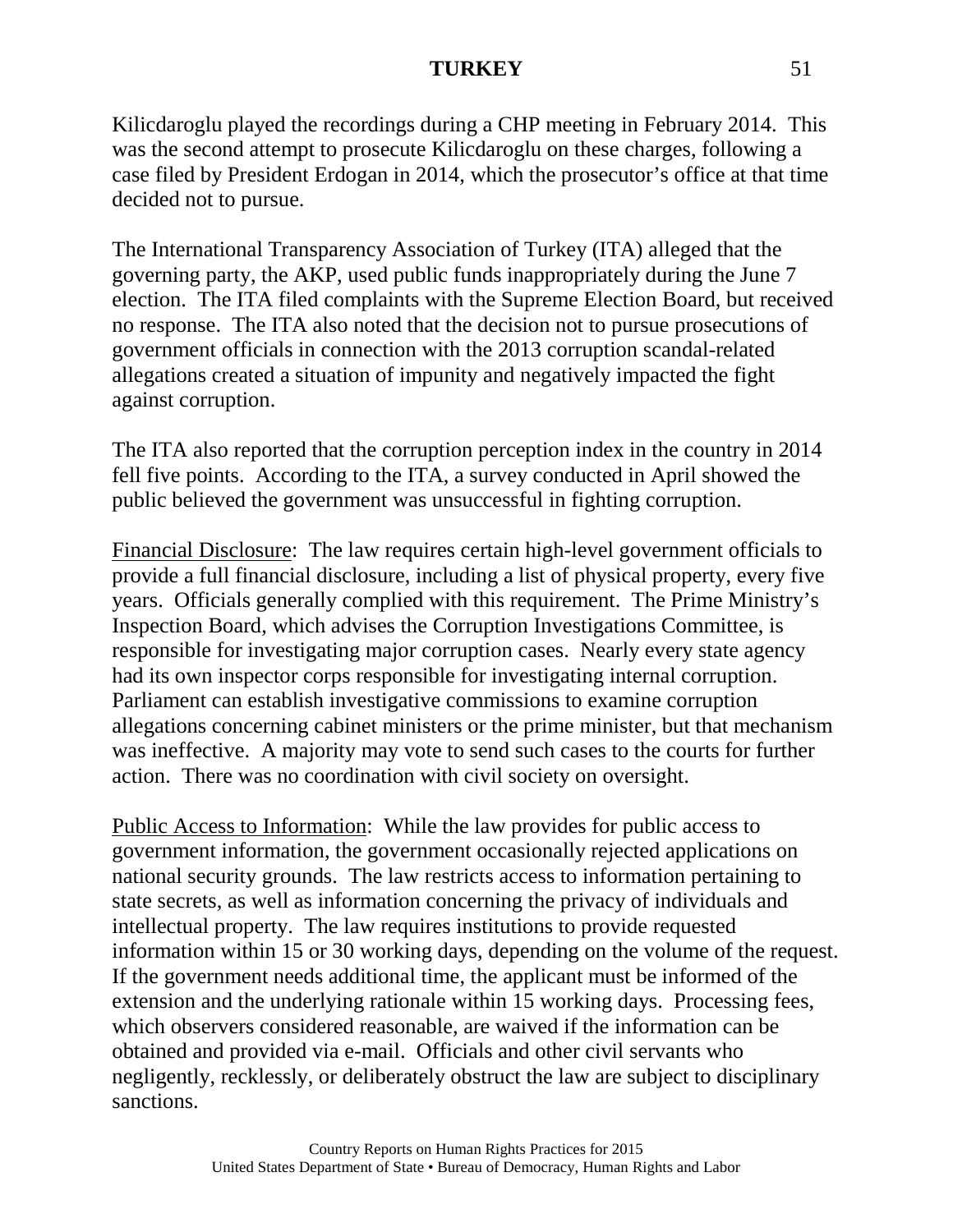Kilicdaroglu played the recordings during a CHP meeting in February 2014. This was the second attempt to prosecute Kilicdaroglu on these charges, following a case filed by President Erdogan in 2014, which the prosecutor's office at that time decided not to pursue.

The International Transparency Association of Turkey (ITA) alleged that the governing party, the AKP, used public funds inappropriately during the June 7 election. The ITA filed complaints with the Supreme Election Board, but received no response. The ITA also noted that the decision not to pursue prosecutions of government officials in connection with the 2013 corruption scandal-related allegations created a situation of impunity and negatively impacted the fight against corruption.

The ITA also reported that the corruption perception index in the country in 2014 fell five points. According to the ITA, a survey conducted in April showed the public believed the government was unsuccessful in fighting corruption.

Financial Disclosure: The law requires certain high-level government officials to provide a full financial disclosure, including a list of physical property, every five years. Officials generally complied with this requirement. The Prime Ministry's Inspection Board, which advises the Corruption Investigations Committee, is responsible for investigating major corruption cases. Nearly every state agency had its own inspector corps responsible for investigating internal corruption. Parliament can establish investigative commissions to examine corruption allegations concerning cabinet ministers or the prime minister, but that mechanism was ineffective. A majority may vote to send such cases to the courts for further action. There was no coordination with civil society on oversight.

Public Access to Information: While the law provides for public access to government information, the government occasionally rejected applications on national security grounds. The law restricts access to information pertaining to state secrets, as well as information concerning the privacy of individuals and intellectual property. The law requires institutions to provide requested information within 15 or 30 working days, depending on the volume of the request. If the government needs additional time, the applicant must be informed of the extension and the underlying rationale within 15 working days. Processing fees, which observers considered reasonable, are waived if the information can be obtained and provided via e-mail. Officials and other civil servants who negligently, recklessly, or deliberately obstruct the law are subject to disciplinary sanctions.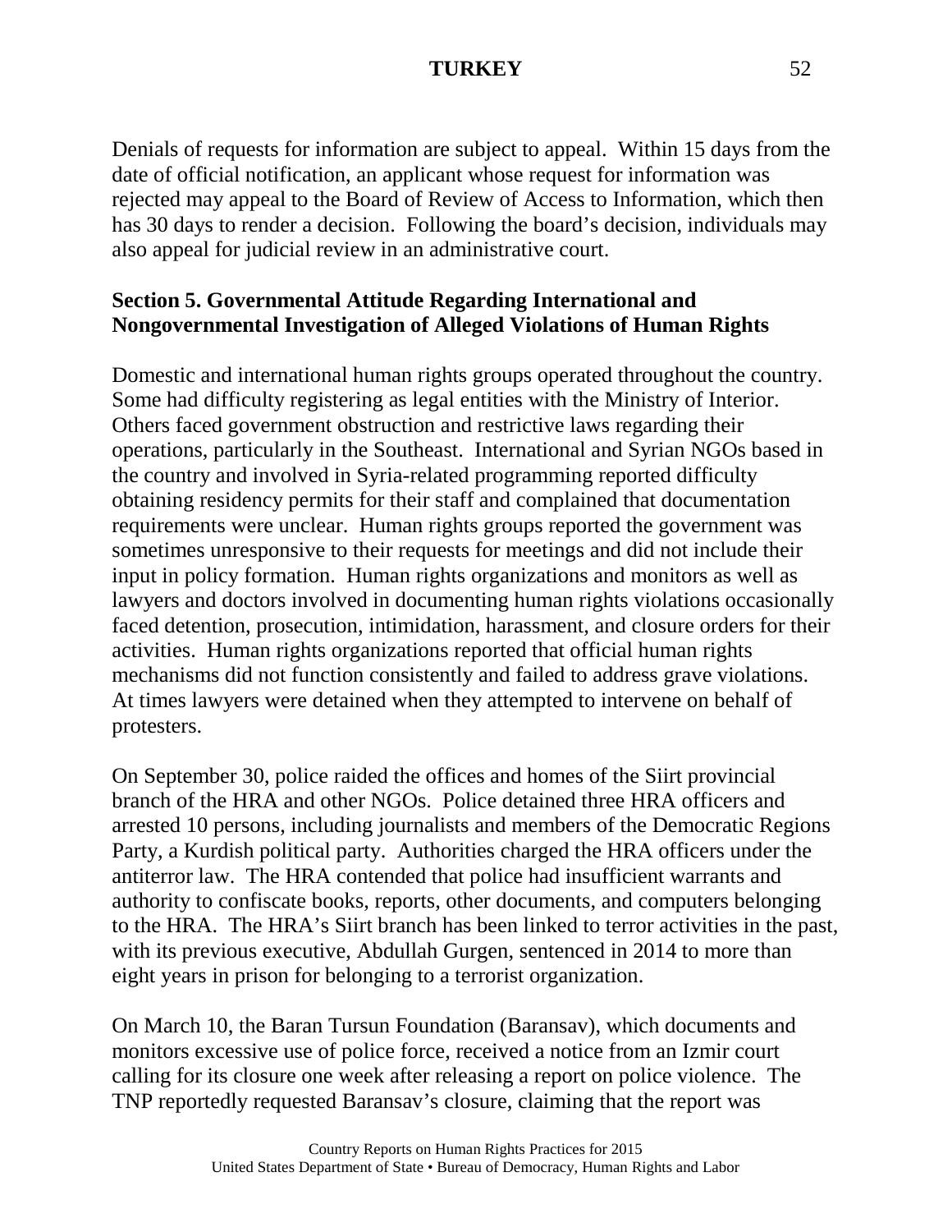Denials of requests for information are subject to appeal. Within 15 days from the date of official notification, an applicant whose request for information was rejected may appeal to the Board of Review of Access to Information, which then has 30 days to render a decision. Following the board's decision, individuals may also appeal for judicial review in an administrative court.

## Section 5. Governmental Attitude Regarding International and Nongovernmental Investigation of Alleged Violations of Human Rights

Domestic and international human rights groups operated throughout the country. Some had difficulty registering as legal entities with the Ministry of Interior. Others faced government obstruction and restrictive laws regarding their operations, particularly in the Southeast. International and Syrian NGOs based in the country and involved in Syria-related programming reported difficulty obtaining residency permits for their staff and complained that documentation requirements were unclear. Human rights groups reported the government was sometimes unresponsive to their requests for meetings and did not include their input in policy formation. Human rights organizations and monitors as well as lawyers and doctors involved in documenting human rights violations occasionally faced detention, prosecution, intimidation, harassment, and closure orders for their activities. Human rights organizations reported that official human rights mechanisms did not function consistently and failed to address grave violations. At times lawyers were detained when they attempted to intervene on behalf of protesters.

On September 30, police raided the offices and homes of the Siirt provincial branch of the HRA and other NGOs. Police detained three HRA officers and arrested 10 persons, including journalists and members of the Democratic Regions Party, a Kurdish political party. Authorities charged the HRA officers under the antiterror law. The HRA contended that police had insufficient warrants and authority to confiscate books, reports, other documents, and computers belonging to the HRA. The HRA's Siirt branch has been linked to terror activities in the past, with its previous executive, Abdullah Gurgen, sentenced in 2014 to more than eight years in prison for belonging to a terrorist organization.

On March 10, the Baran Tursun Foundation (Baransav), which documents and monitors excessive use of police force, received a notice from an Izmir court calling for its closure one week after releasing a report on police violence. The TNP reportedly requested Baransav's closure, claiming that the report was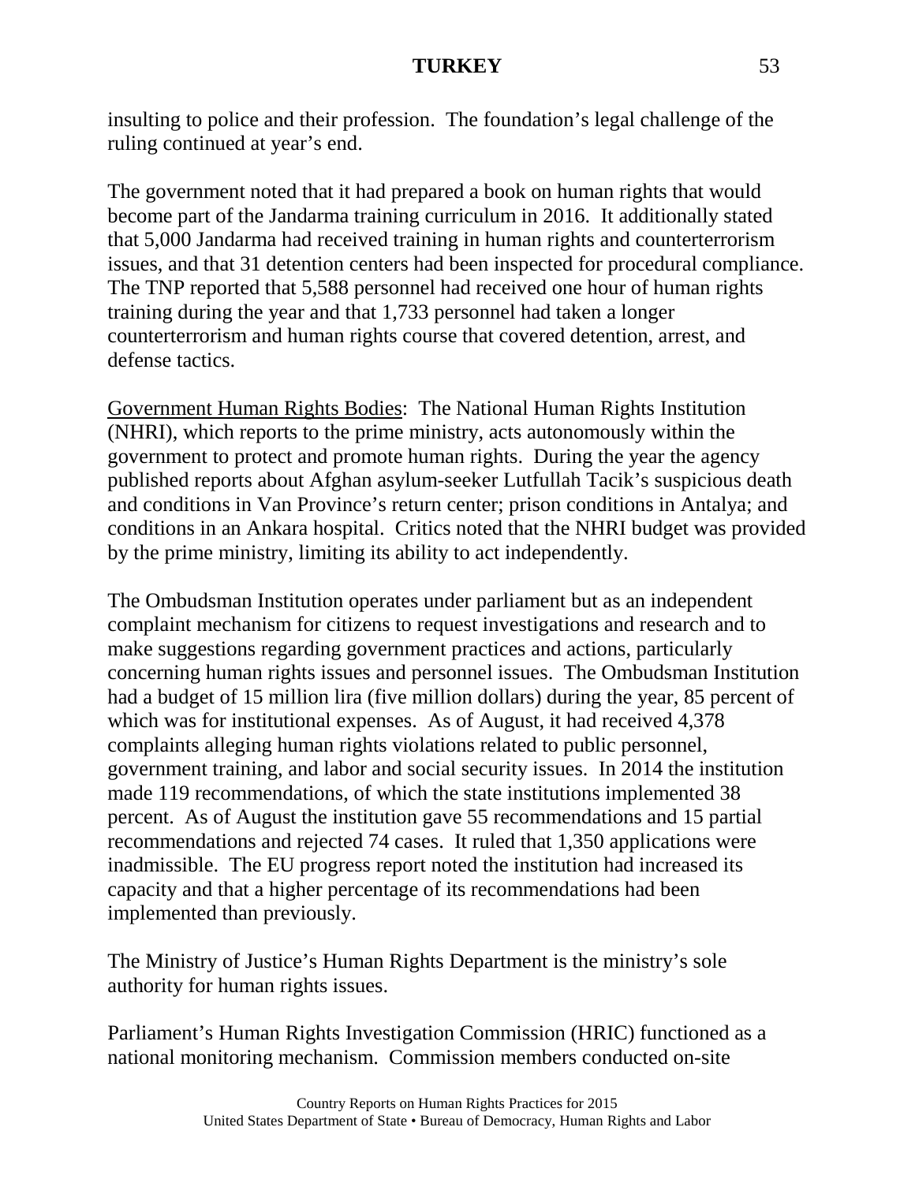insulting to police and their profession. The foundation's legal challenge of the ruling continued at year's end.

The government noted that it had prepared a book on human rights that would become part of the Jandarma training curriculum in 2016. It additionally stated that 5,000 Jandarma had received training in human rights and counterterrorism issues, and that 31 detention centers had been inspected for procedural compliance. The TNP reported that 5,588 personnel had received one hour of human rights training during the year and that 1,733 personnel had taken a longer counterterrorism and human rights course that covered detention, arrest, and defense tactics.

Government Human Rights Bodies: The National Human Rights Institution (NHRI), which reports to the prime ministry, acts autonomously within the government to protect and promote human rights. During the year the agency published reports about Afghan asylum-seeker Lutfullah Tacik's suspicious death and conditions in Van Province's return center; prison conditions in Antalya; and conditions in an Ankara hospital. Critics noted that the NHRI budget was provided by the prime ministry, limiting its ability to act independently.

The Ombudsman Institution operates under parliament but as an independent complaint mechanism for citizens to request investigations and research and to make suggestions regarding government practices and actions, particularly concerning human rights issues and personnel issues. The Ombudsman Institution had a budget of 15 million lira (five million dollars) during the year, 85 percent of which was for institutional expenses. As of August, it had received 4,378 complaints alleging human rights violations related to public personnel, government training, and labor and social security issues. In 2014 the institution made 119 recommendations, of which the state institutions implemented 38 percent. As of August the institution gave 55 recommendations and 15 partial recommendations and rejected 74 cases. It ruled that 1,350 applications were inadmissible. The EU progress report noted the institution had increased its capacity and that a higher percentage of its recommendations had been implemented than previously.

The Ministry of Justice's Human Rights Department is the ministry's sole authority for human rights issues.

Parliament's Human Rights Investigation Commission (HRIC) functioned as a national monitoring mechanism. Commission members conducted on-site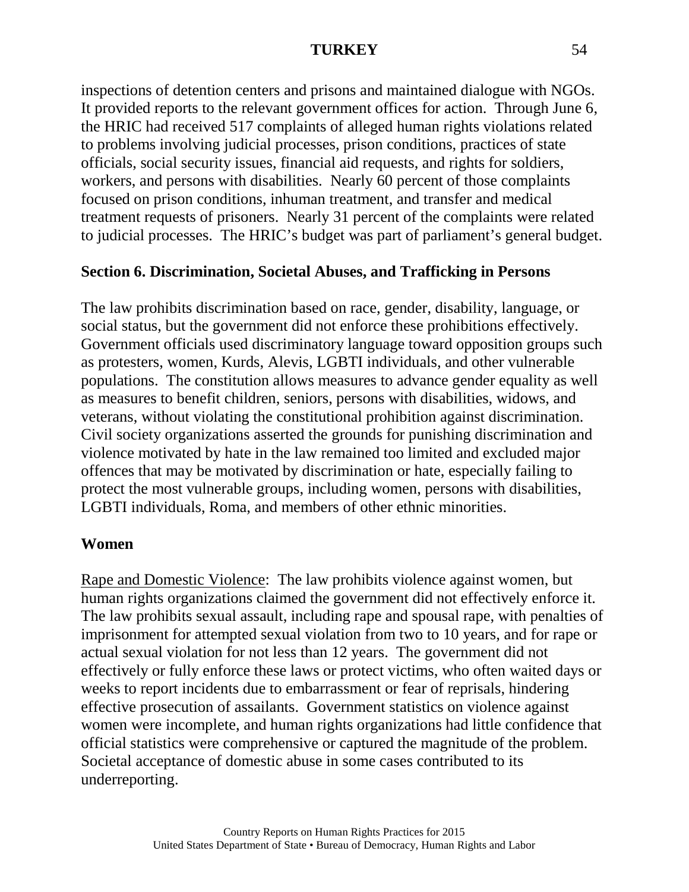inspections of detention centers and prisons and maintained dialogue with NGOs. It provided reports to the relevant government offices for action. Through June 6, the HRIC had received 517 complaints of alleged human rights violations related to problems involving judicial processes, prison conditions, practices of state officials, social security issues, financial aid requests, and rights for soldiers, workers, and persons with disabilities. Nearly 60 percent of those complaints focused on prison conditions, inhuman treatment, and transfer and medical treatment requests of prisoners. Nearly 31 percent of the complaints were related to judicial processes. The HRIC's budget was part of parliament's general budget.

## Section 6. Discrimination, Societal Abuses, and Trafficking in Persons

The law prohibits discrimination based on race, gender, disability, language, or social status, but the government did not enforce these prohibitions effectively. Government officials used discriminatory language toward opposition groups such as protesters, women, Kurds, Alevis, LGBTI individuals, and other vulnerable populations. The constitution allows measures to advance gender equality as well as measures to benefit children, seniors, persons with disabilities, widows, and veterans, without violating the constitutional prohibition against discrimination. Civil society organizations asserted the grounds for punishing discrimination and violence motivated by hate in the law remained too limited and excluded major offences that may be motivated by discrimination or hate, especially failing to protect the most vulnerable groups, including women, persons with disabilities, LGBTI individuals, Roma, and members of other ethnic minorities.

### Women

Rape and Domestic Violence: The law prohibits violence against women, but human rights organizations claimed the government did not effectively enforce it. The law prohibits sexual assault, including rape and spousal rape, with penalties of imprisonment for attempted sexual violation from two to 10 years, and for rape or actual sexual violation for not less than 12 years. The government did not effectively or fully enforce these laws or protect victims, who often waited days or weeks to report incidents due to embarrassment or fear of reprisals, hindering effective prosecution of assailants. Government statistics on violence against women were incomplete, and human rights organizations had little confidence that official statistics were comprehensive or captured the magnitude of the problem. Societal acceptance of domestic abuse in some cases contributed to its underreporting.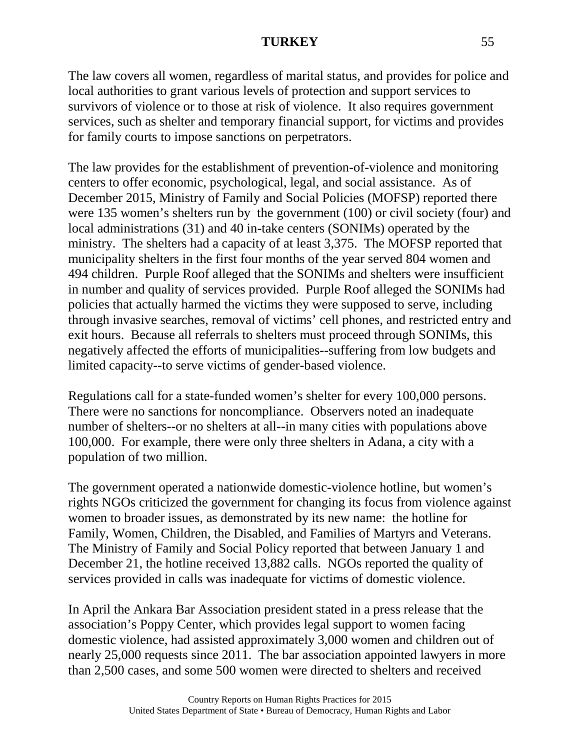The law covers all women, regardless of marital status, and provides for police and local authorities to grant various levels of protection and support services to survivors of violence or to those at risk of violence. It also requires government services, such as shelter and temporary financial support, for victims and provides for family courts to impose sanctions on perpetrators.

The law provides for the establishment of prevention-of-violence and monitoring centers to offer economic, psychological, legal, and social assistance. As of December 2015, Ministry of Family and Social Policies (MOFSP) reported there were 135 women's shelters run by the government (100) or civil society (four) and local administrations (31) and 40 in-take centers (SONIMs) operated by the ministry. The shelters had a capacity of at least 3,375. The MOFSP reported that municipality shelters in the first four months of the year served 804 women and 494 children. Purple Roof alleged that the SONIMs and shelters were insufficient in number and quality of services provided. Purple Roof alleged the SONIMs had policies that actually harmed the victims they were supposed to serve, including through invasive searches, removal of victims' cell phones, and restricted entry and exit hours. Because all referrals to shelters must proceed through SONIMs, this negatively affected the efforts of municipalities--suffering from low budgets and limited capacity--to serve victims of gender-based violence.

Regulations call for a state-funded women's shelter for every 100,000 persons. There were no sanctions for noncompliance. Observers noted an inadequate number of shelters--or no shelters at all--in many cities with populations above 100,000. For example, there were only three shelters in Adana, a city with a population of two million.

The government operated a nationwide domestic-violence hotline, but women's rights NGOs criticized the government for changing its focus from violence against women to broader issues, as demonstrated by its new name: the hotline for Family, Women, Children, the Disabled, and Families of Martyrs and Veterans. The Ministry of Family and Social Policy reported that between January 1 and December 21, the hotline received 13,882 calls. NGOs reported the quality of services provided in calls was inadequate for victims of domestic violence.

In April the Ankara Bar Association president stated in a press release that the association's Poppy Center, which provides legal support to women facing domestic violence, had assisted approximately 3,000 women and children out of nearly 25,000 requests since 2011. The bar association appointed lawyers in more than 2,500 cases, and some 500 women were directed to shelters and received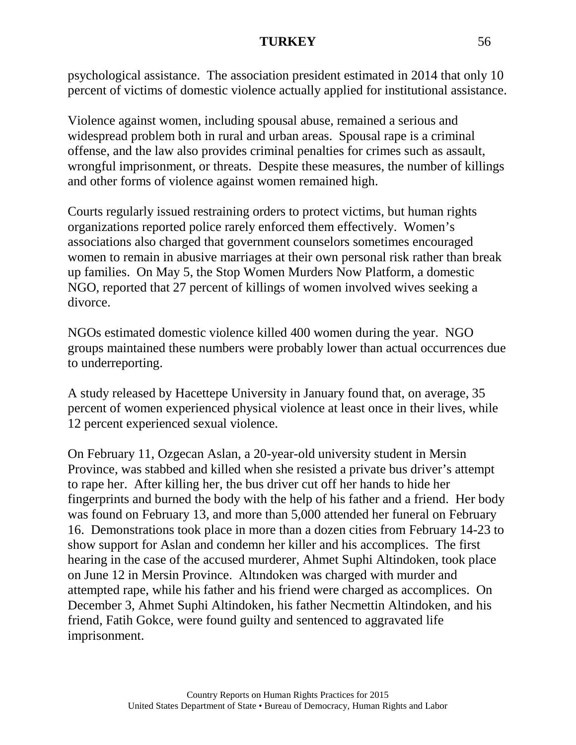psychological assistance. The association president estimated in 2014 that only 10 percent of victims of domestic violence actually applied for institutional assistance.

Violence against women, including spousal abuse, remained a serious and widespread problem both in rural and urban areas. Spousal rape is a criminal offense, and the law also provides criminal penalties for crimes such as assault, wrongful imprisonment, or threats. Despite these measures, the number of killings and other forms of violence against women remained high.

Courts regularly issued restraining orders to protect victims, but human rights organizations reported police rarely enforced them effectively. Women's associations also charged that government counselors sometimes encouraged women to remain in abusive marriages at their own personal risk rather than break up families. On May 5, the Stop Women Murders Now Platform, a domestic NGO, reported that 27 percent of killings of women involved wives seeking a divorce.

NGOs estimated domestic violence killed 400 women during the year. NGO groups maintained these numbers were probably lower than actual occurrences due to underreporting.

A study released by Hacettepe University in January found that, on average, 35 percent of women experienced physical violence at least once in their lives, while 12 percent experienced sexual violence.

On February 11, Ozgecan Aslan, a 20-year-old university student in Mersin Province, was stabbed and killed when she resisted a private bus driver's attempt to rape her. After killing her, the bus driver cut off her hands to hide her fingerprints and burned the body with the help of his father and a friend. Her body was found on February 13, and more than 5,000 attended her funeral on February 16. Demonstrations took place in more than a dozen cities from February 14-23 to show support for Aslan and condemn her killer and his accomplices. The first hearing in the case of the accused murderer, Ahmet Suphi Altindoken, took place on June 12 in Mersin Province. Altındoken was charged with murder and attempted rape, while his father and his friend were charged as accomplices. On December 3, Ahmet Suphi Altindoken, his father Necmettin Altindoken, and his friend, Fatih Gokce, were found guilty and sentenced to aggravated life imprisonment.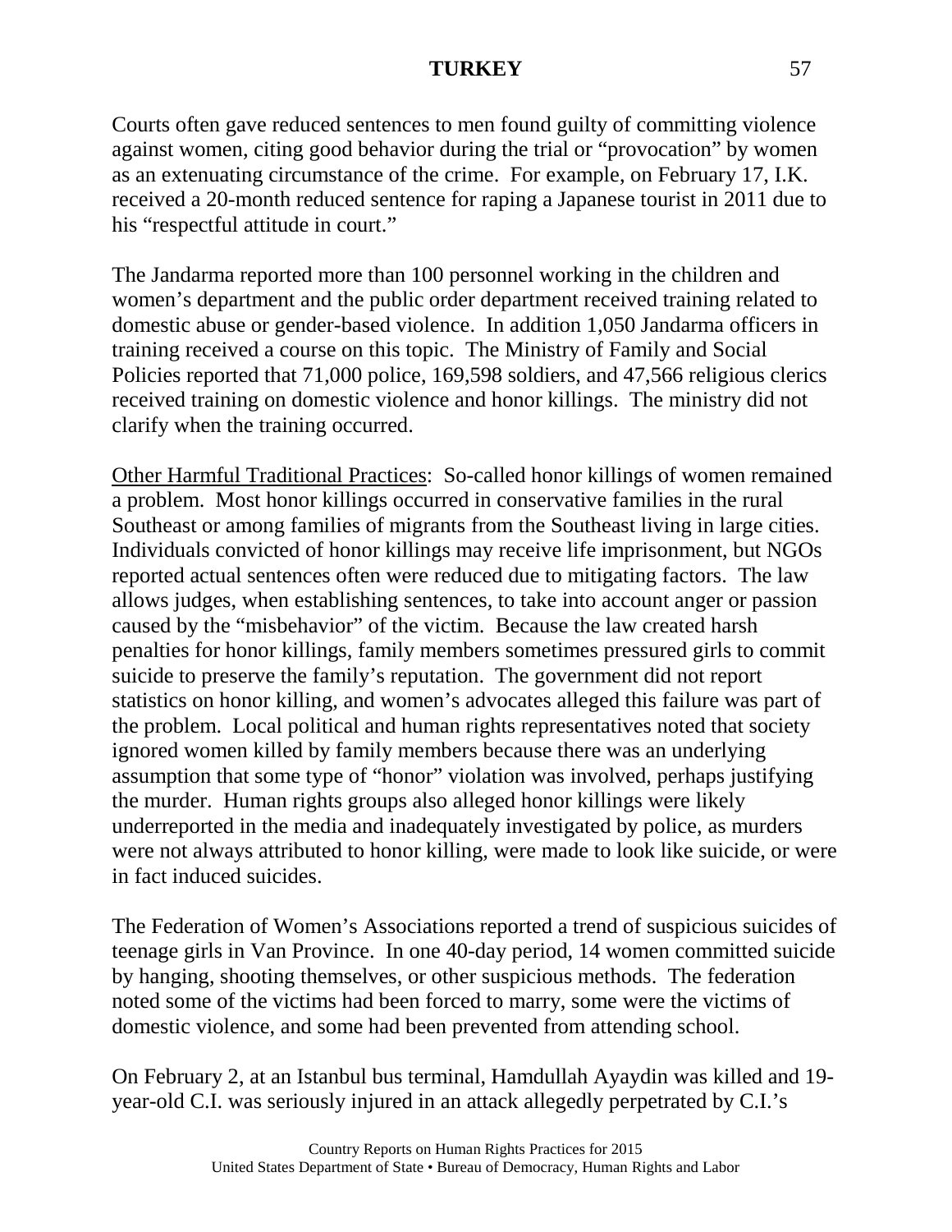Courts often gave reduced sentences to men found guilty of committing violence against women, citing good behavior during the trial or "provocation" by women as an extenuating circumstance of the crime. For example, on February 17, I.K. received a 20-month reduced sentence for raping a Japanese tourist in 2011 due to his "respectful attitude in court."

The Jandarma reported more than 100 personnel working in the children and women's department and the public order department received training related to domestic abuse or gender-based violence. In addition 1,050 Jandarma officers in training received a course on this topic. The Ministry of Family and Social Policies reported that 71,000 police, 169,598 soldiers, and 47,566 religious clerics received training on domestic violence and honor killings. The ministry did not clarify when the training occurred.

Other Harmful Traditional Practices: So-called honor killings of women remained a problem. Most honor killings occurred in conservative families in the rural Southeast or among families of migrants from the Southeast living in large cities. Individuals convicted of honor killings may receive life imprisonment, but NGOs reported actual sentences often were reduced due to mitigating factors. The law allows judges, when establishing sentences, to take into account anger or passion caused by the "misbehavior" of the victim. Because the law created harsh penalties for honor killings, family members sometimes pressured girls to commit suicide to preserve the family's reputation. The government did not report statistics on honor killing, and women's advocates alleged this failure was part of the problem. Local political and human rights representatives noted that society ignored women killed by family members because there was an underlying assumption that some type of "honor" violation was involved, perhaps justifying the murder. Human rights groups also alleged honor killings were likely underreported in the media and inadequately investigated by police, as murders were not always attributed to honor killing, were made to look like suicide, or were in fact induced suicides.

The Federation of Women's Associations reported a trend of suspicious suicides of teenage girls in Van Province. In one 40-day period, 14 women committed suicide by hanging, shooting themselves, or other suspicious methods. The federation noted some of the victims had been forced to marry, some were the victims of domestic violence, and some had been prevented from attending school.

On February 2, at an Istanbul bus terminal, Hamdullah Ayaydin was killed and 19-year-old C.I. was seriously injured in an attack allegedly perpetrated by C.I.'s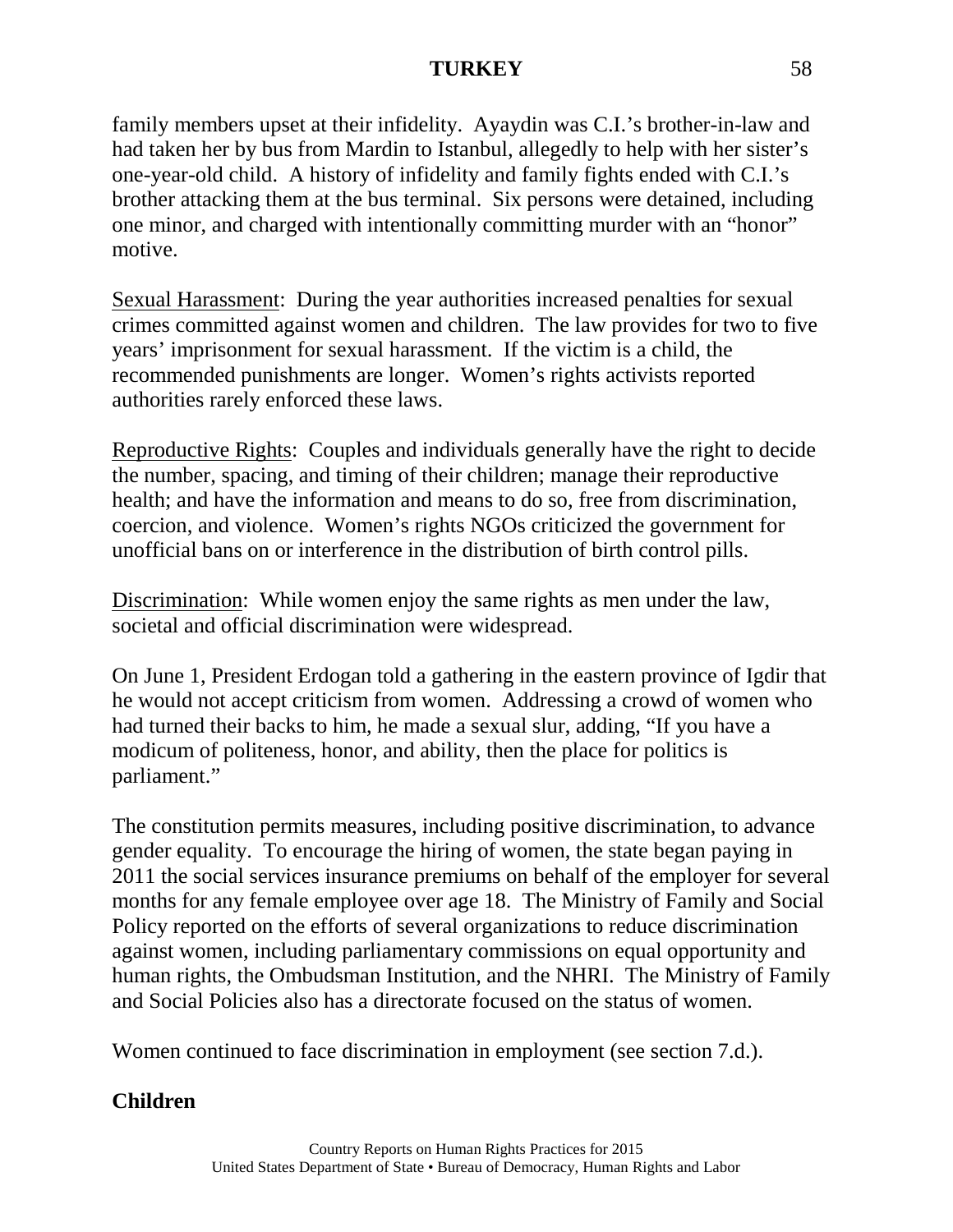family members upset at their infidelity. Ayaydin was C.I.'s brother-in-law and had taken her by bus from Mardin to Istanbul, allegedly to help with her sister's one-year-old child. A history of infidelity and family fights ended with C.I.'s brother attacking them at the bus terminal. Six persons were detained, including one minor, and charged with intentionally committing murder with an "honor" motive.

<u>Sexual Harassment</u>: During the year authorities increased penalties for sexual crimes committed against women and children. The law provides for two to five years' imprisonment for sexual harassment. If the victim is a child, the recommended punishments are longer. Women's rights activists reported authorities rarely enforced these laws.

<u>Reproductive Rights</u>: Couples and individuals generally have the right to decide the number, spacing, and timing of their children; manage their reproductive health; and have the information and means to do so, free from discrimination, coercion, and violence. Women's rights NGOs criticized the government for unofficial bans on or interference in the distribution of birth control pills.

<u>Discrimination</u>: While women enjoy the same rights as men under the law, societal and official discrimination were widespread.

On June 1, President Erdogan told a gathering in the eastern province of Igdir that he would not accept criticism from women. Addressing a crowd of women who had turned their backs to him, he made a sexual slur, adding, "If you have a modicum of politeness, honor, and ability, then the place for politics is parliament."

The constitution permits measures, including positive discrimination, to advance gender equality. To encourage the hiring of women, the state began paying in 2011 the social services insurance premiums on behalf of the employer for several months for any female employee over age 18. The Ministry of Family and Social Policy reported on the efforts of several organizations to reduce discrimination against women, including parliamentary commissions on equal opportunity and human rights, the Ombudsman Institution, and the NHRI. The Ministry of Family and Social Policies also has a directorate focused on the status of women.

Women continued to face discrimination in employment (see section 7.d.).

**Children**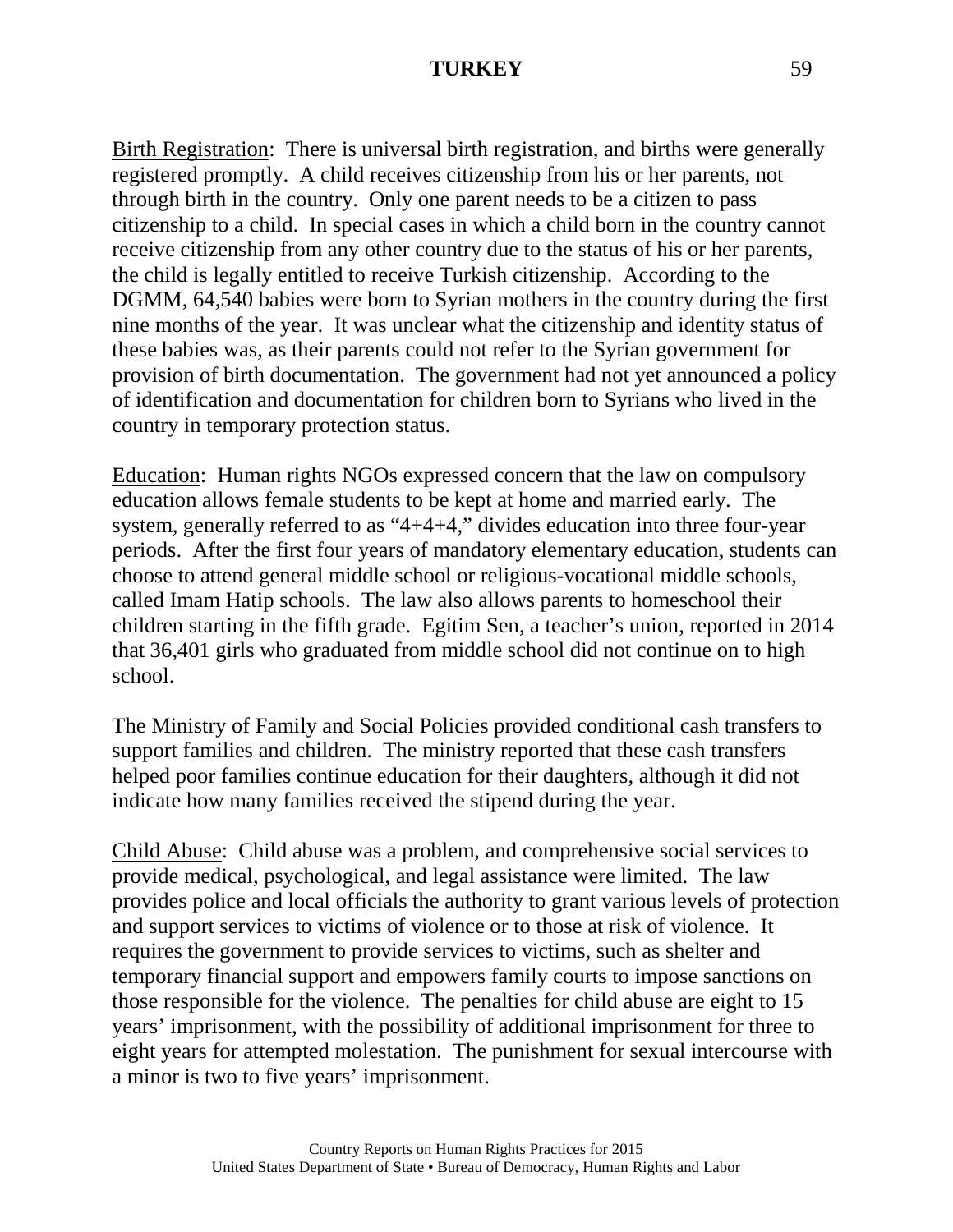Birth Registration: There is universal birth registration, and births were generally registered promptly. A child receives citizenship from his or her parents, not through birth in the country. Only one parent needs to be a citizen to pass citizenship to a child. In special cases in which a child born in the country cannot receive citizenship from any other country due to the status of his or her parents, the child is legally entitled to receive Turkish citizenship. According to the DGMM, 64,540 babies were born to Syrian mothers in the country during the first nine months of the year. It was unclear what the citizenship and identity status of these babies was, as their parents could not refer to the Syrian government for provision of birth documentation. The government had not yet announced a policy of identification and documentation for children born to Syrians who lived in the country in temporary protection status.

Education: Human rights NGOs expressed concern that the law on compulsory education allows female students to be kept at home and married early. The system, generally referred to as "4+4+4," divides education into three four-year periods. After the first four years of mandatory elementary education, students can choose to attend general middle school or religious-vocational middle schools, called Imam Hatip schools. The law also allows parents to homeschool their children starting in the fifth grade. Egitim Sen, a teacher's union, reported in 2014 that 36,401 girls who graduated from middle school did not continue on to high school.

The Ministry of Family and Social Policies provided conditional cash transfers to support families and children. The ministry reported that these cash transfers helped poor families continue education for their daughters, although it did not indicate how many families received the stipend during the year.

Child Abuse: Child abuse was a problem, and comprehensive social services to provide medical, psychological, and legal assistance were limited. The law provides police and local officials the authority to grant various levels of protection and support services to victims of violence or to those at risk of violence. It requires the government to provide services to victims, such as shelter and temporary financial support and empowers family courts to impose sanctions on those responsible for the violence. The penalties for child abuse are eight to 15 years' imprisonment, with the possibility of additional imprisonment for three to eight years for attempted molestation. The punishment for sexual intercourse with a minor is two to five years' imprisonment.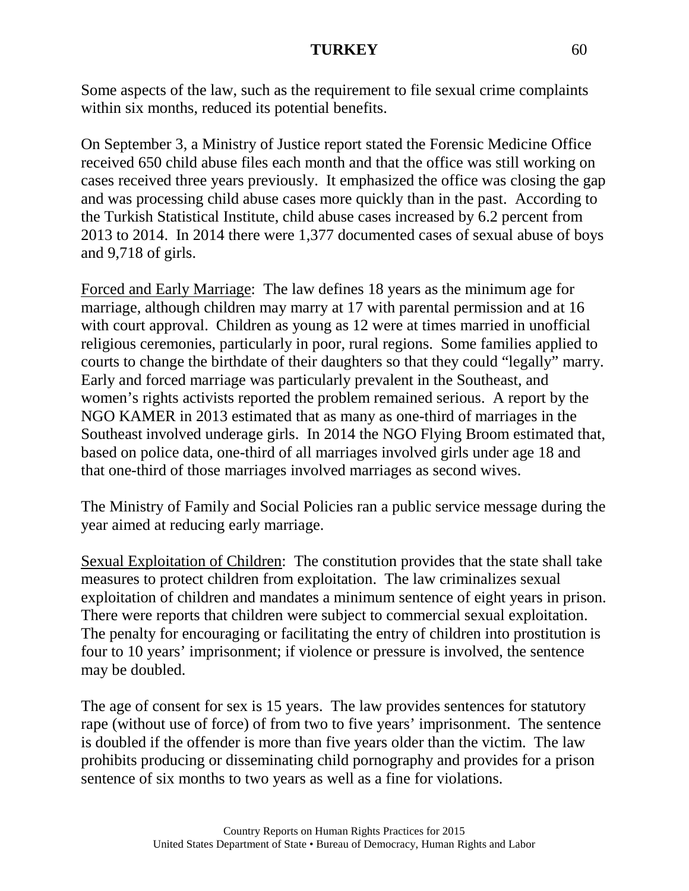Some aspects of the law, such as the requirement to file sexual crime complaints within six months, reduced its potential benefits.

On September 3, a Ministry of Justice report stated the Forensic Medicine Office received 650 child abuse files each month and that the office was still working on cases received three years previously. It emphasized the office was closing the gap and was processing child abuse cases more quickly than in the past. According to the Turkish Statistical Institute, child abuse cases increased by 6.2 percent from 2013 to 2014. In 2014 there were 1,377 documented cases of sexual abuse of boys and 9,718 of girls.

Forced and Early Marriage: The law defines 18 years as the minimum age for marriage, although children may marry at 17 with parental permission and at 16 with court approval. Children as young as 12 were at times married in unofficial religious ceremonies, particularly in poor, rural regions. Some families applied to courts to change the birthdate of their daughters so that they could "legally" marry. Early and forced marriage was particularly prevalent in the Southeast, and women's rights activists reported the problem remained serious. A report by the NGO KAMER in 2013 estimated that as many as one-third of marriages in the Southeast involved underage girls. In 2014 the NGO Flying Broom estimated that, based on police data, one-third of all marriages involved girls under age 18 and that one-third of those marriages involved marriages as second wives.

The Ministry of Family and Social Policies ran a public service message during the year aimed at reducing early marriage.

Sexual Exploitation of Children: The constitution provides that the state shall take measures to protect children from exploitation. The law criminalizes sexual exploitation of children and mandates a minimum sentence of eight years in prison. There were reports that children were subject to commercial sexual exploitation. The penalty for encouraging or facilitating the entry of children into prostitution is four to 10 years' imprisonment; if violence or pressure is involved, the sentence may be doubled.

The age of consent for sex is 15 years. The law provides sentences for statutory rape (without use of force) of from two to five years' imprisonment. The sentence is doubled if the offender is more than five years older than the victim. The law prohibits producing or disseminating child pornography and provides for a prison sentence of six months to two years as well as a fine for violations.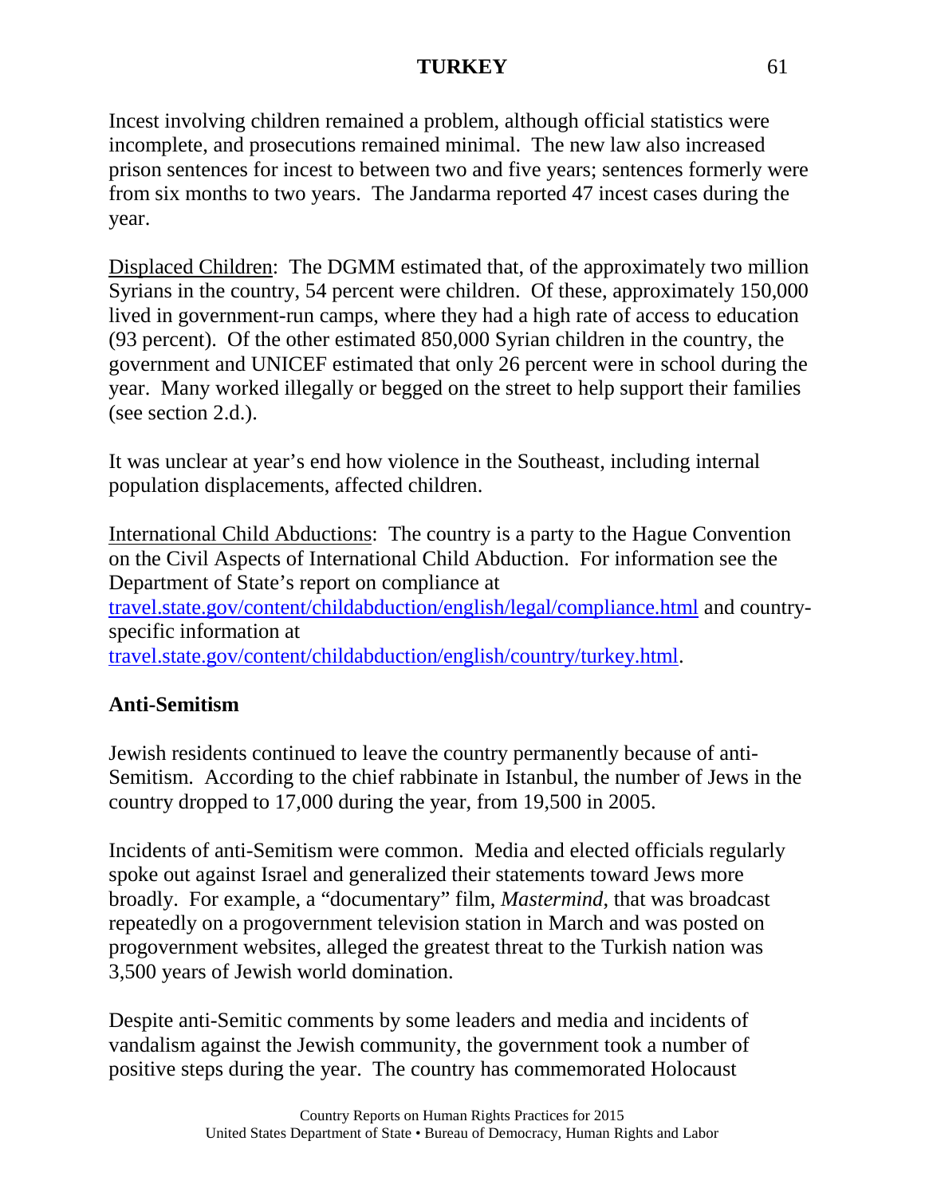Incest involving children remained a problem, although official statistics were incomplete, and prosecutions remained minimal. The new law also increased prison sentences for incest to between two and five years; sentences formerly were from six months to two years. The Jandarma reported 47 incest cases during the year.

Displaced Children: The DGMM estimated that, of the approximately two million Syrians in the country, 54 percent were children. Of these, approximately 150,000 lived in government-run camps, where they had a high rate of access to education (93 percent). Of the other estimated 850,000 Syrian children in the country, the government and UNICEF estimated that only 26 percent were in school during the year. Many worked illegally or begged on the street to help support their families (see section 2.d.).

It was unclear at year's end how violence in the Southeast, including internal population displacements, affected children.

International Child Abductions: The country is a party to the Hague Convention on the Civil Aspects of International Child Abduction. For information see the Department of State's report on compliance at [travel.state.gov/content/childabduction/english/legal/compliance.html](travel.state.gov/content/childabduction/english/legal/compliance.html) and country-specific information at [travel.state.gov/content/childabduction/english/country/turkey.html](travel.state.gov/content/childabduction/english/country/turkey.html).

## Anti-Semitism

Jewish residents continued to leave the country permanently because of anti-Semitism. According to the chief rabbinate in Istanbul, the number of Jews in the country dropped to 17,000 during the year, from 19,500 in 2005.

Incidents of anti-Semitism were common. Media and elected officials regularly spoke out against Israel and generalized their statements toward Jews more broadly. For example, a "documentary" film, *Mastermind*, that was broadcast repeatedly on a progovernment television station in March and was posted on progovernment websites, alleged the greatest threat to the Turkish nation was 3,500 years of Jewish world domination.

Despite anti-Semitic comments by some leaders and media and incidents of vandalism against the Jewish community, the government took a number of positive steps during the year. The country has commemorated Holocaust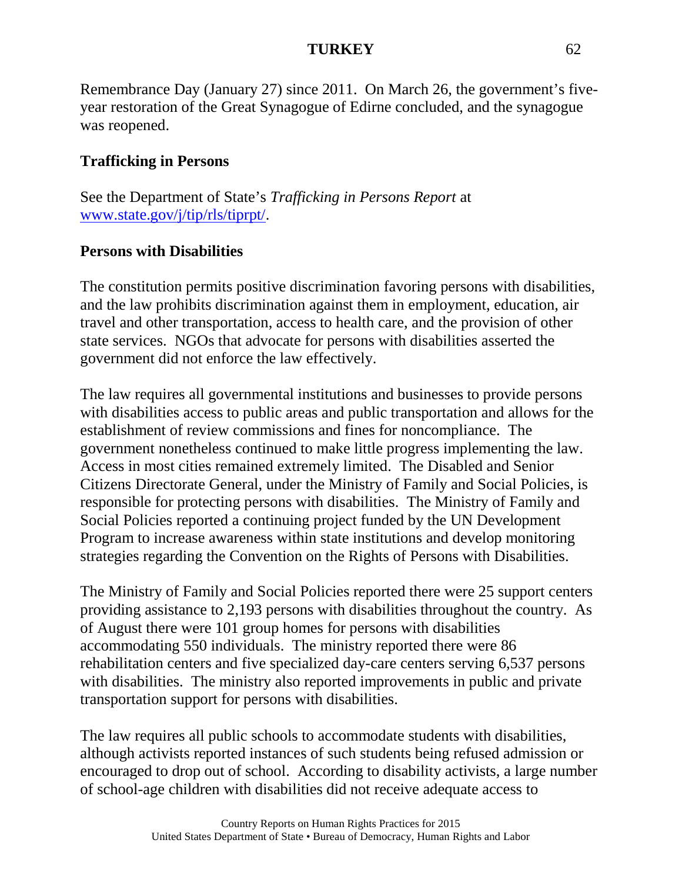Remembrance Day (January 27) since 2011. On March 26, the government's five-year restoration of the Great Synagogue of Edirne concluded, and the synagogue was reopened.

**Trafficking in Persons**

See the Department of State's *Trafficking in Persons Report* at [www.state.gov/j/tip/rls/tiprpt/](http://www.state.gov/j/tip/rls/tiprpt/).

**Persons with Disabilities**

The constitution permits positive discrimination favoring persons with disabilities, and the law prohibits discrimination against them in employment, education, air travel and other transportation, access to health care, and the provision of other state services. NGOs that advocate for persons with disabilities asserted the government did not enforce the law effectively.

The law requires all governmental institutions and businesses to provide persons with disabilities access to public areas and public transportation and allows for the establishment of review commissions and fines for noncompliance. The government nonetheless continued to make little progress implementing the law. Access in most cities remained extremely limited. The Disabled and Senior Citizens Directorate General, under the Ministry of Family and Social Policies, is responsible for protecting persons with disabilities. The Ministry of Family and Social Policies reported a continuing project funded by the UN Development Program to increase awareness within state institutions and develop monitoring strategies regarding the Convention on the Rights of Persons with Disabilities.

The Ministry of Family and Social Policies reported there were 25 support centers providing assistance to 2,193 persons with disabilities throughout the country. As of August there were 101 group homes for persons with disabilities accommodating 550 individuals. The ministry reported there were 86 rehabilitation centers and five specialized day-care centers serving 6,537 persons with disabilities. The ministry also reported improvements in public and private transportation support for persons with disabilities.

The law requires all public schools to accommodate students with disabilities, although activists reported instances of such students being refused admission or encouraged to drop out of school. According to disability activists, a large number of school-age children with disabilities did not receive adequate access to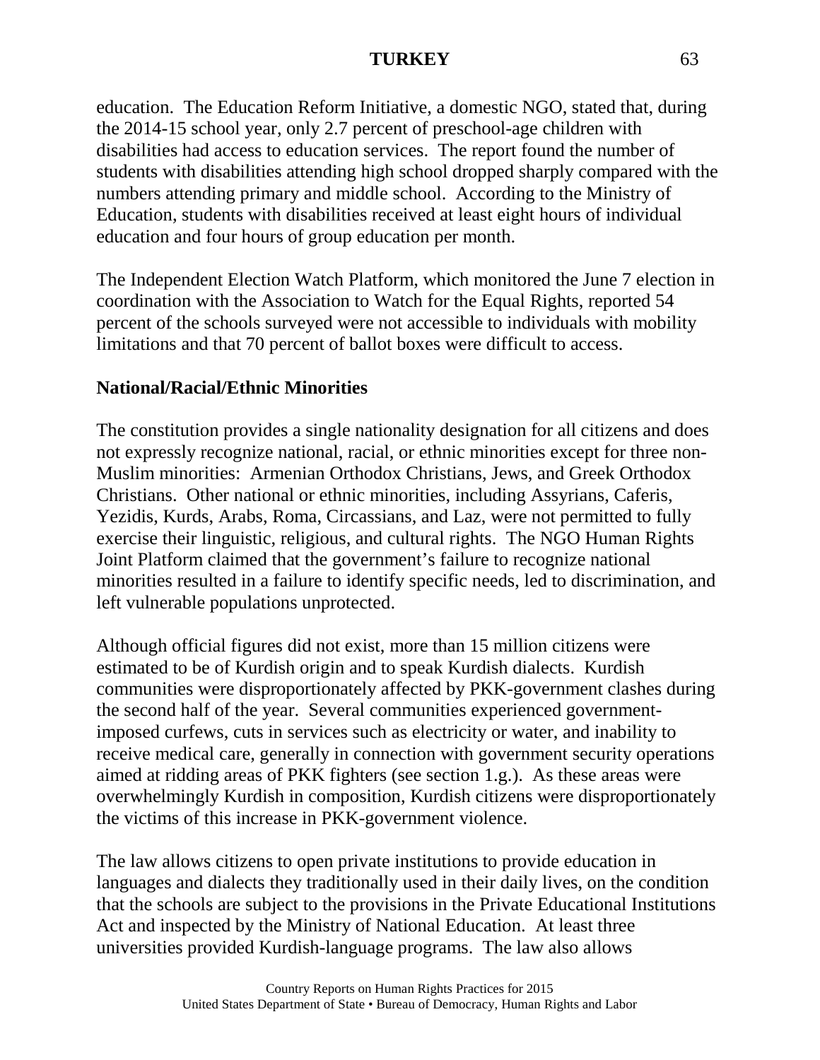education. The Education Reform Initiative, a domestic NGO, stated that, during the 2014-15 school year, only 2.7 percent of preschool-age children with disabilities had access to education services. The report found the number of students with disabilities attending high school dropped sharply compared with the numbers attending primary and middle school. According to the Ministry of Education, students with disabilities received at least eight hours of individual education and four hours of group education per month.

The Independent Election Watch Platform, which monitored the June 7 election in coordination with the Association to Watch for the Equal Rights, reported 54 percent of the schools surveyed were not accessible to individuals with mobility limitations and that 70 percent of ballot boxes were difficult to access.

**National/Racial/Ethnic Minorities**

The constitution provides a single nationality designation for all citizens and does not expressly recognize national, racial, or ethnic minorities except for three non-Muslim minorities: Armenian Orthodox Christians, Jews, and Greek Orthodox Christians. Other national or ethnic minorities, including Assyrians, Caferis, Yezidis, Kurds, Arabs, Roma, Circassians, and Laz, were not permitted to fully exercise their linguistic, religious, and cultural rights. The NGO Human Rights Joint Platform claimed that the government's failure to recognize national minorities resulted in a failure to identify specific needs, led to discrimination, and left vulnerable populations unprotected.

Although official figures did not exist, more than 15 million citizens were estimated to be of Kurdish origin and to speak Kurdish dialects. Kurdish communities were disproportionately affected by PKK-government clashes during the second half of the year. Several communities experienced government-imposed curfews, cuts in services such as electricity or water, and inability to receive medical care, generally in connection with government security operations aimed at ridding areas of PKK fighters (see section 1.g.). As these areas were overwhelmingly Kurdish in composition, Kurdish citizens were disproportionately the victims of this increase in PKK-government violence.

The law allows citizens to open private institutions to provide education in languages and dialects they traditionally used in their daily lives, on the condition that the schools are subject to the provisions in the Private Educational Institutions Act and inspected by the Ministry of National Education. At least three universities provided Kurdish-language programs. The law also allows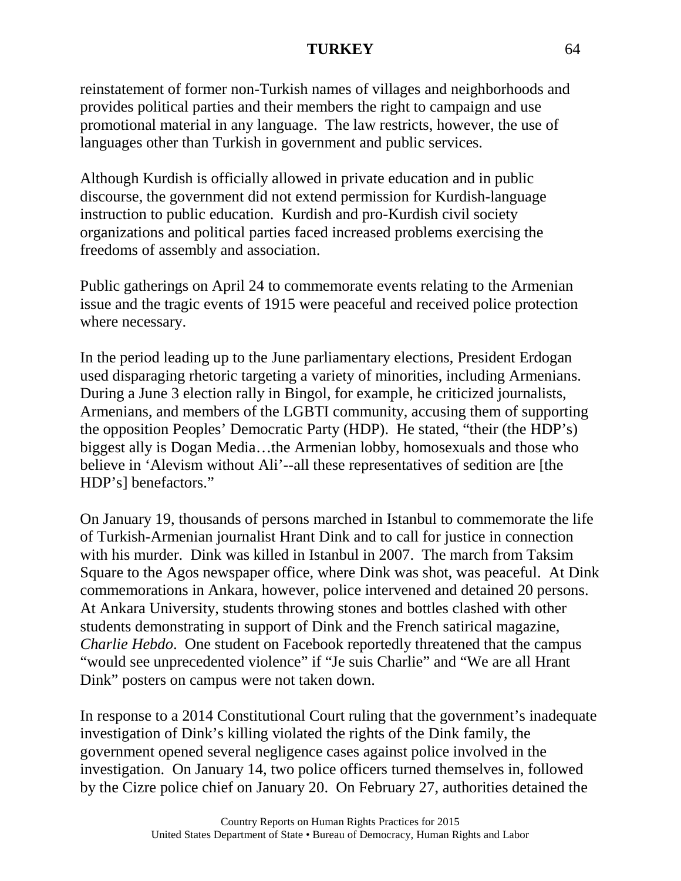reinstatement of former non-Turkish names of villages and neighborhoods and provides political parties and their members the right to campaign and use promotional material in any language. The law restricts, however, the use of languages other than Turkish in government and public services.

Although Kurdish is officially allowed in private education and in public discourse, the government did not extend permission for Kurdish-language instruction to public education. Kurdish and pro-Kurdish civil society organizations and political parties faced increased problems exercising the freedoms of assembly and association.

Public gatherings on April 24 to commemorate events relating to the Armenian issue and the tragic events of 1915 were peaceful and received police protection where necessary.

In the period leading up to the June parliamentary elections, President Erdogan used disparaging rhetoric targeting a variety of minorities, including Armenians. During a June 3 election rally in Bingol, for example, he criticized journalists, Armenians, and members of the LGBTI community, accusing them of supporting the opposition Peoples' Democratic Party (HDP). He stated, "their (the HDP's) biggest ally is Dogan Media…the Armenian lobby, homosexuals and those who believe in 'Alevism without Ali'--all these representatives of sedition are [the HDP's] benefactors."

On January 19, thousands of persons marched in Istanbul to commemorate the life of Turkish-Armenian journalist Hrant Dink and to call for justice in connection with his murder. Dink was killed in Istanbul in 2007. The march from Taksim Square to the Agos newspaper office, where Dink was shot, was peaceful. At Dink commemorations in Ankara, however, police intervened and detained 20 persons. At Ankara University, students throwing stones and bottles clashed with other students demonstrating in support of Dink and the French satirical magazine, *Charlie Hebdo*. One student on Facebook reportedly threatened that the campus "would see unprecedented violence" if "Je suis Charlie" and "We are all Hrant Dink" posters on campus were not taken down.

In response to a 2014 Constitutional Court ruling that the government's inadequate investigation of Dink's killing violated the rights of the Dink family, the government opened several negligence cases against police involved in the investigation. On January 14, two police officers turned themselves in, followed by the Cizre police chief on January 20. On February 27, authorities detained the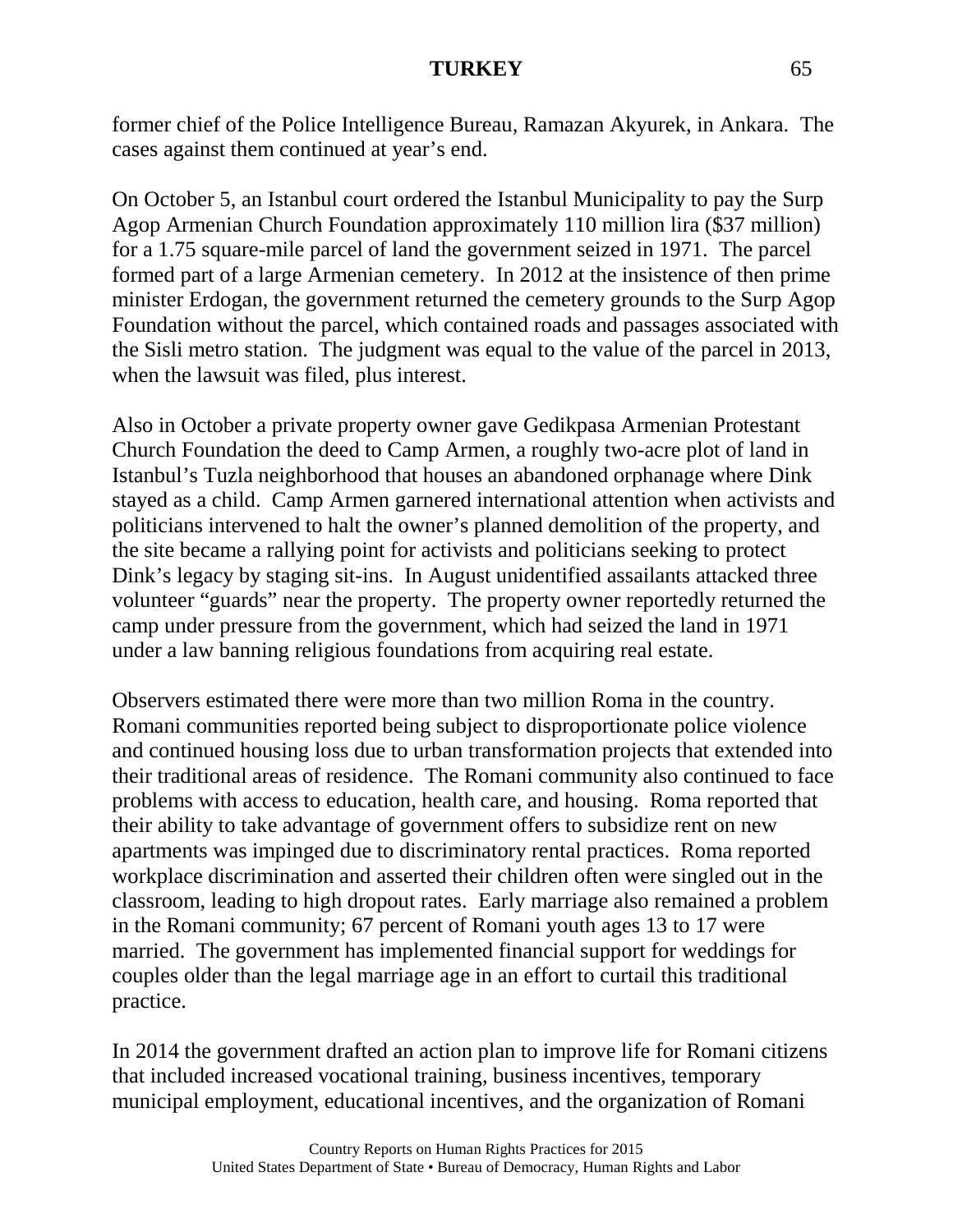former chief of the Police Intelligence Bureau, Ramazan Akyurek, in Ankara. The cases against them continued at year's end.

On October 5, an Istanbul court ordered the Istanbul Municipality to pay the Surp Agop Armenian Church Foundation approximately 110 million lira ($37 million) for a 1.75 square-mile parcel of land the government seized in 1971. The parcel formed part of a large Armenian cemetery. In 2012 at the insistence of then prime minister Erdogan, the government returned the cemetery grounds to the Surp Agop Foundation without the parcel, which contained roads and passages associated with the Sisli metro station. The judgment was equal to the value of the parcel in 2013, when the lawsuit was filed, plus interest.

Also in October a private property owner gave Gedikpasa Armenian Protestant Church Foundation the deed to Camp Armen, a roughly two-acre plot of land in Istanbul's Tuzla neighborhood that houses an abandoned orphanage where Dink stayed as a child. Camp Armen garnered international attention when activists and politicians intervened to halt the owner's planned demolition of the property, and the site became a rallying point for activists and politicians seeking to protect Dink's legacy by staging sit-ins. In August unidentified assailants attacked three volunteer "guards" near the property. The property owner reportedly returned the camp under pressure from the government, which had seized the land in 1971 under a law banning religious foundations from acquiring real estate.

Observers estimated there were more than two million Roma in the country. Romani communities reported being subject to disproportionate police violence and continued housing loss due to urban transformation projects that extended into their traditional areas of residence. The Romani community also continued to face problems with access to education, health care, and housing. Roma reported that their ability to take advantage of government offers to subsidize rent on new apartments was impinged due to discriminatory rental practices. Roma reported workplace discrimination and asserted their children often were singled out in the classroom, leading to high dropout rates. Early marriage also remained a problem in the Romani community; 67 percent of Romani youth ages 13 to 17 were married. The government has implemented financial support for weddings for couples older than the legal marriage age in an effort to curtail this traditional practice.

In 2014 the government drafted an action plan to improve life for Romani citizens that included increased vocational training, business incentives, temporary municipal employment, educational incentives, and the organization of Romani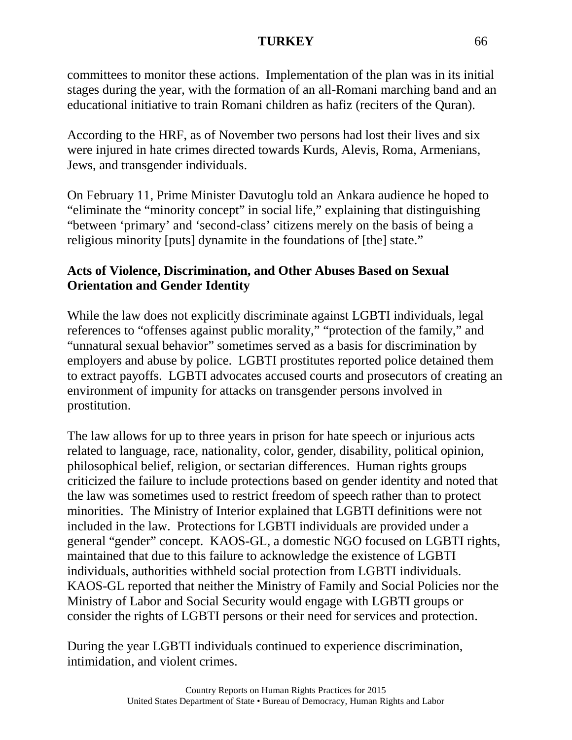committees to monitor these actions. Implementation of the plan was in its initial stages during the year, with the formation of an all-Romani marching band and an educational initiative to train Romani children as hafiz (reciters of the Quran).

According to the HRF, as of November two persons had lost their lives and six were injured in hate crimes directed towards Kurds, Alevis, Roma, Armenians, Jews, and transgender individuals.

On February 11, Prime Minister Davutoglu told an Ankara audience he hoped to "eliminate the "minority concept" in social life," explaining that distinguishing "between 'primary' and 'second-class' citizens merely on the basis of being a religious minority [puts] dynamite in the foundations of [the] state."

**Acts of Violence, Discrimination, and Other Abuses Based on Sexual Orientation and Gender Identity**

While the law does not explicitly discriminate against LGBTI individuals, legal references to "offenses against public morality," "protection of the family," and "unnatural sexual behavior" sometimes served as a basis for discrimination by employers and abuse by police. LGBTI prostitutes reported police detained them to extract payoffs. LGBTI advocates accused courts and prosecutors of creating an environment of impunity for attacks on transgender persons involved in prostitution.

The law allows for up to three years in prison for hate speech or injurious acts related to language, race, nationality, color, gender, disability, political opinion, philosophical belief, religion, or sectarian differences. Human rights groups criticized the failure to include protections based on gender identity and noted that the law was sometimes used to restrict freedom of speech rather than to protect minorities. The Ministry of Interior explained that LGBTI definitions were not included in the law. Protections for LGBTI individuals are provided under a general "gender" concept. KAOS-GL, a domestic NGO focused on LGBTI rights, maintained that due to this failure to acknowledge the existence of LGBTI individuals, authorities withheld social protection from LGBTI individuals. KAOS-GL reported that neither the Ministry of Family and Social Policies nor the Ministry of Labor and Social Security would engage with LGBTI groups or consider the rights of LGBTI persons or their need for services and protection.

During the year LGBTI individuals continued to experience discrimination, intimidation, and violent crimes.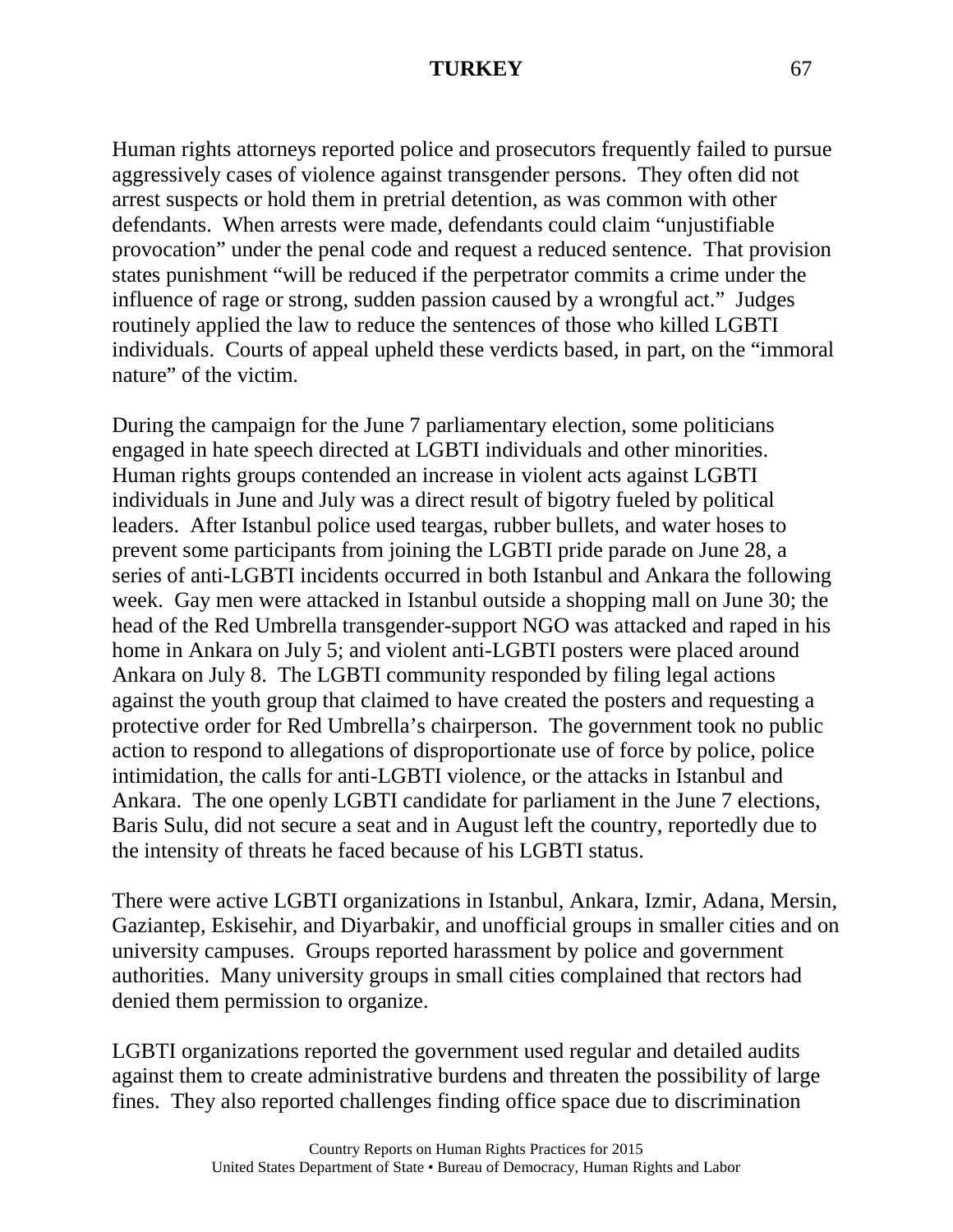Human rights attorneys reported police and prosecutors frequently failed to pursue aggressively cases of violence against transgender persons. They often did not arrest suspects or hold them in pretrial detention, as was common with other defendants. When arrests were made, defendants could claim "unjustifiable provocation" under the penal code and request a reduced sentence. That provision states punishment "will be reduced if the perpetrator commits a crime under the influence of rage or strong, sudden passion caused by a wrongful act." Judges routinely applied the law to reduce the sentences of those who killed LGBTI individuals. Courts of appeal upheld these verdicts based, in part, on the "immoral nature" of the victim.

During the campaign for the June 7 parliamentary election, some politicians engaged in hate speech directed at LGBTI individuals and other minorities. Human rights groups contended an increase in violent acts against LGBTI individuals in June and July was a direct result of bigotry fueled by political leaders. After Istanbul police used teargas, rubber bullets, and water hoses to prevent some participants from joining the LGBTI pride parade on June 28, a series of anti-LGBTI incidents occurred in both Istanbul and Ankara the following week. Gay men were attacked in Istanbul outside a shopping mall on June 30; the head of the Red Umbrella transgender-support NGO was attacked and raped in his home in Ankara on July 5; and violent anti-LGBTI posters were placed around Ankara on July 8. The LGBTI community responded by filing legal actions against the youth group that claimed to have created the posters and requesting a protective order for Red Umbrella's chairperson. The government took no public action to respond to allegations of disproportionate use of force by police, police intimidation, the calls for anti-LGBTI violence, or the attacks in Istanbul and Ankara. The one openly LGBTI candidate for parliament in the June 7 elections, Baris Sulu, did not secure a seat and in August left the country, reportedly due to the intensity of threats he faced because of his LGBTI status.

There were active LGBTI organizations in Istanbul, Ankara, Izmir, Adana, Mersin, Gaziantep, Eskisehir, and Diyarbakir, and unofficial groups in smaller cities and on university campuses. Groups reported harassment by police and government authorities. Many university groups in small cities complained that rectors had denied them permission to organize.

LGBTI organizations reported the government used regular and detailed audits against them to create administrative burdens and threaten the possibility of large fines. They also reported challenges finding office space due to discrimination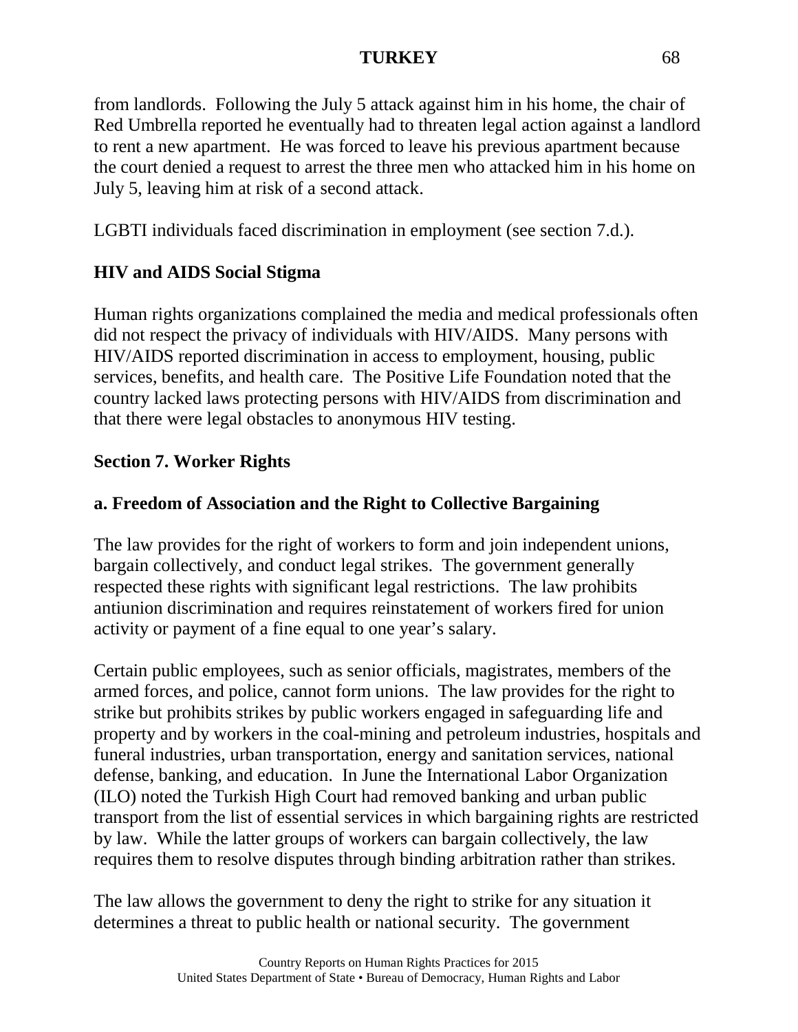from landlords. Following the July 5 attack against him in his home, the chair of Red Umbrella reported he eventually had to threaten legal action against a landlord to rent a new apartment. He was forced to leave his previous apartment because the court denied a request to arrest the three men who attacked him in his home on July 5, leaving him at risk of a second attack.

LGBTI individuals faced discrimination in employment (see section 7.d.).

**HIV and AIDS Social Stigma**

Human rights organizations complained the media and medical professionals often did not respect the privacy of individuals with HIV/AIDS. Many persons with HIV/AIDS reported discrimination in access to employment, housing, public services, benefits, and health care. The Positive Life Foundation noted that the country lacked laws protecting persons with HIV/AIDS from discrimination and that there were legal obstacles to anonymous HIV testing.

## Section 7. Worker Rights

### a. Freedom of Association and the Right to Collective Bargaining

The law provides for the right of workers to form and join independent unions, bargain collectively, and conduct legal strikes. The government generally respected these rights with significant legal restrictions. The law prohibits antiunion discrimination and requires reinstatement of workers fired for union activity or payment of a fine equal to one year's salary.

Certain public employees, such as senior officials, magistrates, members of the armed forces, and police, cannot form unions. The law provides for the right to strike but prohibits strikes by public workers engaged in safeguarding life and property and by workers in the coal-mining and petroleum industries, hospitals and funeral industries, urban transportation, energy and sanitation services, national defense, banking, and education. In June the International Labor Organization (ILO) noted the Turkish High Court had removed banking and urban public transport from the list of essential services in which bargaining rights are restricted by law. While the latter groups of workers can bargain collectively, the law requires them to resolve disputes through binding arbitration rather than strikes.

The law allows the government to deny the right to strike for any situation it determines a threat to public health or national security. The government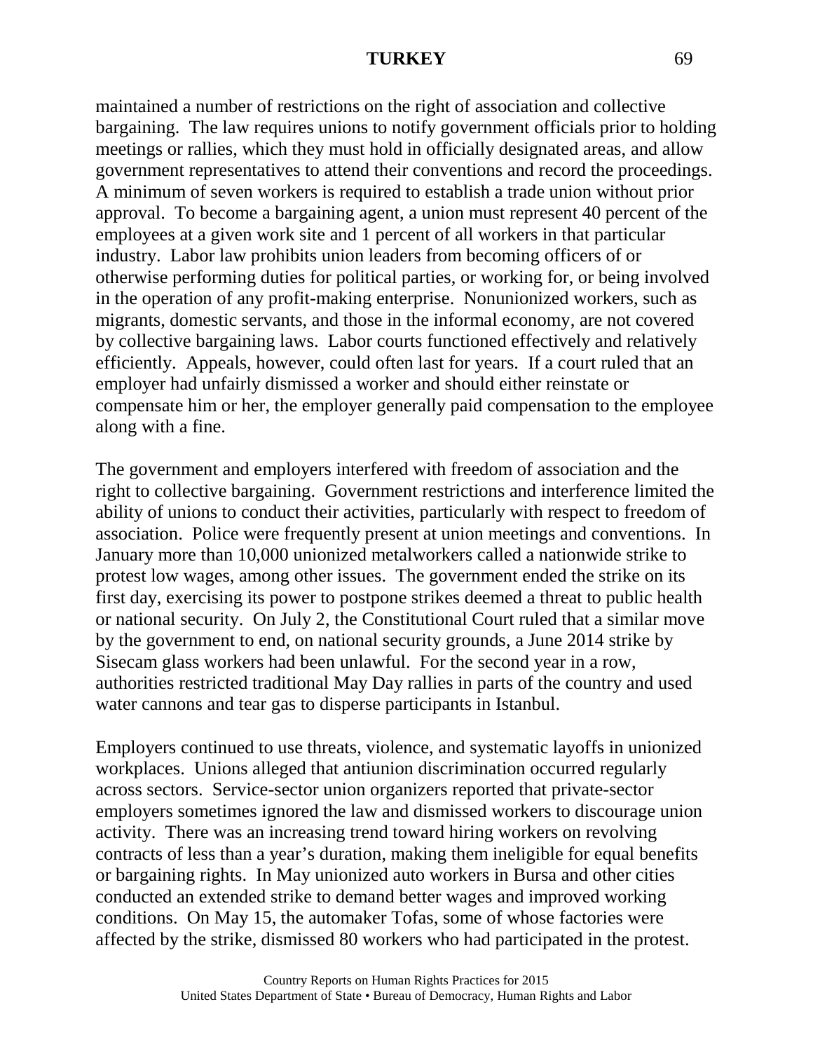maintained a number of restrictions on the right of association and collective bargaining. The law requires unions to notify government officials prior to holding meetings or rallies, which they must hold in officially designated areas, and allow government representatives to attend their conventions and record the proceedings. A minimum of seven workers is required to establish a trade union without prior approval. To become a bargaining agent, a union must represent 40 percent of the employees at a given work site and 1 percent of all workers in that particular industry. Labor law prohibits union leaders from becoming officers of or otherwise performing duties for political parties, or working for, or being involved in the operation of any profit-making enterprise. Nonunionized workers, such as migrants, domestic servants, and those in the informal economy, are not covered by collective bargaining laws. Labor courts functioned effectively and relatively efficiently. Appeals, however, could often last for years. If a court ruled that an employer had unfairly dismissed a worker and should either reinstate or compensate him or her, the employer generally paid compensation to the employee along with a fine.

The government and employers interfered with freedom of association and the right to collective bargaining. Government restrictions and interference limited the ability of unions to conduct their activities, particularly with respect to freedom of association. Police were frequently present at union meetings and conventions. In January more than 10,000 unionized metalworkers called a nationwide strike to protest low wages, among other issues. The government ended the strike on its first day, exercising its power to postpone strikes deemed a threat to public health or national security. On July 2, the Constitutional Court ruled that a similar move by the government to end, on national security grounds, a June 2014 strike by Sisecam glass workers had been unlawful. For the second year in a row, authorities restricted traditional May Day rallies in parts of the country and used water cannons and tear gas to disperse participants in Istanbul.

Employers continued to use threats, violence, and systematic layoffs in unionized workplaces. Unions alleged that antiunion discrimination occurred regularly across sectors. Service-sector union organizers reported that private-sector employers sometimes ignored the law and dismissed workers to discourage union activity. There was an increasing trend toward hiring workers on revolving contracts of less than a year's duration, making them ineligible for equal benefits or bargaining rights. In May unionized auto workers in Bursa and other cities conducted an extended strike to demand better wages and improved working conditions. On May 15, the automaker Tofas, some of whose factories were affected by the strike, dismissed 80 workers who had participated in the protest.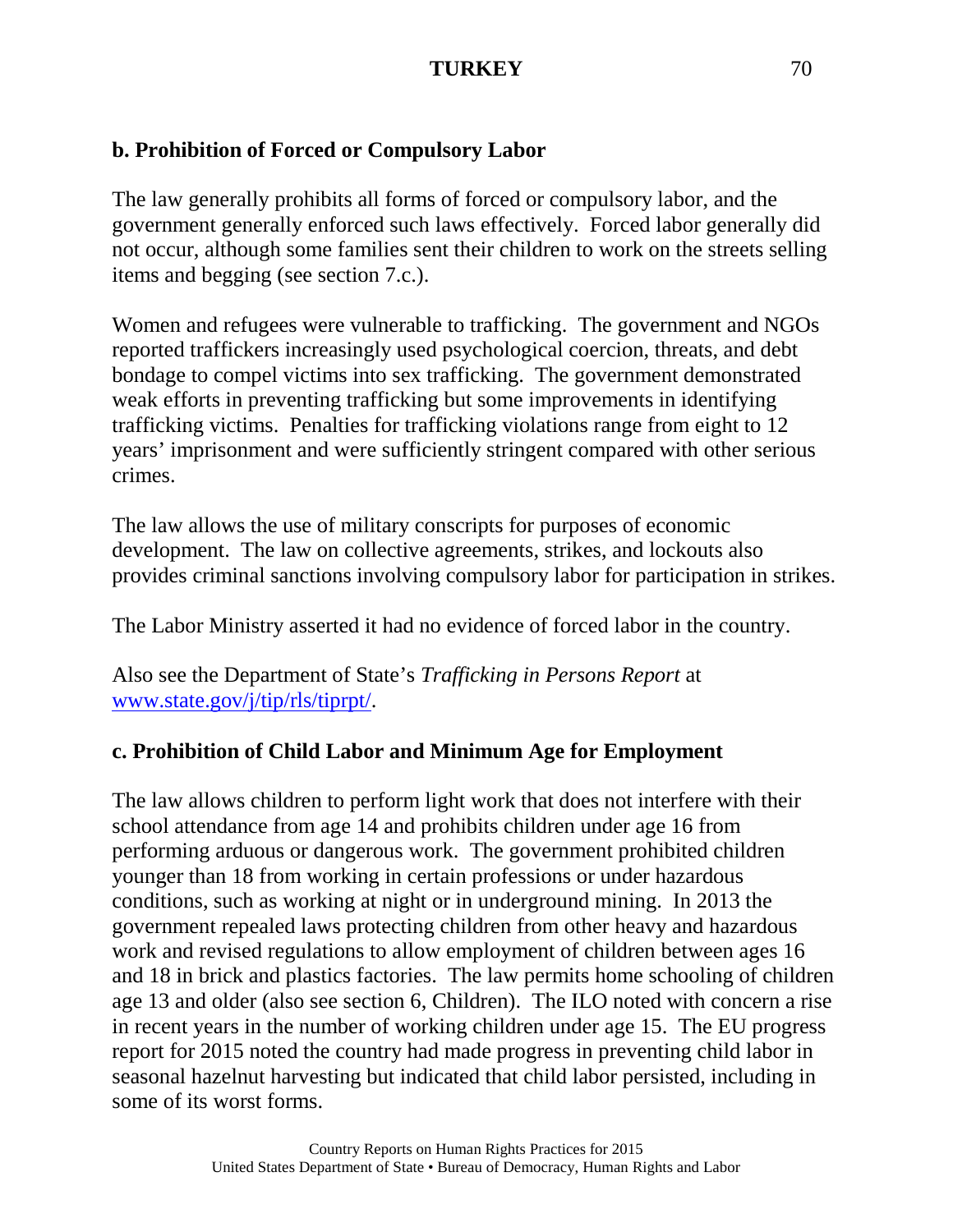**b. Prohibition of Forced or Compulsory Labor**

The law generally prohibits all forms of forced or compulsory labor, and the government generally enforced such laws effectively. Forced labor generally did not occur, although some families sent their children to work on the streets selling items and begging (see section 7.c.).

Women and refugees were vulnerable to trafficking. The government and NGOs reported traffickers increasingly used psychological coercion, threats, and debt bondage to compel victims into sex trafficking. The government demonstrated weak efforts in preventing trafficking but some improvements in identifying trafficking victims. Penalties for trafficking violations range from eight to 12 years' imprisonment and were sufficiently stringent compared with other serious crimes.

The law allows the use of military conscripts for purposes of economic development. The law on collective agreements, strikes, and lockouts also provides criminal sanctions involving compulsory labor for participation in strikes.

The Labor Ministry asserted it had no evidence of forced labor in the country.

Also see the Department of State's *Trafficking in Persons Report* at [www.state.gov/j/tip/rls/tiprpt/](http://www.state.gov/j/tip/rls/tiprpt/).

**c. Prohibition of Child Labor and Minimum Age for Employment**

The law allows children to perform light work that does not interfere with their school attendance from age 14 and prohibits children under age 16 from performing arduous or dangerous work. The government prohibited children younger than 18 from working in certain professions or under hazardous conditions, such as working at night or in underground mining. In 2013 the government repealed laws protecting children from other heavy and hazardous work and revised regulations to allow employment of children between ages 16 and 18 in brick and plastics factories. The law permits home schooling of children age 13 and older (also see section 6, Children). The ILO noted with concern a rise in recent years in the number of working children under age 15. The EU progress report for 2015 noted the country had made progress in preventing child labor in seasonal hazelnut harvesting but indicated that child labor persisted, including in some of its worst forms.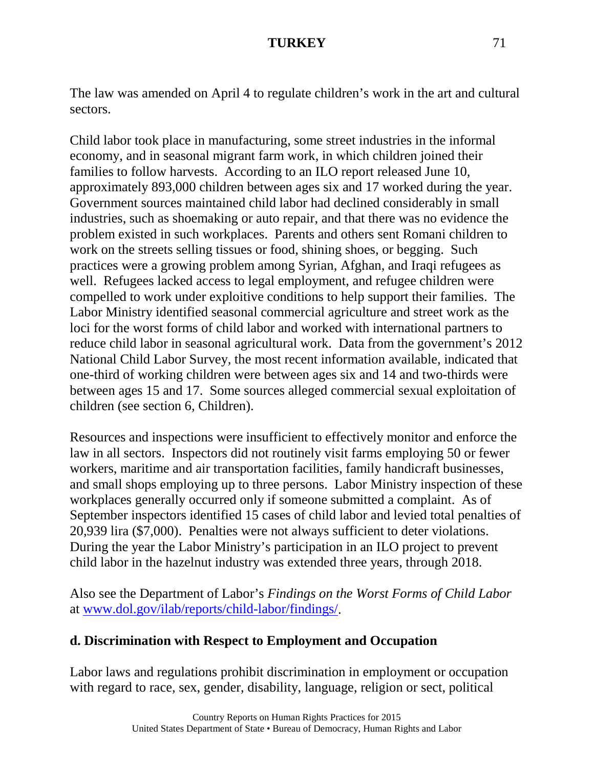The law was amended on April 4 to regulate children's work in the art and cultural sectors.

Child labor took place in manufacturing, some street industries in the informal economy, and in seasonal migrant farm work, in which children joined their families to follow harvests. According to an ILO report released June 10, approximately 893,000 children between ages six and 17 worked during the year. Government sources maintained child labor had declined considerably in small industries, such as shoemaking or auto repair, and that there was no evidence the problem existed in such workplaces. Parents and others sent Romani children to work on the streets selling tissues or food, shining shoes, or begging. Such practices were a growing problem among Syrian, Afghan, and Iraqi refugees as well. Refugees lacked access to legal employment, and refugee children were compelled to work under exploitive conditions to help support their families. The Labor Ministry identified seasonal commercial agriculture and street work as the loci for the worst forms of child labor and worked with international partners to reduce child labor in seasonal agricultural work. Data from the government's 2012 National Child Labor Survey, the most recent information available, indicated that one-third of working children were between ages six and 14 and two-thirds were between ages 15 and 17. Some sources alleged commercial sexual exploitation of children (see section 6, Children).

Resources and inspections were insufficient to effectively monitor and enforce the law in all sectors. Inspectors did not routinely visit farms employing 50 or fewer workers, maritime and air transportation facilities, family handicraft businesses, and small shops employing up to three persons. Labor Ministry inspection of these workplaces generally occurred only if someone submitted a complaint. As of September inspectors identified 15 cases of child labor and levied total penalties of 20,939 lira ($7,000). Penalties were not always sufficient to deter violations. During the year the Labor Ministry's participation in an ILO project to prevent child labor in the hazelnut industry was extended three years, through 2018.

Also see the Department of Labor's *Findings on the Worst Forms of Child Labor* at [www.dol.gov/ilab/reports/child-labor/findings/](http://www.dol.gov/ilab/reports/child-labor/findings/).

## d. Discrimination with Respect to Employment and Occupation

Labor laws and regulations prohibit discrimination in employment or occupation with regard to race, sex, gender, disability, language, religion or sect, political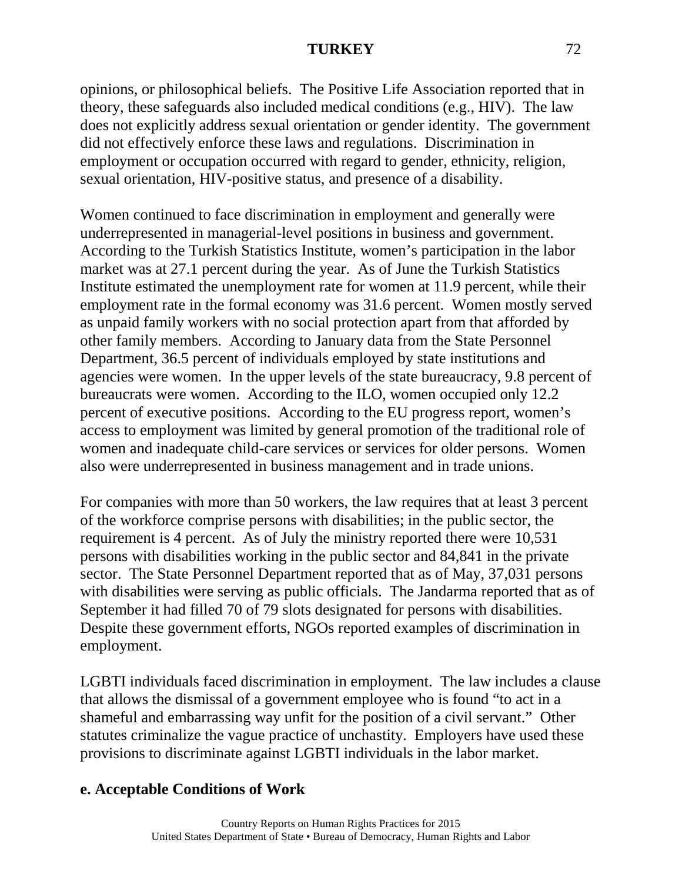opinions, or philosophical beliefs. The Positive Life Association reported that in theory, these safeguards also included medical conditions (e.g., HIV). The law does not explicitly address sexual orientation or gender identity. The government did not effectively enforce these laws and regulations. Discrimination in employment or occupation occurred with regard to gender, ethnicity, religion, sexual orientation, HIV-positive status, and presence of a disability.

Women continued to face discrimination in employment and generally were underrepresented in managerial-level positions in business and government. According to the Turkish Statistics Institute, women's participation in the labor market was at 27.1 percent during the year. As of June the Turkish Statistics Institute estimated the unemployment rate for women at 11.9 percent, while their employment rate in the formal economy was 31.6 percent. Women mostly served as unpaid family workers with no social protection apart from that afforded by other family members. According to January data from the State Personnel Department, 36.5 percent of individuals employed by state institutions and agencies were women. In the upper levels of the state bureaucracy, 9.8 percent of bureaucrats were women. According to the ILO, women occupied only 12.2 percent of executive positions. According to the EU progress report, women's access to employment was limited by general promotion of the traditional role of women and inadequate child-care services or services for older persons. Women also were underrepresented in business management and in trade unions.

For companies with more than 50 workers, the law requires that at least 3 percent of the workforce comprise persons with disabilities; in the public sector, the requirement is 4 percent. As of July the ministry reported there were 10,531 persons with disabilities working in the public sector and 84,841 in the private sector. The State Personnel Department reported that as of May, 37,031 persons with disabilities were serving as public officials. The Jandarma reported that as of September it had filled 70 of 79 slots designated for persons with disabilities. Despite these government efforts, NGOs reported examples of discrimination in employment.

LGBTI individuals faced discrimination in employment. The law includes a clause that allows the dismissal of a government employee who is found "to act in a shameful and embarrassing way unfit for the position of a civil servant." Other statutes criminalize the vague practice of unchastity. Employers have used these provisions to discriminate against LGBTI individuals in the labor market.

## e. Acceptable Conditions of Work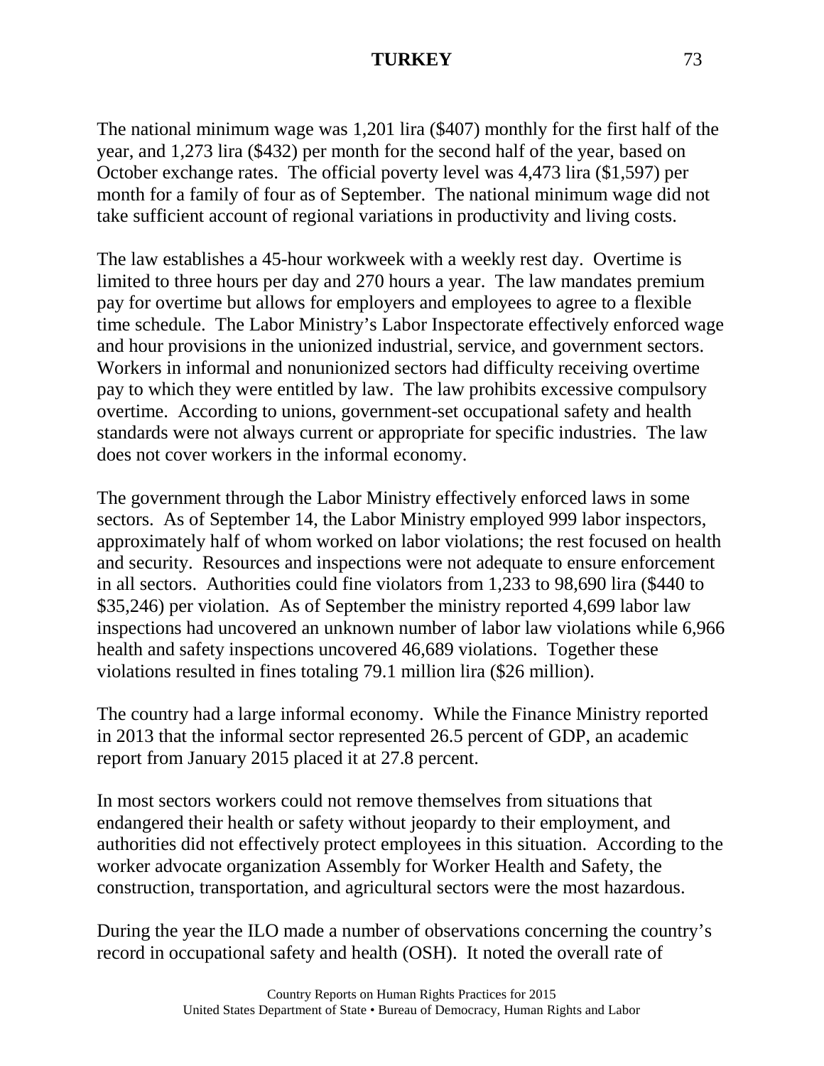The national minimum wage was 1,201 lira ($407) monthly for the first half of the year, and 1,273 lira ($432) per month for the second half of the year, based on October exchange rates. The official poverty level was 4,473 lira ($1,597) per month for a family of four as of September. The national minimum wage did not take sufficient account of regional variations in productivity and living costs.

The law establishes a 45-hour workweek with a weekly rest day. Overtime is limited to three hours per day and 270 hours a year. The law mandates premium pay for overtime but allows for employers and employees to agree to a flexible time schedule. The Labor Ministry's Labor Inspectorate effectively enforced wage and hour provisions in the unionized industrial, service, and government sectors. Workers in informal and nonunionized sectors had difficulty receiving overtime pay to which they were entitled by law. The law prohibits excessive compulsory overtime. According to unions, government-set occupational safety and health standards were not always current or appropriate for specific industries. The law does not cover workers in the informal economy.

The government through the Labor Ministry effectively enforced laws in some sectors. As of September 14, the Labor Ministry employed 999 labor inspectors, approximately half of whom worked on labor violations; the rest focused on health and security. Resources and inspections were not adequate to ensure enforcement in all sectors. Authorities could fine violators from 1,233 to 98,690 lira ($440 to $35,246) per violation. As of September the ministry reported 4,699 labor law inspections had uncovered an unknown number of labor law violations while 6,966 health and safety inspections uncovered 46,689 violations. Together these violations resulted in fines totaling 79.1 million lira ($26 million).

The country had a large informal economy. While the Finance Ministry reported in 2013 that the informal sector represented 26.5 percent of GDP, an academic report from January 2015 placed it at 27.8 percent.

In most sectors workers could not remove themselves from situations that endangered their health or safety without jeopardy to their employment, and authorities did not effectively protect employees in this situation. According to the worker advocate organization Assembly for Worker Health and Safety, the construction, transportation, and agricultural sectors were the most hazardous.

During the year the ILO made a number of observations concerning the country's record in occupational safety and health (OSH). It noted the overall rate of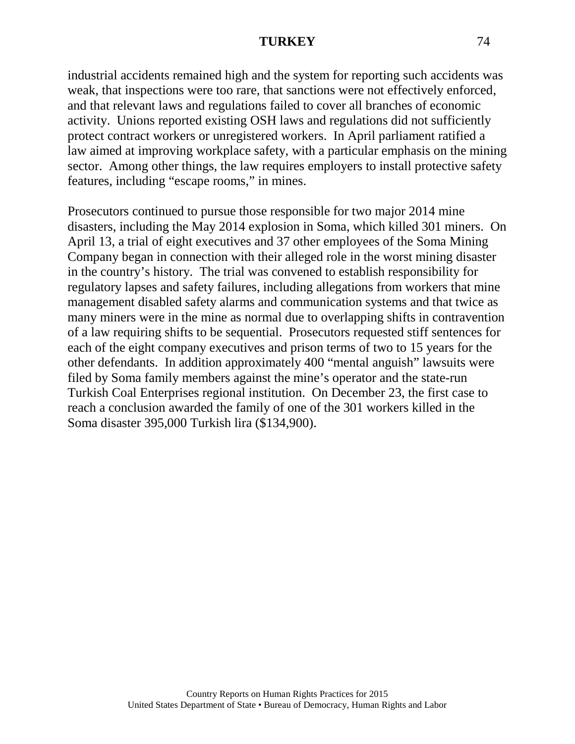industrial accidents remained high and the system for reporting such accidents was weak, that inspections were too rare, that sanctions were not effectively enforced, and that relevant laws and regulations failed to cover all branches of economic activity. Unions reported existing OSH laws and regulations did not sufficiently protect contract workers or unregistered workers. In April parliament ratified a law aimed at improving workplace safety, with a particular emphasis on the mining sector. Among other things, the law requires employers to install protective safety features, including “escape rooms,” in mines.

Prosecutors continued to pursue those responsible for two major 2014 mine disasters, including the May 2014 explosion in Soma, which killed 301 miners. On April 13, a trial of eight executives and 37 other employees of the Soma Mining Company began in connection with their alleged role in the worst mining disaster in the country’s history. The trial was convened to establish responsibility for regulatory lapses and safety failures, including allegations from workers that mine management disabled safety alarms and communication systems and that twice as many miners were in the mine as normal due to overlapping shifts in contravention of a law requiring shifts to be sequential. Prosecutors requested stiff sentences for each of the eight company executives and prison terms of two to 15 years for the other defendants. In addition approximately 400 “mental anguish” lawsuits were filed by Soma family members against the mine’s operator and the state-run Turkish Coal Enterprises regional institution. On December 23, the first case to reach a conclusion awarded the family of one of the 301 workers killed in the Soma disaster 395,000 Turkish lira ($134,900).